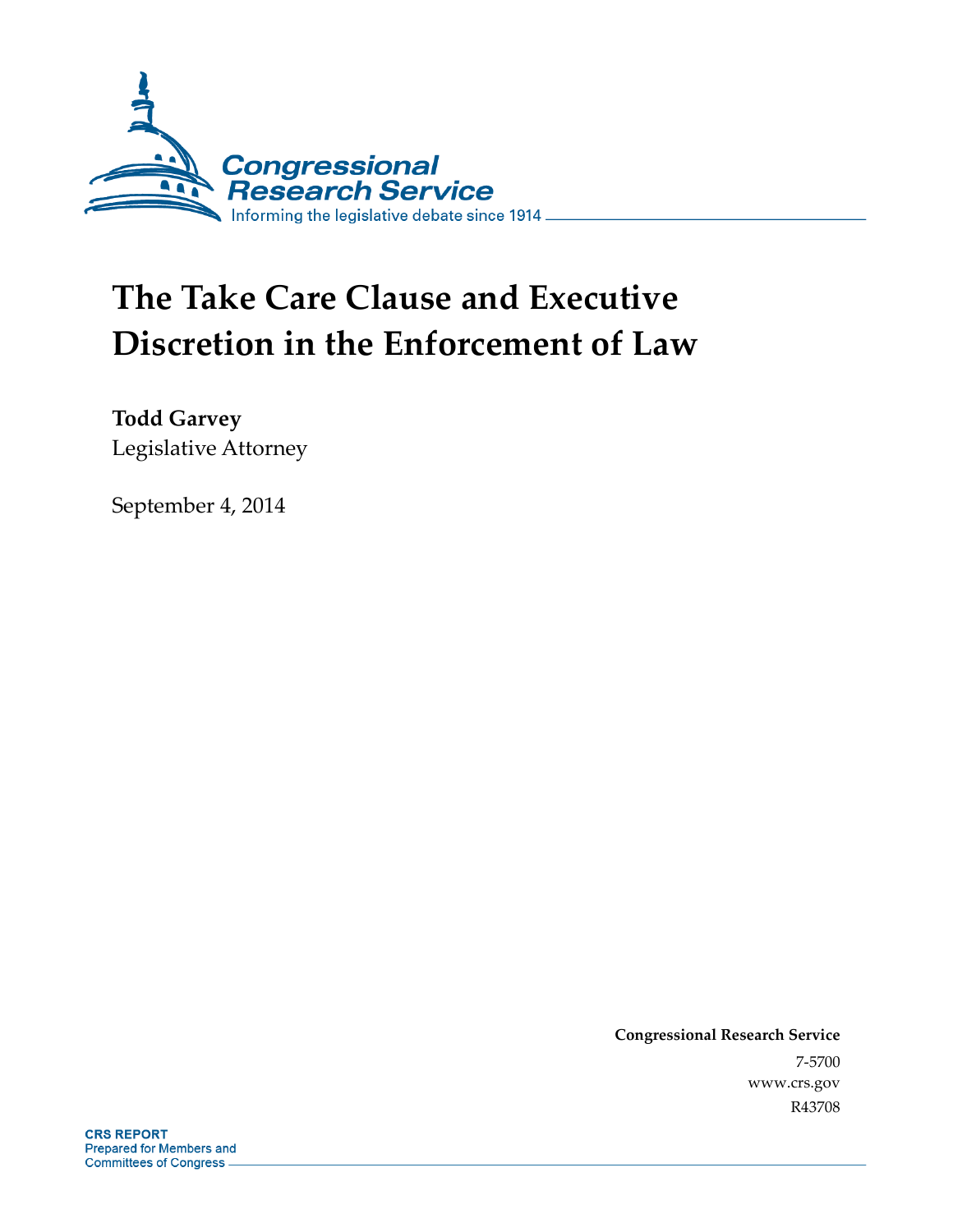Congressional Research Service

Informing the legislative debate since 1914

# The Take Care Clause and Executive Discretion in the Enforcement of Law

**Todd Garvey**

Legislative Attorney

September 4, 2014

**Congressional Research Service**

7-5700

www.crs.gov

R43708

**CRS REPORT**

Prepared for Members and Committees of Congress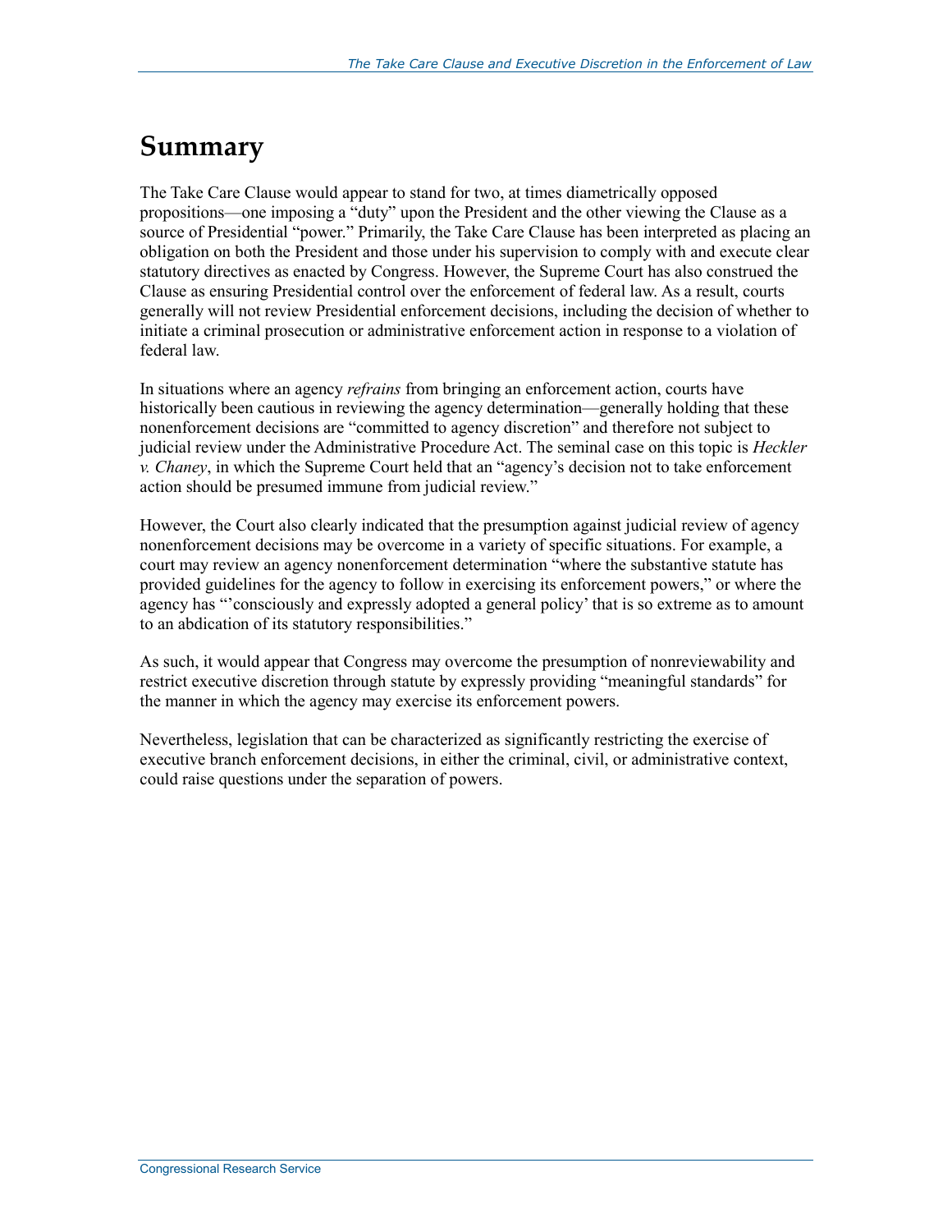# Summary

The Take Care Clause would appear to stand for two, at times diametrically opposed propositions—one imposing a "duty" upon the President and the other viewing the Clause as a source of Presidential "power." Primarily, the Take Care Clause has been interpreted as placing an obligation on both the President and those under his supervision to comply with and execute clear statutory directives as enacted by Congress. However, the Supreme Court has also construed the Clause as ensuring Presidential control over the enforcement of federal law. As a result, courts generally will not review Presidential enforcement decisions, including the decision of whether to initiate a criminal prosecution or administrative enforcement action in response to a violation of federal law.

In situations where an agency *refrains* from bringing an enforcement action, courts have historically been cautious in reviewing the agency determination—generally holding that these nonenforcement decisions are "committed to agency discretion" and therefore not subject to judicial review under the Administrative Procedure Act. The seminal case on this topic is *Heckler v. Chaney*, in which the Supreme Court held that an "agency's decision not to take enforcement action should be presumed immune from judicial review."

However, the Court also clearly indicated that the presumption against judicial review of agency nonenforcement decisions may be overcome in a variety of specific situations. For example, a court may review an agency nonenforcement determination "where the substantive statute has provided guidelines for the agency to follow in exercising its enforcement powers," or where the agency has "'consciously and expressly adopted a general policy' that is so extreme as to amount to an abdication of its statutory responsibilities."

As such, it would appear that Congress may overcome the presumption of nonreviewability and restrict executive discretion through statute by expressly providing "meaningful standards" for the manner in which the agency may exercise its enforcement powers.

Nevertheless, legislation that can be characterized as significantly restricting the exercise of executive branch enforcement decisions, in either the criminal, civil, or administrative context, could raise questions under the separation of powers.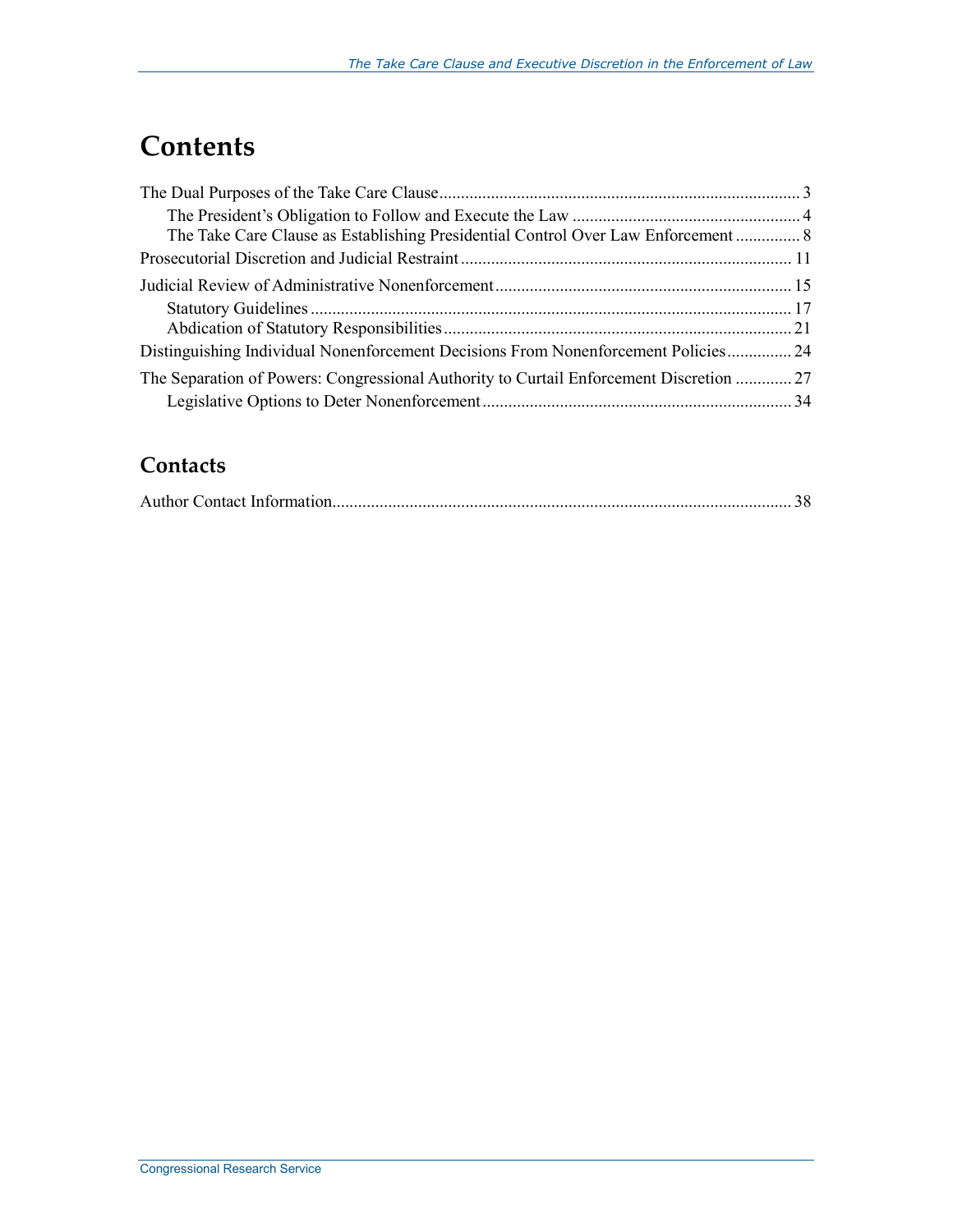# Contents

The Dual Purposes of the Take Care Clause .................................................................................... 3

- The President's Obligation to Follow and Execute the Law ..................................................... 4
- The Take Care Clause as Establishing Presidential Control Over Law Enforcement ............... 8

Prosecutorial Discretion and Judicial Restraint ............................................................................. 11

Judicial Review of Administrative Nonenforcement ..................................................................... 15

- Statutory Guidelines ............................................................................................................... 17
- Abdication of Statutory Responsibilities ................................................................................. 21

Distinguishing Individual Nonenforcement Decisions From Nonenforcement Policies ............... 24

The Separation of Powers: Congressional Authority to Curtail Enforcement Discretion ............. 27

- Legislative Options to Deter Nonenforcement ........................................................................ 34

## Contacts

Author Contact Information........................................................................................................... 38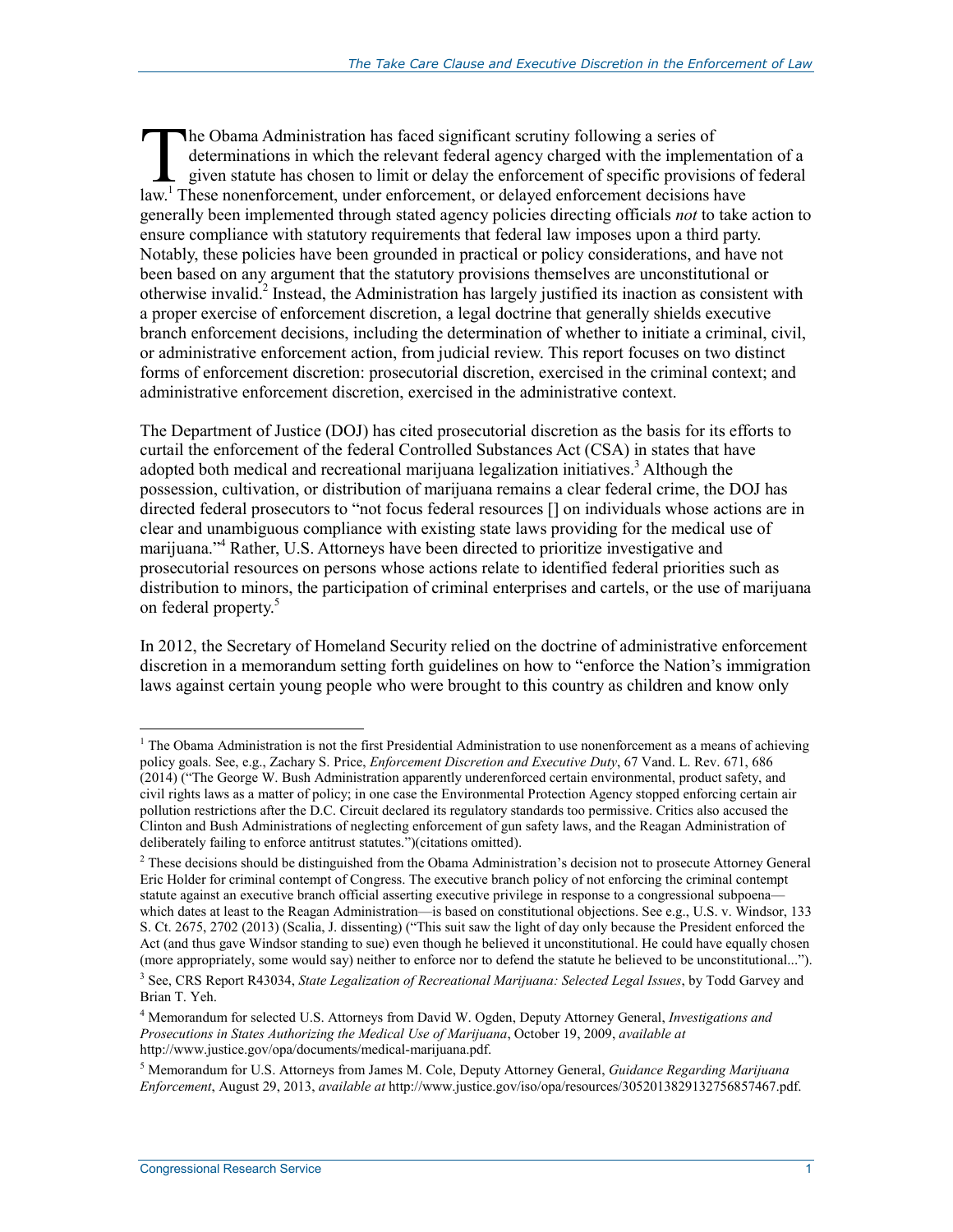The Obama Administration has faced significant scrutiny following a series of determinations in which the relevant federal agency charged with the implementation of a given statute has chosen to limit or delay the enforcement of specific provisions of federal law.[1] These nonenforcement, under enforcement, or delayed enforcement decisions have generally been implemented through stated agency policies directing officials *not* to take action to ensure compliance with statutory requirements that federal law imposes upon a third party. Notably, these policies have been grounded in practical or policy considerations, and have not been based on any argument that the statutory provisions themselves are unconstitutional or otherwise invalid.[2] Instead, the Administration has largely justified its inaction as consistent with a proper exercise of enforcement discretion, a legal doctrine that generally shields executive branch enforcement decisions, including the determination of whether to initiate a criminal, civil, or administrative enforcement action, from judicial review. This report focuses on two distinct forms of enforcement discretion: prosecutorial discretion, exercised in the criminal context; and administrative enforcement discretion, exercised in the administrative context.

The Department of Justice (DOJ) has cited prosecutorial discretion as the basis for its efforts to curtail the enforcement of the federal Controlled Substances Act (CSA) in states that have adopted both medical and recreational marijuana legalization initiatives.[3] Although the possession, cultivation, or distribution of marijuana remains a clear federal crime, the DOJ has directed federal prosecutors to "not focus federal resources [] on individuals whose actions are in clear and unambiguous compliance with existing state laws providing for the medical use of marijuana."[4] Rather, U.S. Attorneys have been directed to prioritize investigative and prosecutorial resources on persons whose actions relate to identified federal priorities such as distribution to minors, the participation of criminal enterprises and cartels, or the use of marijuana on federal property.[5]

In 2012, the Secretary of Homeland Security relied on the doctrine of administrative enforcement discretion in a memorandum setting forth guidelines on how to "enforce the Nation's immigration laws against certain young people who were brought to this country as children and know only

---

[1] The Obama Administration is not the first Presidential Administration to use nonenforcement as a means of achieving policy goals. See, e.g., Zachary S. Price, *Enforcement Discretion and Executive Duty*, 67 Vand. L. Rev. 671, 686 (2014) ("The George W. Bush Administration apparently underenforced certain environmental, product safety, and civil rights laws as a matter of policy; in one case the Environmental Protection Agency stopped enforcing certain air pollution restrictions after the D.C. Circuit declared its regulatory standards too permissive. Critics also accused the Clinton and Bush Administrations of neglecting enforcement of gun safety laws, and the Reagan Administration of deliberately failing to enforce antitrust statutes.")(citations omitted).

[2] These decisions should be distinguished from the Obama Administration's decision not to prosecute Attorney General Eric Holder for criminal contempt of Congress. The executive branch policy of not enforcing the criminal contempt statute against an executive branch official asserting executive privilege in response to a congressional subpoena—which dates at least to the Reagan Administration—is based on constitutional objections. See e.g., U.S. v. Windsor, 133 S. Ct. 2675, 2702 (2013) (Scalia, J. dissenting) ("This suit saw the light of day only because the President enforced the Act (and thus gave Windsor standing to sue) even though he believed it unconstitutional. He could have equally chosen (more appropriately, some would say) neither to enforce nor to defend the statute he believed to be unconstitutional...").

[3] See, CRS Report R43034, *State Legalization of Recreational Marijuana: Selected Legal Issues*, by Todd Garvey and Brian T. Yeh.

[4] Memorandum for selected U.S. Attorneys from David W. Ogden, Deputy Attorney General, *Investigations and Prosecutions in States Authorizing the Medical Use of Marijuana*, October 19, 2009, *available at* http://www.justice.gov/opa/documents/medical-marijuana.pdf.

[5] Memorandum for U.S. Attorneys from James M. Cole, Deputy Attorney General, *Guidance Regarding Marijuana Enforcement*, August 29, 2013, *available at* http://www.justice.gov/iso/opa/resources/3052013829132756857467.pdf.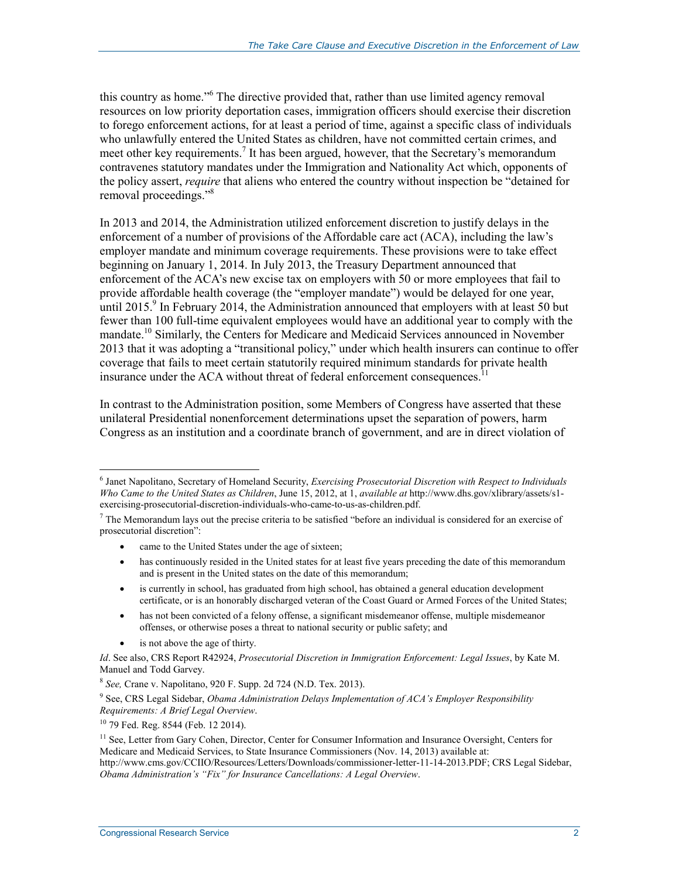this country as home."[6] The directive provided that, rather than use limited agency removal resources on low priority deportation cases, immigration officers should exercise their discretion to forego enforcement actions, for at least a period of time, against a specific class of individuals who unlawfully entered the United States as children, have not committed certain crimes, and meet other key requirements.[7] It has been argued, however, that the Secretary's memorandum contravenes statutory mandates under the Immigration and Nationality Act which, opponents of the policy assert, *require* that aliens who entered the country without inspection be "detained for removal proceedings."[8]

In 2013 and 2014, the Administration utilized enforcement discretion to justify delays in the enforcement of a number of provisions of the Affordable care act (ACA), including the law's employer mandate and minimum coverage requirements. These provisions were to take effect beginning on January 1, 2014. In July 2013, the Treasury Department announced that enforcement of the ACA's new excise tax on employers with 50 or more employees that fail to provide affordable health coverage (the "employer mandate") would be delayed for one year, until 2015.[9] In February 2014, the Administration announced that employers with at least 50 but fewer than 100 full-time equivalent employees would have an additional year to comply with the mandate.[10] Similarly, the Centers for Medicare and Medicaid Services announced in November 2013 that it was adopting a "transitional policy," under which health insurers can continue to offer coverage that fails to meet certain statutorily required minimum standards for private health insurance under the ACA without threat of federal enforcement consequences.[11]

In contrast to the Administration position, some Members of Congress have asserted that these unilateral Presidential nonenforcement determinations upset the separation of powers, harm Congress as an institution and a coordinate branch of government, and are in direct violation of

---

[6] Janet Napolitano, Secretary of Homeland Security, *Exercising Prosecutorial Discretion with Respect to Individuals Who Came to the United States as Children*, June 15, 2012, at 1, *available at* http://www.dhs.gov/xlibrary/assets/s1-exercising-prosecutorial-discretion-individuals-who-came-to-us-as-children.pdf.

[7] The Memorandum lays out the precise criteria to be satisfied "before an individual is considered for an exercise of prosecutorial discretion":

- came to the United States under the age of sixteen;
- has continuously resided in the United states for at least five years preceding the date of this memorandum and is present in the United states on the date of this memorandum;
- is currently in school, has graduated from high school, has obtained a general education development certificate, or is an honorably discharged veteran of the Coast Guard or Armed Forces of the United States;
- has not been convicted of a felony offense, a significant misdemeanor offense, multiple misdemeanor offenses, or otherwise poses a threat to national security or public safety; and
- is not above the age of thirty.

*Id*. See also, CRS Report R42924, *Prosecutorial Discretion in Immigration Enforcement: Legal Issues*, by Kate M. Manuel and Todd Garvey.

[8] *See,* Crane v. Napolitano, 920 F. Supp. 2d 724 (N.D. Tex. 2013).

[9] See, CRS Legal Sidebar, *Obama Administration Delays Implementation of ACA's Employer Responsibility Requirements: A Brief Legal Overview*.

[10] 79 Fed. Reg. 8544 (Feb. 12 2014).

[11] See, Letter from Gary Cohen, Director, Center for Consumer Information and Insurance Oversight, Centers for Medicare and Medicaid Services, to State Insurance Commissioners (Nov. 14, 2013) available at: http://www.cms.gov/CCIIO/Resources/Letters/Downloads/commissioner-letter-11-14-2013.PDF; CRS Legal Sidebar, *Obama Administration's "Fix" for Insurance Cancellations: A Legal Overview*.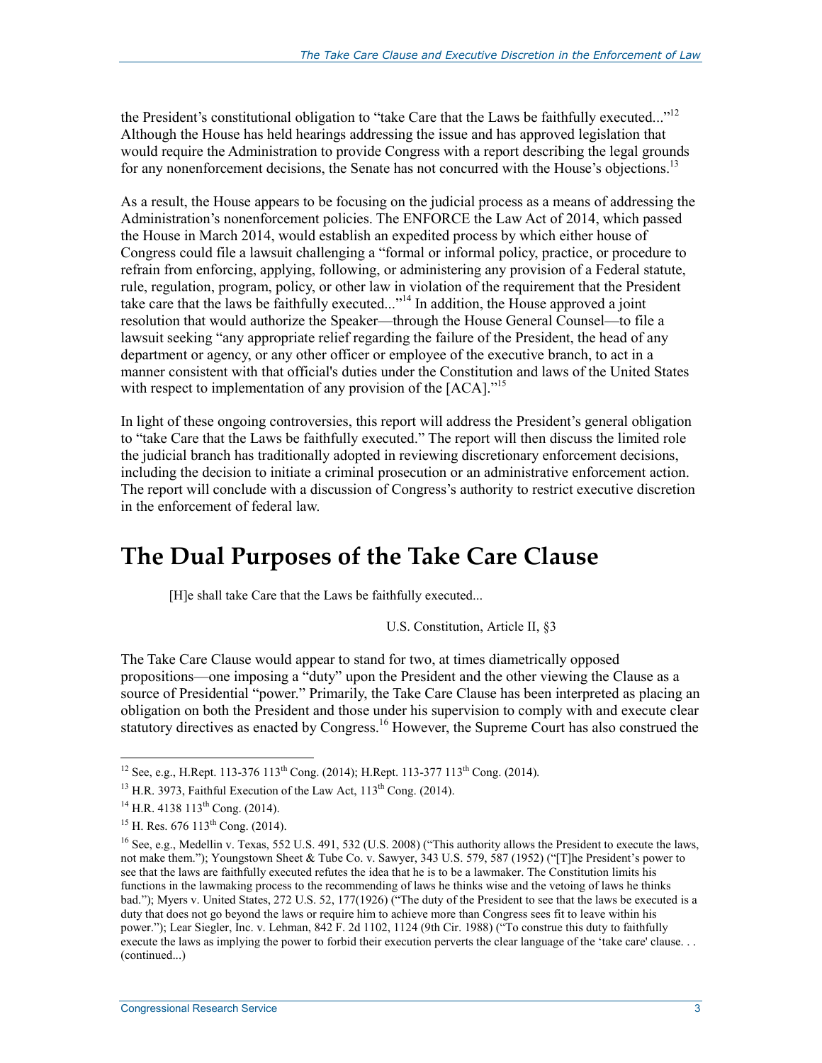the President's constitutional obligation to "take Care that the Laws be faithfully executed..."[12] Although the House has held hearings addressing the issue and has approved legislation that would require the Administration to provide Congress with a report describing the legal grounds for any nonenforcement decisions, the Senate has not concurred with the House's objections.[13]

As a result, the House appears to be focusing on the judicial process as a means of addressing the Administration's nonenforcement policies. The ENFORCE the Law Act of 2014, which passed the House in March 2014, would establish an expedited process by which either house of Congress could file a lawsuit challenging a "formal or informal policy, practice, or procedure to refrain from enforcing, applying, following, or administering any provision of a Federal statute, rule, regulation, program, policy, or other law in violation of the requirement that the President take care that the laws be faithfully executed..."[14] In addition, the House approved a joint resolution that would authorize the Speaker—through the House General Counsel—to file a lawsuit seeking "any appropriate relief regarding the failure of the President, the head of any department or agency, or any other officer or employee of the executive branch, to act in a manner consistent with that official's duties under the Constitution and laws of the United States with respect to implementation of any provision of the [ACA]."[15]

In light of these ongoing controversies, this report will address the President's general obligation to "take Care that the Laws be faithfully executed." The report will then discuss the limited role the judicial branch has traditionally adopted in reviewing discretionary enforcement decisions, including the decision to initiate a criminal prosecution or an administrative enforcement action. The report will conclude with a discussion of Congress's authority to restrict executive discretion in the enforcement of federal law.

# The Dual Purposes of the Take Care Clause

> [H]e shall take Care that the Laws be faithfully executed...
>
> U.S. Constitution, Article II, §3

The Take Care Clause would appear to stand for two, at times diametrically opposed propositions—one imposing a "duty" upon the President and the other viewing the Clause as a source of Presidential "power." Primarily, the Take Care Clause has been interpreted as placing an obligation on both the President and those under his supervision to comply with and execute clear statutory directives as enacted by Congress.[16] However, the Supreme Court has also construed the

---

[12] See, e.g., H.Rept. 113-376 113th Cong. (2014); H.Rept. 113-377 113th Cong. (2014).

[13] H.R. 3973, Faithful Execution of the Law Act, 113th Cong. (2014).

[14] H.R. 4138 113th Cong. (2014).

[15] H. Res. 676 113th Cong. (2014).

[16] See, e.g., Medellin v. Texas, 552 U.S. 491, 532 (U.S. 2008) ("This authority allows the President to execute the laws, not make them."); Youngstown Sheet & Tube Co. v. Sawyer, 343 U.S. 579, 587 (1952) ("[T]he President's power to see that the laws are faithfully executed refutes the idea that he is to be a lawmaker. The Constitution limits his functions in the lawmaking process to the recommending of laws he thinks wise and the vetoing of laws he thinks bad."); Myers v. United States, 272 U.S. 52, 177(1926) ("The duty of the President to see that the laws be executed is a duty that does not go beyond the laws or require him to achieve more than Congress sees fit to leave within his power."); Lear Siegler, Inc. v. Lehman, 842 F. 2d 1102, 1124 (9th Cir. 1988) ("To construe this duty to faithfully execute the laws as implying the power to forbid their execution perverts the clear language of the 'take care' clause. . . (continued...)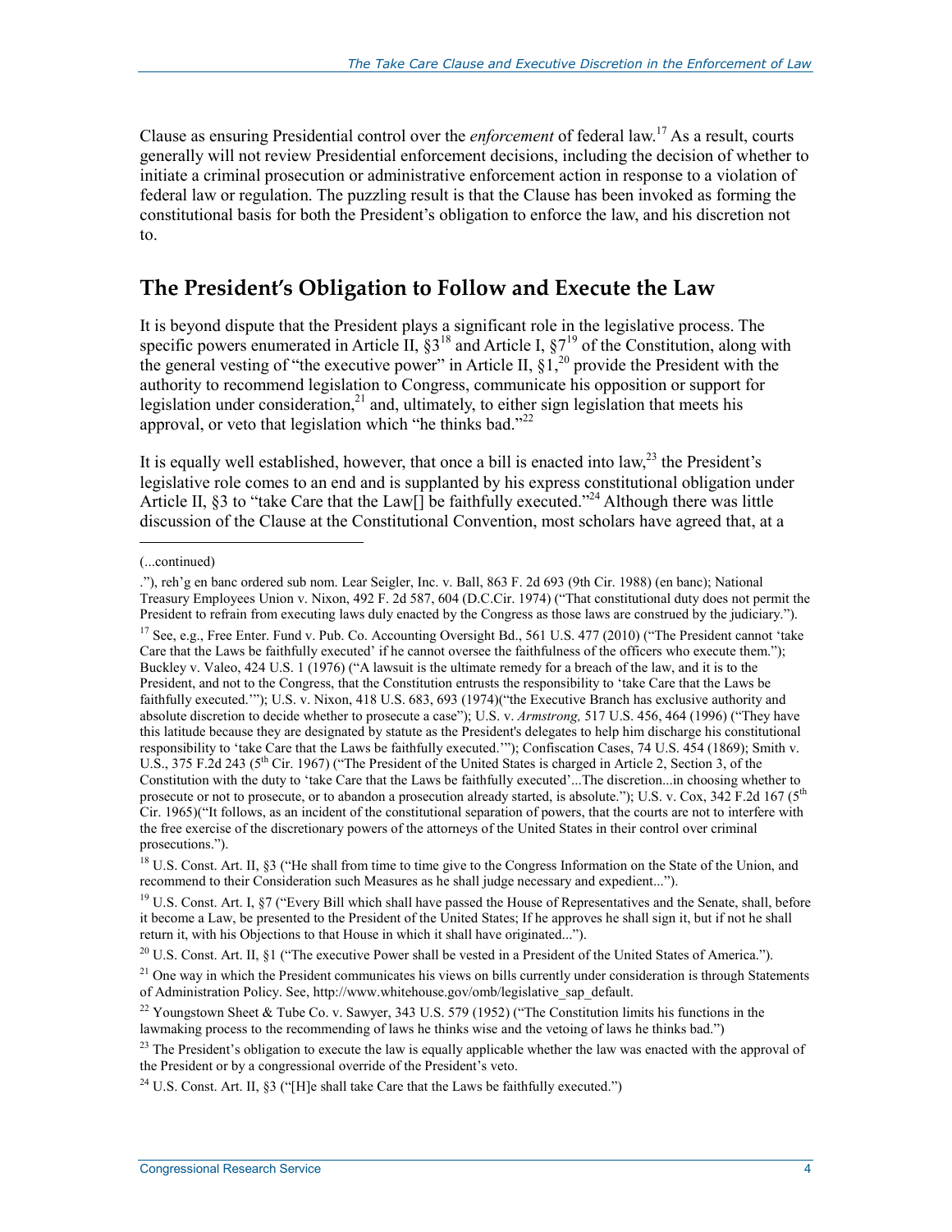Clause as ensuring Presidential control over the *enforcement* of federal law.[17] As a result, courts generally will not review Presidential enforcement decisions, including the decision of whether to initiate a criminal prosecution or administrative enforcement action in response to a violation of federal law or regulation. The puzzling result is that the Clause has been invoked as forming the constitutional basis for both the President's obligation to enforce the law, and his discretion not to.

## The President's Obligation to Follow and Execute the Law

It is beyond dispute that the President plays a significant role in the legislative process. The specific powers enumerated in Article II, §3[18] and Article I, §7[19] of the Constitution, along with the general vesting of "the executive power" in Article II, §1,[20] provide the President with the authority to recommend legislation to Congress, communicate his opposition or support for legislation under consideration,[21] and, ultimately, to either sign legislation that meets his approval, or veto that legislation which "he thinks bad."[22]

It is equally well established, however, that once a bill is enacted into law,[23] the President's legislative role comes to an end and is supplanted by his express constitutional obligation under Article II, §3 to "take Care that the Law[] be faithfully executed."[24] Although there was little discussion of the Clause at the Constitutional Convention, most scholars have agreed that, at a

---

(...continued)

."), reh'g en banc ordered sub nom. Lear Seigler, Inc. v. Ball, 863 F. 2d 693 (9th Cir. 1988) (en banc); National Treasury Employees Union v. Nixon, 492 F. 2d 587, 604 (D.C.Cir. 1974) ("That constitutional duty does not permit the President to refrain from executing laws duly enacted by the Congress as those laws are construed by the judiciary.").

[17] See, e.g., Free Enter. Fund v. Pub. Co. Accounting Oversight Bd., 561 U.S. 477 (2010) ("The President cannot 'take Care that the Laws be faithfully executed' if he cannot oversee the faithfulness of the officers who execute them."); Buckley v. Valeo, 424 U.S. 1 (1976) ("A lawsuit is the ultimate remedy for a breach of the law, and it is to the President, and not to the Congress, that the Constitution entrusts the responsibility to 'take Care that the Laws be faithfully executed.'"); U.S. v. Nixon, 418 U.S. 683, 693 (1974)("the Executive Branch has exclusive authority and absolute discretion to decide whether to prosecute a case"); U.S. v. *Armstrong,* 517 U.S. 456, 464 (1996) ("They have this latitude because they are designated by statute as the President's delegates to help him discharge his constitutional responsibility to 'take Care that the Laws be faithfully executed.'"); Confiscation Cases, 74 U.S. 454 (1869); Smith v. U.S., 375 F.2d 243 (5th Cir. 1967) ("The President of the United States is charged in Article 2, Section 3, of the Constitution with the duty to 'take Care that the Laws be faithfully executed'...The discretion...in choosing whether to prosecute or not to prosecute, or to abandon a prosecution already started, is absolute."); U.S. v. Cox, 342 F.2d 167 (5th Cir. 1965)("It follows, as an incident of the constitutional separation of powers, that the courts are not to interfere with the free exercise of the discretionary powers of the attorneys of the United States in their control over criminal prosecutions.").

[18] U.S. Const. Art. II, §3 ("He shall from time to time give to the Congress Information on the State of the Union, and recommend to their Consideration such Measures as he shall judge necessary and expedient...").

[19] U.S. Const. Art. I, §7 ("Every Bill which shall have passed the House of Representatives and the Senate, shall, before it become a Law, be presented to the President of the United States; If he approves he shall sign it, but if not he shall return it, with his Objections to that House in which it shall have originated...").

[20] U.S. Const. Art. II, §1 ("The executive Power shall be vested in a President of the United States of America.").

[21] One way in which the President communicates his views on bills currently under consideration is through Statements of Administration Policy. See, http://www.whitehouse.gov/omb/legislative_sap_default.

[22] Youngstown Sheet & Tube Co. v. Sawyer, 343 U.S. 579 (1952) ("The Constitution limits his functions in the lawmaking process to the recommending of laws he thinks wise and the vetoing of laws he thinks bad.")

[23] The President's obligation to execute the law is equally applicable whether the law was enacted with the approval of the President or by a congressional override of the President's veto.

[24] U.S. Const. Art. II, §3 ("[H]e shall take Care that the Laws be faithfully executed.")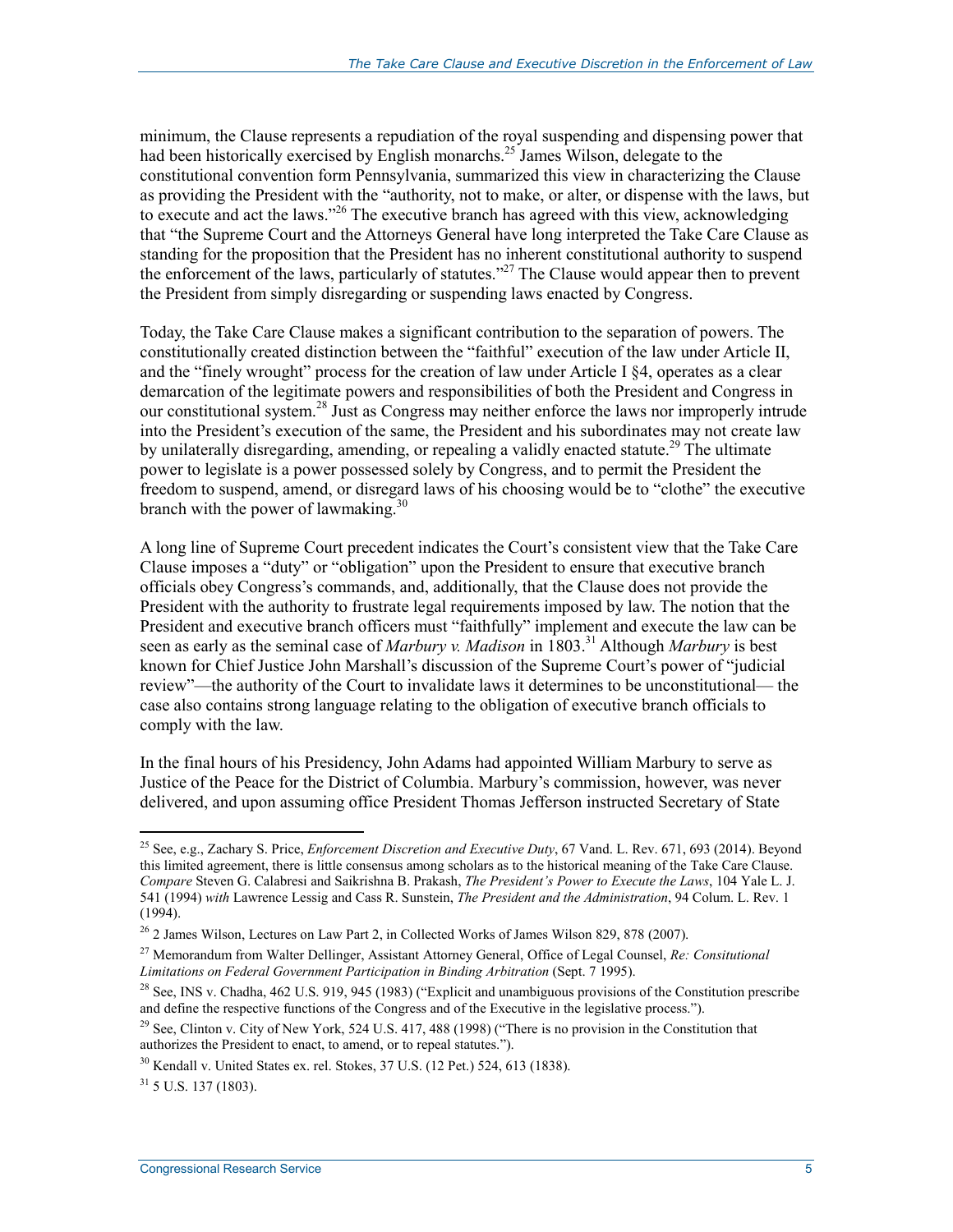minimum, the Clause represents a repudiation of the royal suspending and dispensing power that had been historically exercised by English monarchs.[25] James Wilson, delegate to the constitutional convention form Pennsylvania, summarized this view in characterizing the Clause as providing the President with the "authority, not to make, or alter, or dispense with the laws, but to execute and act the laws."[26] The executive branch has agreed with this view, acknowledging that "the Supreme Court and the Attorneys General have long interpreted the Take Care Clause as standing for the proposition that the President has no inherent constitutional authority to suspend the enforcement of the laws, particularly of statutes."[27] The Clause would appear then to prevent the President from simply disregarding or suspending laws enacted by Congress.

Today, the Take Care Clause makes a significant contribution to the separation of powers. The constitutionally created distinction between the "faithful" execution of the law under Article II, and the "finely wrought" process for the creation of law under Article I §4, operates as a clear demarcation of the legitimate powers and responsibilities of both the President and Congress in our constitutional system.[28] Just as Congress may neither enforce the laws nor improperly intrude into the President's execution of the same, the President and his subordinates may not create law by unilaterally disregarding, amending, or repealing a validly enacted statute.[29] The ultimate power to legislate is a power possessed solely by Congress, and to permit the President the freedom to suspend, amend, or disregard laws of his choosing would be to "clothe" the executive branch with the power of lawmaking.[30]

A long line of Supreme Court precedent indicates the Court's consistent view that the Take Care Clause imposes a "duty" or "obligation" upon the President to ensure that executive branch officials obey Congress's commands, and, additionally, that the Clause does not provide the President with the authority to frustrate legal requirements imposed by law. The notion that the President and executive branch officers must "faithfully" implement and execute the law can be seen as early as the seminal case of *Marbury v. Madison* in 1803.[31] Although *Marbury* is best known for Chief Justice John Marshall's discussion of the Supreme Court's power of "judicial review"—the authority of the Court to invalidate laws it determines to be unconstitutional— the case also contains strong language relating to the obligation of executive branch officials to comply with the law.

In the final hours of his Presidency, John Adams had appointed William Marbury to serve as Justice of the Peace for the District of Columbia. Marbury's commission, however, was never delivered, and upon assuming office President Thomas Jefferson instructed Secretary of State

---

[25] See, e.g., Zachary S. Price, *Enforcement Discretion and Executive Duty*, 67 Vand. L. Rev. 671, 693 (2014). Beyond this limited agreement, there is little consensus among scholars as to the historical meaning of the Take Care Clause. *Compare* Steven G. Calabresi and Saikrishna B. Prakash, *The President's Power to Execute the Laws*, 104 Yale L. J. 541 (1994) *with* Lawrence Lessig and Cass R. Sunstein, *The President and the Administration*, 94 Colum. L. Rev. 1 (1994).

[26] 2 James Wilson, Lectures on Law Part 2, in Collected Works of James Wilson 829, 878 (2007).

[27] Memorandum from Walter Dellinger, Assistant Attorney General, Office of Legal Counsel, *Re: Consitutional Limitations on Federal Government Participation in Binding Arbitration* (Sept. 7 1995).

[28] See, INS v. Chadha, 462 U.S. 919, 945 (1983) ("Explicit and unambiguous provisions of the Constitution prescribe and define the respective functions of the Congress and of the Executive in the legislative process.").

[29] See, Clinton v. City of New York, 524 U.S. 417, 488 (1998) ("There is no provision in the Constitution that authorizes the President to enact, to amend, or to repeal statutes.").

[30] Kendall v. United States ex. rel. Stokes, 37 U.S. (12 Pet.) 524, 613 (1838).

[31] 5 U.S. 137 (1803).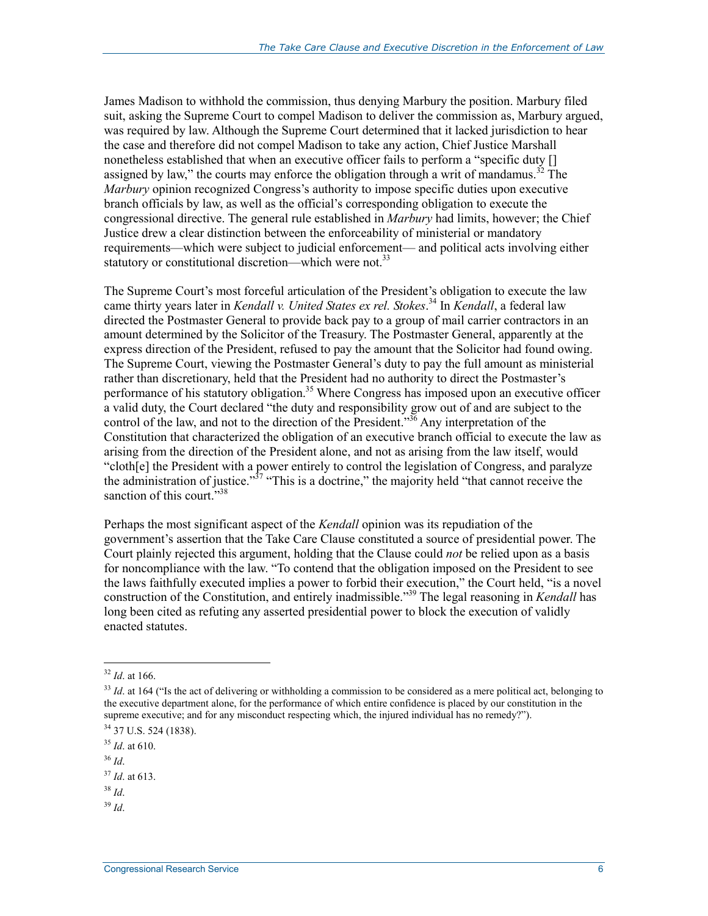James Madison to withhold the commission, thus denying Marbury the position. Marbury filed suit, asking the Supreme Court to compel Madison to deliver the commission as, Marbury argued, was required by law. Although the Supreme Court determined that it lacked jurisdiction to hear the case and therefore did not compel Madison to take any action, Chief Justice Marshall nonetheless established that when an executive officer fails to perform a "specific duty [] assigned by law," the courts may enforce the obligation through a writ of mandamus.[32] The *Marbury* opinion recognized Congress's authority to impose specific duties upon executive branch officials by law, as well as the official's corresponding obligation to execute the congressional directive. The general rule established in *Marbury* had limits, however; the Chief Justice drew a clear distinction between the enforceability of ministerial or mandatory requirements—which were subject to judicial enforcement— and political acts involving either statutory or constitutional discretion—which were not.[33]

The Supreme Court's most forceful articulation of the President's obligation to execute the law came thirty years later in *Kendall v. United States ex rel. Stokes*.[34] In *Kendall*, a federal law directed the Postmaster General to provide back pay to a group of mail carrier contractors in an amount determined by the Solicitor of the Treasury. The Postmaster General, apparently at the express direction of the President, refused to pay the amount that the Solicitor had found owing. The Supreme Court, viewing the Postmaster General's duty to pay the full amount as ministerial rather than discretionary, held that the President had no authority to direct the Postmaster's performance of his statutory obligation.[35] Where Congress has imposed upon an executive officer a valid duty, the Court declared "the duty and responsibility grow out of and are subject to the control of the law, and not to the direction of the President."[36] Any interpretation of the Constitution that characterized the obligation of an executive branch official to execute the law as arising from the direction of the President alone, and not as arising from the law itself, would "cloth[e] the President with a power entirely to control the legislation of Congress, and paralyze the administration of justice."[37] "This is a doctrine," the majority held "that cannot receive the sanction of this court."[38]

Perhaps the most significant aspect of the *Kendall* opinion was its repudiation of the government's assertion that the Take Care Clause constituted a source of presidential power. The Court plainly rejected this argument, holding that the Clause could *not* be relied upon as a basis for noncompliance with the law. "To contend that the obligation imposed on the President to see the laws faithfully executed implies a power to forbid their execution," the Court held, "is a novel construction of the Constitution, and entirely inadmissible."[39] The legal reasoning in *Kendall* has long been cited as refuting any asserted presidential power to block the execution of validly enacted statutes.

---

[32] *Id*. at 166.

[33] *Id*. at 164 ("Is the act of delivering or withholding a commission to be considered as a mere political act, belonging to the executive department alone, for the performance of which entire confidence is placed by our constitution in the supreme executive; and for any misconduct respecting which, the injured individual has no remedy?").

[34] 37 U.S. 524 (1838).

[35] *Id*. at 610.

[36] *Id*.

[37] *Id*. at 613.

[38] *Id*.

[39] *Id*.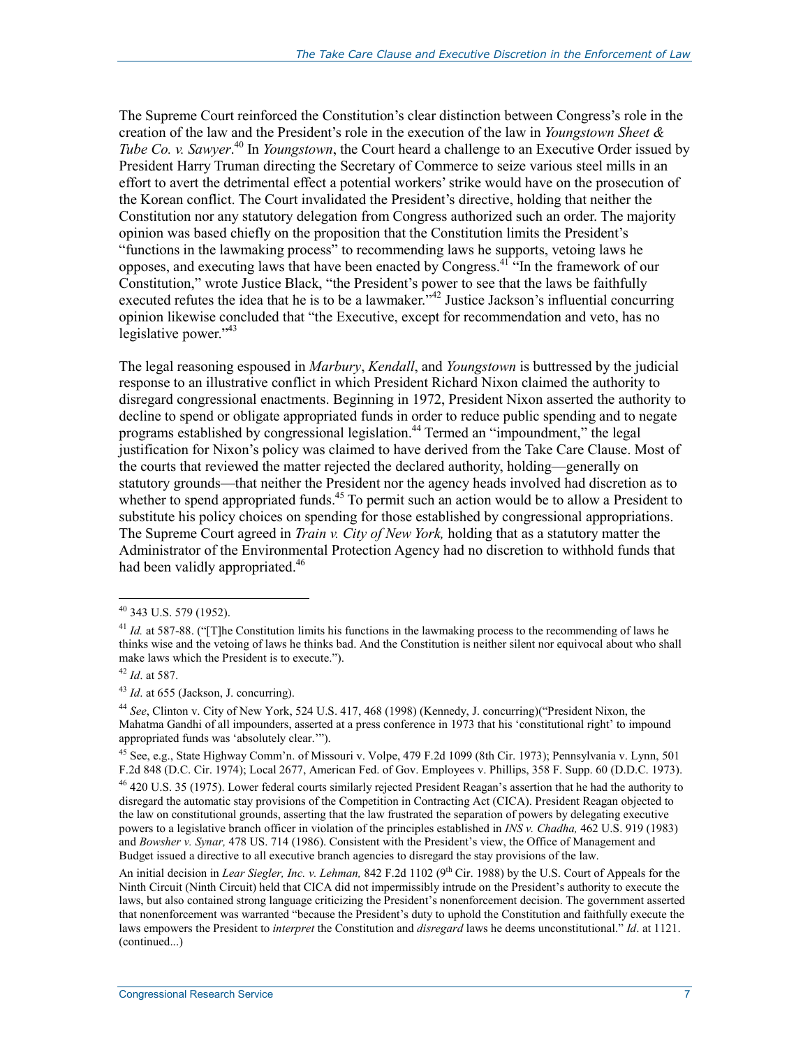The Supreme Court reinforced the Constitution's clear distinction between Congress's role in the creation of the law and the President's role in the execution of the law in *Youngstown Sheet & Tube Co. v. Sawyer*.[40] In *Youngstown*, the Court heard a challenge to an Executive Order issued by President Harry Truman directing the Secretary of Commerce to seize various steel mills in an effort to avert the detrimental effect a potential workers' strike would have on the prosecution of the Korean conflict. The Court invalidated the President's directive, holding that neither the Constitution nor any statutory delegation from Congress authorized such an order. The majority opinion was based chiefly on the proposition that the Constitution limits the President's "functions in the lawmaking process" to recommending laws he supports, vetoing laws he opposes, and executing laws that have been enacted by Congress.[41] "In the framework of our Constitution," wrote Justice Black, "the President's power to see that the laws be faithfully executed refutes the idea that he is to be a lawmaker."[42] Justice Jackson's influential concurring opinion likewise concluded that "the Executive, except for recommendation and veto, has no legislative power."[43]

The legal reasoning espoused in *Marbury*, *Kendall*, and *Youngstown* is buttressed by the judicial response to an illustrative conflict in which President Richard Nixon claimed the authority to disregard congressional enactments. Beginning in 1972, President Nixon asserted the authority to decline to spend or obligate appropriated funds in order to reduce public spending and to negate programs established by congressional legislation.[44] Termed an "impoundment," the legal justification for Nixon's policy was claimed to have derived from the Take Care Clause. Most of the courts that reviewed the matter rejected the declared authority, holding—generally on statutory grounds—that neither the President nor the agency heads involved had discretion as to whether to spend appropriated funds.[45] To permit such an action would be to allow a President to substitute his policy choices on spending for those established by congressional appropriations. The Supreme Court agreed in *Train v. City of New York,* holding that as a statutory matter the Administrator of the Environmental Protection Agency had no discretion to withhold funds that had been validly appropriated.[46]

---

[40] 343 U.S. 579 (1952).

[41] *Id.* at 587-88. ("[T]he Constitution limits his functions in the lawmaking process to the recommending of laws he thinks wise and the vetoing of laws he thinks bad. And the Constitution is neither silent nor equivocal about who shall make laws which the President is to execute.").

[42] *Id*. at 587.

[43] *Id*. at 655 (Jackson, J. concurring).

[44] *See*, Clinton v. City of New York, 524 U.S. 417, 468 (1998) (Kennedy, J. concurring)("President Nixon, the Mahatma Gandhi of all impounders, asserted at a press conference in 1973 that his 'constitutional right' to impound appropriated funds was 'absolutely clear.'").

[45] See, e.g., State Highway Comm'n. of Missouri v. Volpe, 479 F.2d 1099 (8th Cir. 1973); Pennsylvania v. Lynn, 501 F.2d 848 (D.C. Cir. 1974); Local 2677, American Fed. of Gov. Employees v. Phillips, 358 F. Supp. 60 (D.D.C. 1973).

[46] 420 U.S. 35 (1975). Lower federal courts similarly rejected President Reagan's assertion that he had the authority to disregard the automatic stay provisions of the Competition in Contracting Act (CICA). President Reagan objected to the law on constitutional grounds, asserting that the law frustrated the separation of powers by delegating executive powers to a legislative branch officer in violation of the principles established in *INS v. Chadha,* 462 U.S. 919 (1983) and *Bowsher v. Synar,* 478 US. 714 (1986). Consistent with the President's view, the Office of Management and Budget issued a directive to all executive branch agencies to disregard the stay provisions of the law.

An initial decision in *Lear Siegler, Inc. v. Lehman,* 842 F.2d 1102 (9th Cir. 1988) by the U.S. Court of Appeals for the Ninth Circuit (Ninth Circuit) held that CICA did not impermissibly intrude on the President's authority to execute the laws, but also contained strong language criticizing the President's nonenforcement decision. The government asserted that nonenforcement was warranted "because the President's duty to uphold the Constitution and faithfully execute the laws empowers the President to *interpret* the Constitution and *disregard* laws he deems unconstitutional." *Id*. at 1121. (continued...)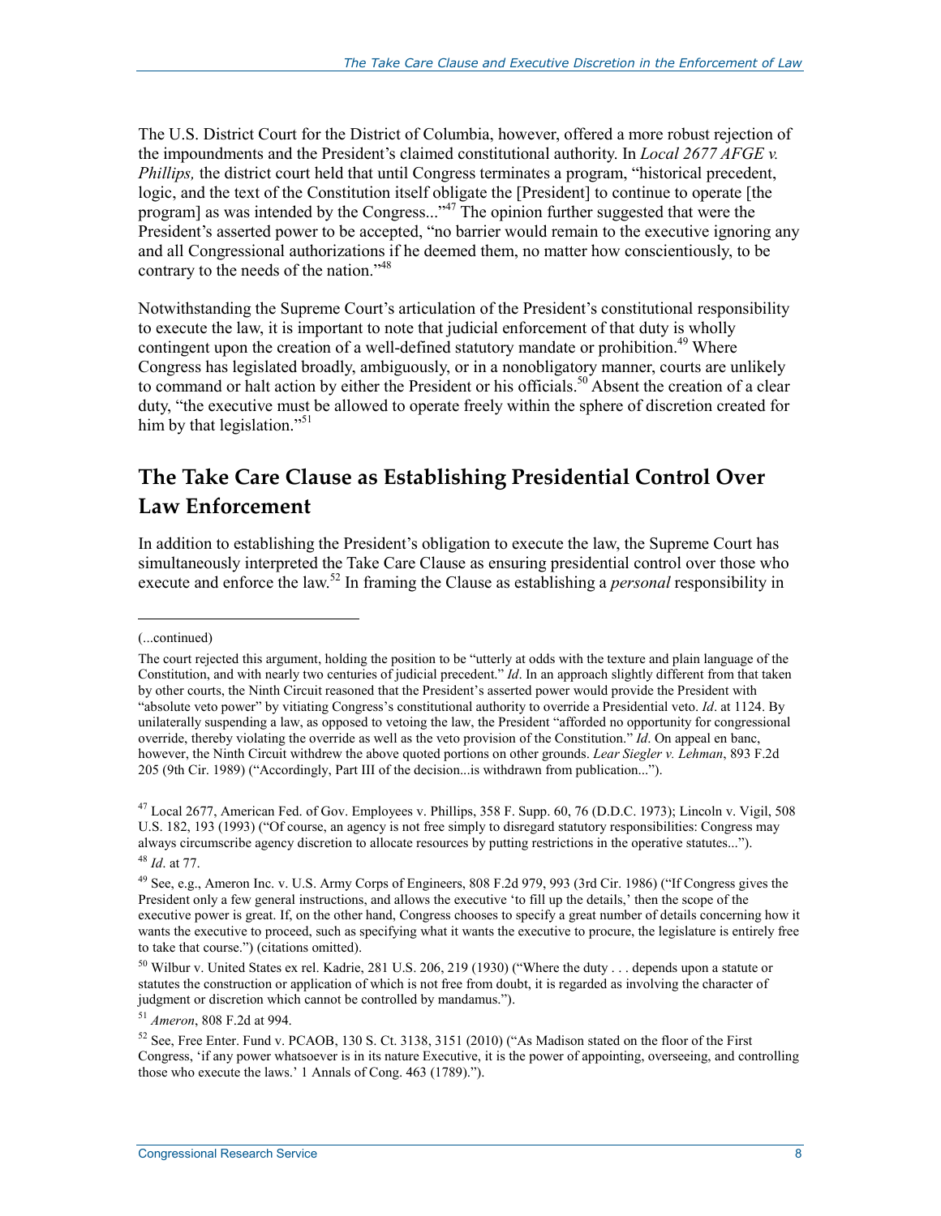The U.S. District Court for the District of Columbia, however, offered a more robust rejection of the impoundments and the President's claimed constitutional authority. In *Local 2677 AFGE v. Phillips,* the district court held that until Congress terminates a program, "historical precedent, logic, and the text of the Constitution itself obligate the [President] to continue to operate [the program] as was intended by the Congress..."[47] The opinion further suggested that were the President's asserted power to be accepted, "no barrier would remain to the executive ignoring any and all Congressional authorizations if he deemed them, no matter how conscientiously, to be contrary to the needs of the nation."[48]

Notwithstanding the Supreme Court's articulation of the President's constitutional responsibility to execute the law, it is important to note that judicial enforcement of that duty is wholly contingent upon the creation of a well-defined statutory mandate or prohibition.[49] Where Congress has legislated broadly, ambiguously, or in a nonobligatory manner, courts are unlikely to command or halt action by either the President or his officials.[50] Absent the creation of a clear duty, "the executive must be allowed to operate freely within the sphere of discretion created for him by that legislation."[51]

## The Take Care Clause as Establishing Presidential Control Over Law Enforcement

In addition to establishing the President's obligation to execute the law, the Supreme Court has simultaneously interpreted the Take Care Clause as ensuring presidential control over those who execute and enforce the law.[52] In framing the Clause as establishing a *personal* responsibility in

---

(...continued)

The court rejected this argument, holding the position to be "utterly at odds with the texture and plain language of the Constitution, and with nearly two centuries of judicial precedent." *Id*. In an approach slightly different from that taken by other courts, the Ninth Circuit reasoned that the President's asserted power would provide the President with "absolute veto power" by vitiating Congress's constitutional authority to override a Presidential veto. *Id*. at 1124. By unilaterally suspending a law, as opposed to vetoing the law, the President "afforded no opportunity for congressional override, thereby violating the override as well as the veto provision of the Constitution." *Id*. On appeal en banc, however, the Ninth Circuit withdrew the above quoted portions on other grounds. *Lear Siegler v. Lehman*, 893 F.2d 205 (9th Cir. 1989) ("Accordingly, Part III of the decision...is withdrawn from publication...").

[47] Local 2677, American Fed. of Gov. Employees v. Phillips, 358 F. Supp. 60, 76 (D.D.C. 1973); Lincoln v. Vigil, 508 U.S. 182, 193 (1993) ("Of course, an agency is not free simply to disregard statutory responsibilities: Congress may always circumscribe agency discretion to allocate resources by putting restrictions in the operative statutes...").

[48] *Id*. at 77.

[49] See, e.g., Ameron Inc. v. U.S. Army Corps of Engineers, 808 F.2d 979, 993 (3rd Cir. 1986) ("If Congress gives the President only a few general instructions, and allows the executive 'to fill up the details,' then the scope of the executive power is great. If, on the other hand, Congress chooses to specify a great number of details concerning how it wants the executive to proceed, such as specifying what it wants the executive to procure, the legislature is entirely free to take that course.") (citations omitted).

[50] Wilbur v. United States ex rel. Kadrie, 281 U.S. 206, 219 (1930) ("Where the duty . . . depends upon a statute or statutes the construction or application of which is not free from doubt, it is regarded as involving the character of judgment or discretion which cannot be controlled by mandamus.").

[51] *Ameron*, 808 F.2d at 994.

[52] See, Free Enter. Fund v. PCAOB, 130 S. Ct. 3138, 3151 (2010) ("As Madison stated on the floor of the First Congress, 'if any power whatsoever is in its nature Executive, it is the power of appointing, overseeing, and controlling those who execute the laws.' 1 Annals of Cong. 463 (1789).").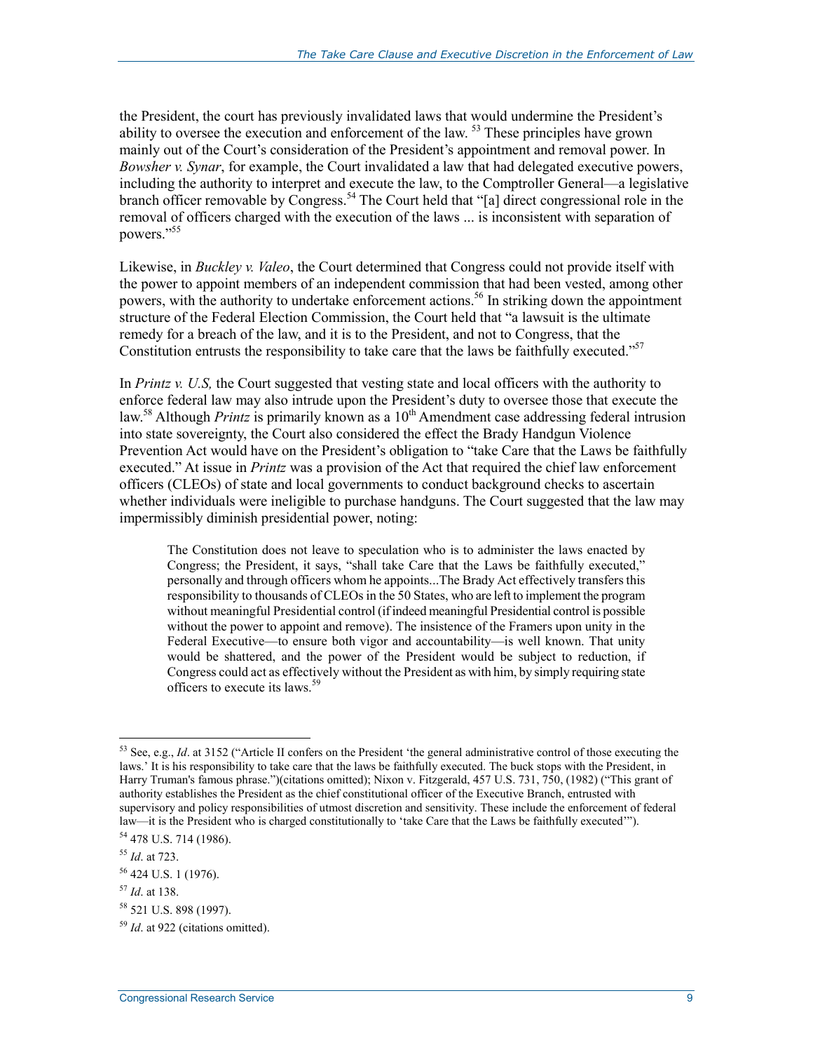the President, the court has previously invalidated laws that would undermine the President's ability to oversee the execution and enforcement of the law. [53] These principles have grown mainly out of the Court's consideration of the President's appointment and removal power. In *Bowsher v. Synar*, for example, the Court invalidated a law that had delegated executive powers, including the authority to interpret and execute the law, to the Comptroller General—a legislative branch officer removable by Congress.[54] The Court held that "[a] direct congressional role in the removal of officers charged with the execution of the laws ... is inconsistent with separation of powers."[55]

Likewise, in *Buckley v. Valeo*, the Court determined that Congress could not provide itself with the power to appoint members of an independent commission that had been vested, among other powers, with the authority to undertake enforcement actions.[56] In striking down the appointment structure of the Federal Election Commission, the Court held that "a lawsuit is the ultimate remedy for a breach of the law, and it is to the President, and not to Congress, that the Constitution entrusts the responsibility to take care that the laws be faithfully executed."[57]

In *Printz v. U.S,* the Court suggested that vesting state and local officers with the authority to enforce federal law may also intrude upon the President's duty to oversee those that execute the law.[58] Although *Printz* is primarily known as a 10th Amendment case addressing federal intrusion into state sovereignty, the Court also considered the effect the Brady Handgun Violence Prevention Act would have on the President's obligation to "take Care that the Laws be faithfully executed." At issue in *Printz* was a provision of the Act that required the chief law enforcement officers (CLEOs) of state and local governments to conduct background checks to ascertain whether individuals were ineligible to purchase handguns. The Court suggested that the law may impermissibly diminish presidential power, noting:

> The Constitution does not leave to speculation who is to administer the laws enacted by Congress; the President, it says, "shall take Care that the Laws be faithfully executed," personally and through officers whom he appoints...The Brady Act effectively transfers this responsibility to thousands of CLEOs in the 50 States, who are left to implement the program without meaningful Presidential control (if indeed meaningful Presidential control is possible without the power to appoint and remove). The insistence of the Framers upon unity in the Federal Executive—to ensure both vigor and accountability—is well known. That unity would be shattered, and the power of the President would be subject to reduction, if Congress could act as effectively without the President as with him, by simply requiring state officers to execute its laws.[59]

---

[53] See, e.g., *Id*. at 3152 ("Article II confers on the President 'the general administrative control of those executing the laws.' It is his responsibility to take care that the laws be faithfully executed. The buck stops with the President, in Harry Truman's famous phrase.")(citations omitted); Nixon v. Fitzgerald, 457 U.S. 731, 750, (1982) ("This grant of authority establishes the President as the chief constitutional officer of the Executive Branch, entrusted with supervisory and policy responsibilities of utmost discretion and sensitivity. These include the enforcement of federal law—it is the President who is charged constitutionally to 'take Care that the Laws be faithfully executed'").

[54] 478 U.S. 714 (1986).

[55] *Id*. at 723.

[56] 424 U.S. 1 (1976).

[57] *Id*. at 138.

[58] 521 U.S. 898 (1997).

[59] *Id*. at 922 (citations omitted).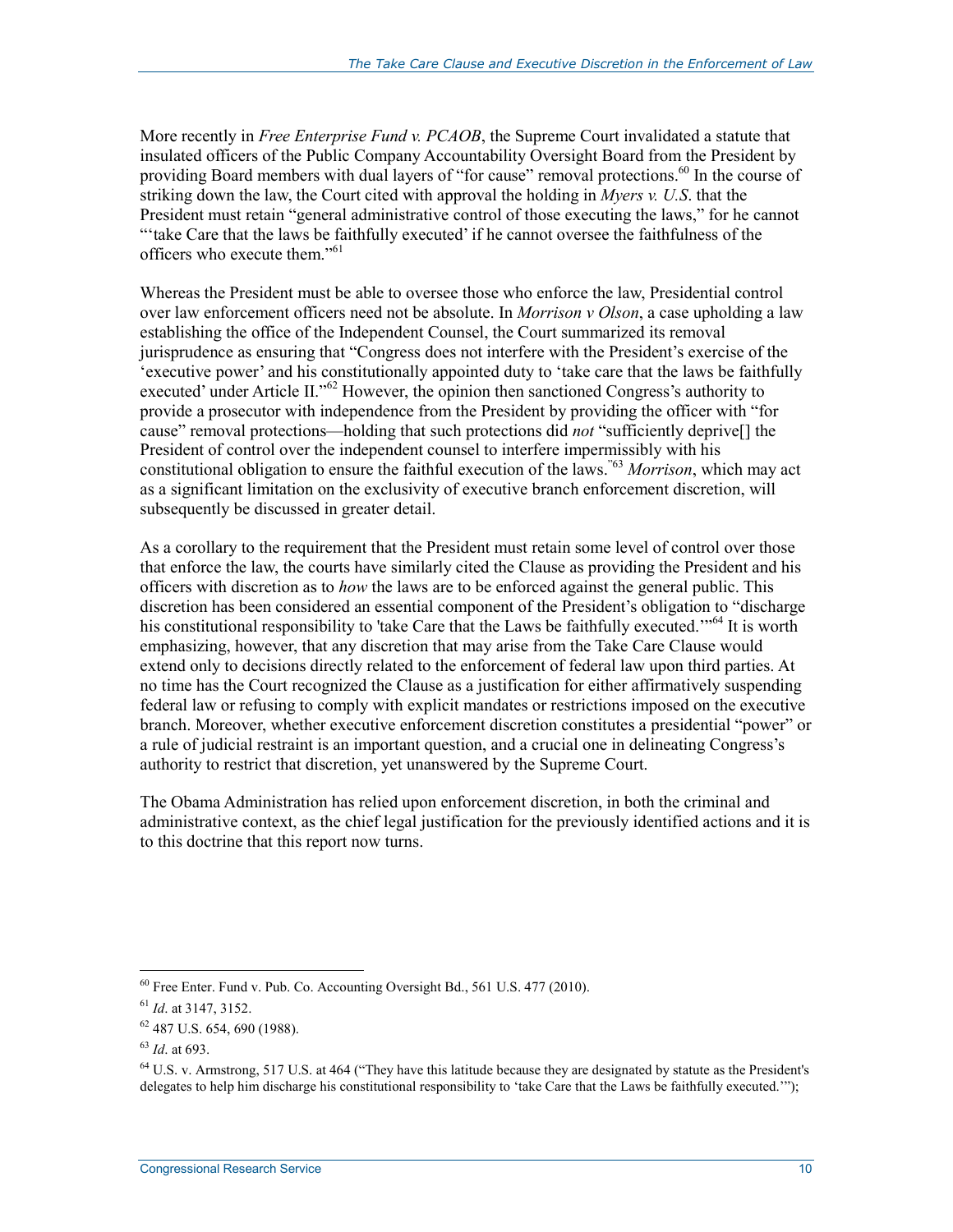More recently in *Free Enterprise Fund v. PCAOB*, the Supreme Court invalidated a statute that insulated officers of the Public Company Accountability Oversight Board from the President by providing Board members with dual layers of "for cause" removal protections.[60] In the course of striking down the law, the Court cited with approval the holding in *Myers v. U.S*. that the President must retain "general administrative control of those executing the laws," for he cannot "'take Care that the laws be faithfully executed' if he cannot oversee the faithfulness of the officers who execute them."[61]

Whereas the President must be able to oversee those who enforce the law, Presidential control over law enforcement officers need not be absolute. In *Morrison v Olson*, a case upholding a law establishing the office of the Independent Counsel, the Court summarized its removal jurisprudence as ensuring that "Congress does not interfere with the President's exercise of the 'executive power' and his constitutionally appointed duty to 'take care that the laws be faithfully executed' under Article II."[62] However, the opinion then sanctioned Congress's authority to provide a prosecutor with independence from the President by providing the officer with "for cause" removal protections—holding that such protections did *not* "sufficiently deprive[] the President of control over the independent counsel to interfere impermissibly with his constitutional obligation to ensure the faithful execution of the laws."[63] *Morrison*, which may act as a significant limitation on the exclusivity of executive branch enforcement discretion, will subsequently be discussed in greater detail.

As a corollary to the requirement that the President must retain some level of control over those that enforce the law, the courts have similarly cited the Clause as providing the President and his officers with discretion as to *how* the laws are to be enforced against the general public. This discretion has been considered an essential component of the President's obligation to "discharge his constitutional responsibility to 'take Care that the Laws be faithfully executed.'"[64] It is worth emphasizing, however, that any discretion that may arise from the Take Care Clause would extend only to decisions directly related to the enforcement of federal law upon third parties. At no time has the Court recognized the Clause as a justification for either affirmatively suspending federal law or refusing to comply with explicit mandates or restrictions imposed on the executive branch. Moreover, whether executive enforcement discretion constitutes a presidential "power" or a rule of judicial restraint is an important question, and a crucial one in delineating Congress's authority to restrict that discretion, yet unanswered by the Supreme Court.

The Obama Administration has relied upon enforcement discretion, in both the criminal and administrative context, as the chief legal justification for the previously identified actions and it is to this doctrine that this report now turns.

---

[60] Free Enter. Fund v. Pub. Co. Accounting Oversight Bd., 561 U.S. 477 (2010).

[61] *Id*. at 3147, 3152.

[62] 487 U.S. 654, 690 (1988).

[63] *Id*. at 693.

[64] U.S. v. Armstrong, 517 U.S. at 464 ("They have this latitude because they are designated by statute as the President's delegates to help him discharge his constitutional responsibility to 'take Care that the Laws be faithfully executed.'");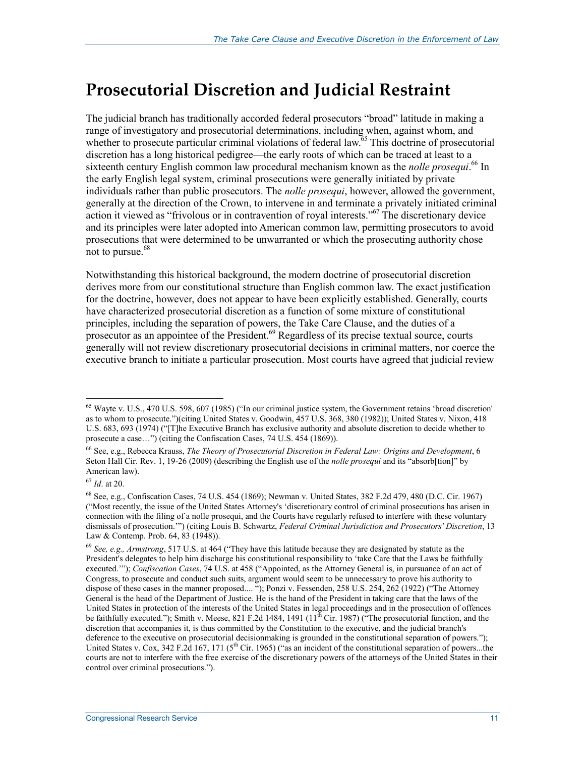# Prosecutorial Discretion and Judicial Restraint

The judicial branch has traditionally accorded federal prosecutors "broad" latitude in making a range of investigatory and prosecutorial determinations, including when, against whom, and whether to prosecute particular criminal violations of federal law.[65] This doctrine of prosecutorial discretion has a long historical pedigree—the early roots of which can be traced at least to a sixteenth century English common law procedural mechanism known as the *nolle prosequi*.[66] In the early English legal system, criminal prosecutions were generally initiated by private individuals rather than public prosecutors. The *nolle prosequi*, however, allowed the government, generally at the direction of the Crown, to intervene in and terminate a privately initiated criminal action it viewed as "frivolous or in contravention of royal interests."[67] The discretionary device and its principles were later adopted into American common law, permitting prosecutors to avoid prosecutions that were determined to be unwarranted or which the prosecuting authority chose not to pursue.[68]

Notwithstanding this historical background, the modern doctrine of prosecutorial discretion derives more from our constitutional structure than English common law. The exact justification for the doctrine, however, does not appear to have been explicitly established. Generally, courts have characterized prosecutorial discretion as a function of some mixture of constitutional principles, including the separation of powers, the Take Care Clause, and the duties of a prosecutor as an appointee of the President.[69] Regardless of its precise textual source, courts generally will not review discretionary prosecutorial decisions in criminal matters, nor coerce the executive branch to initiate a particular prosecution. Most courts have agreed that judicial review

---

[65] Wayte v. U.S., 470 U.S. 598, 607 (1985) ("In our criminal justice system, the Government retains 'broad discretion' as to whom to prosecute.")(citing United States v. Goodwin, 457 U.S. 368, 380 (1982)); United States v. Nixon, 418 U.S. 683, 693 (1974) ("[T]he Executive Branch has exclusive authority and absolute discretion to decide whether to prosecute a case…") (citing the Confiscation Cases, 74 U.S. 454 (1869)).

[66] See, e.g., Rebecca Krauss, *The Theory of Prosecutorial Discretion in Federal Law: Origins and Development*, 6 Seton Hall Cir. Rev. 1, 19-26 (2009) (describing the English use of the *nolle prosequi* and its "absorb[tion]" by American law).

[67] *Id*. at 20.

[68] See, e.g., Confiscation Cases, 74 U.S. 454 (1869); Newman v. United States, 382 F.2d 479, 480 (D.C. Cir. 1967) ("Most recently, the issue of the United States Attorney's 'discretionary control of criminal prosecutions has arisen in connection with the filing of a nolle prosequi, and the Courts have regularly refused to interfere with these voluntary dismissals of prosecution.'") (citing Louis B. Schwartz, *Federal Criminal Jurisdiction and Prosecutors' Discretion*, 13 Law & Contemp. Prob. 64, 83 (1948)).

[69] *See, e.g., Armstrong*, 517 U.S. at 464 ("They have this latitude because they are designated by statute as the President's delegates to help him discharge his constitutional responsibility to 'take Care that the Laws be faithfully executed.'"); *Confiscation Cases*, 74 U.S. at 458 ("Appointed, as the Attorney General is, in pursuance of an act of Congress, to prosecute and conduct such suits, argument would seem to be unnecessary to prove his authority to dispose of these cases in the manner proposed.... "); Ponzi v. Fessenden, 258 U.S. 254, 262 (1922) ("The Attorney General is the head of the Department of Justice. He is the hand of the President in taking care that the laws of the United States in protection of the interests of the United States in legal proceedings and in the prosecution of offences be faithfully executed."); Smith v. Meese, 821 F.2d 1484, 1491 (11th Cir. 1987) ("The prosecutorial function, and the discretion that accompanies it, is thus committed by the Constitution to the executive, and the judicial branch's deference to the executive on prosecutorial decisionmaking is grounded in the constitutional separation of powers."); United States v. Cox, 342 F.2d 167, 171 (5th Cir. 1965) ("as an incident of the constitutional separation of powers...the courts are not to interfere with the free exercise of the discretionary powers of the attorneys of the United States in their control over criminal prosecutions.").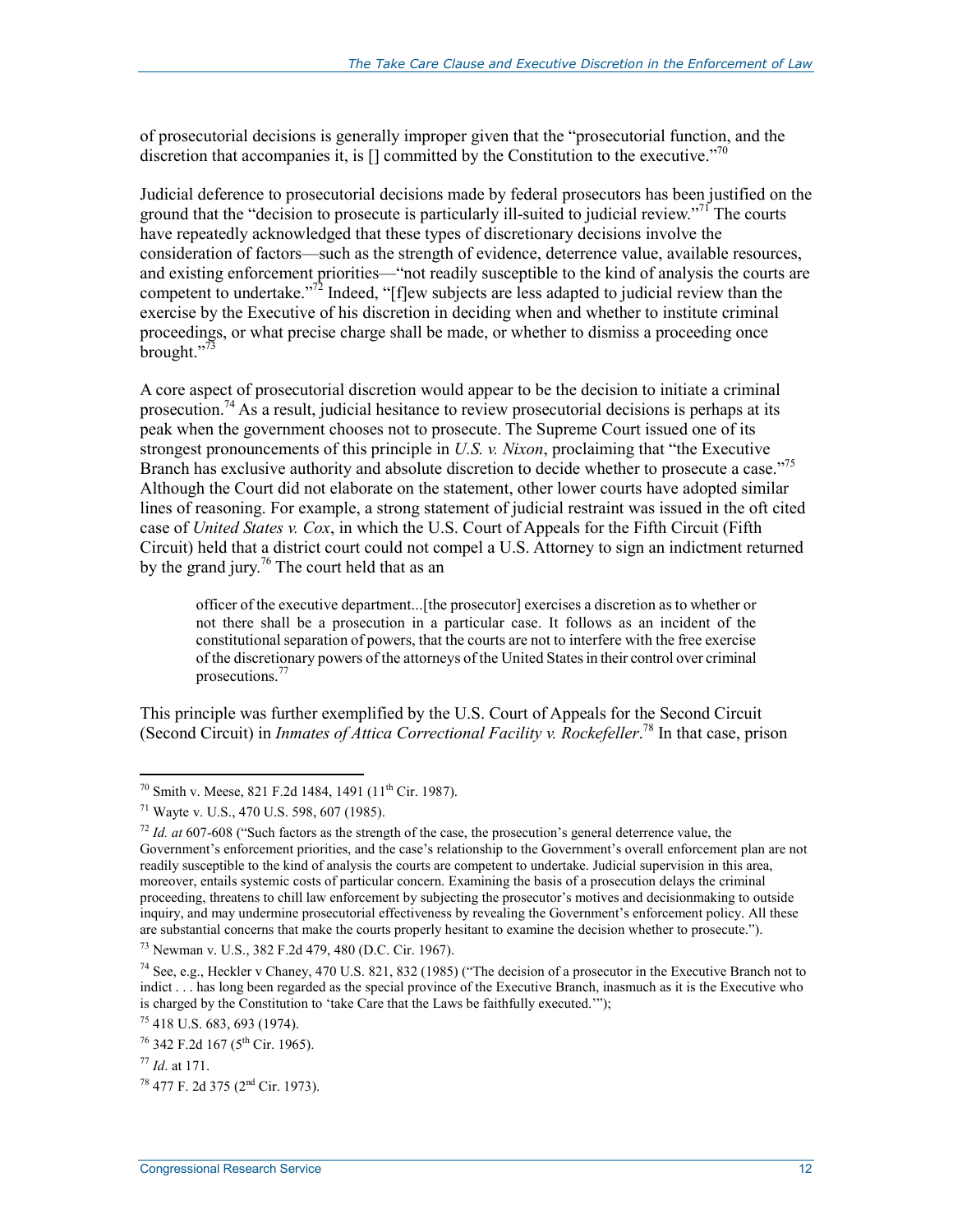of prosecutorial decisions is generally improper given that the "prosecutorial function, and the discretion that accompanies it, is [] committed by the Constitution to the executive."[70]

Judicial deference to prosecutorial decisions made by federal prosecutors has been justified on the ground that the "decision to prosecute is particularly ill-suited to judicial review."[71] The courts have repeatedly acknowledged that these types of discretionary decisions involve the consideration of factors—such as the strength of evidence, deterrence value, available resources, and existing enforcement priorities—"not readily susceptible to the kind of analysis the courts are competent to undertake."[72] Indeed, "[f]ew subjects are less adapted to judicial review than the exercise by the Executive of his discretion in deciding when and whether to institute criminal proceedings, or what precise charge shall be made, or whether to dismiss a proceeding once brought."[73]

A core aspect of prosecutorial discretion would appear to be the decision to initiate a criminal prosecution.[74] As a result, judicial hesitance to review prosecutorial decisions is perhaps at its peak when the government chooses not to prosecute. The Supreme Court issued one of its strongest pronouncements of this principle in *U.S. v. Nixon*, proclaiming that "the Executive Branch has exclusive authority and absolute discretion to decide whether to prosecute a case."[75] Although the Court did not elaborate on the statement, other lower courts have adopted similar lines of reasoning. For example, a strong statement of judicial restraint was issued in the oft cited case of *United States v. Cox*, in which the U.S. Court of Appeals for the Fifth Circuit (Fifth Circuit) held that a district court could not compel a U.S. Attorney to sign an indictment returned by the grand jury.[76] The court held that as an

> officer of the executive department...[the prosecutor] exercises a discretion as to whether or not there shall be a prosecution in a particular case. It follows as an incident of the constitutional separation of powers, that the courts are not to interfere with the free exercise of the discretionary powers of the attorneys of the United States in their control over criminal prosecutions.[77]

This principle was further exemplified by the U.S. Court of Appeals for the Second Circuit (Second Circuit) in *Inmates of Attica Correctional Facility v. Rockefeller*.[78] In that case, prison

---

[70] Smith v. Meese, 821 F.2d 1484, 1491 (11th Cir. 1987).

[71] Wayte v. U.S., 470 U.S. 598, 607 (1985).

[72] *Id. at* 607-608 ("Such factors as the strength of the case, the prosecution's general deterrence value, the Government's enforcement priorities, and the case's relationship to the Government's overall enforcement plan are not readily susceptible to the kind of analysis the courts are competent to undertake. Judicial supervision in this area, moreover, entails systemic costs of particular concern. Examining the basis of a prosecution delays the criminal proceeding, threatens to chill law enforcement by subjecting the prosecutor's motives and decisionmaking to outside inquiry, and may undermine prosecutorial effectiveness by revealing the Government's enforcement policy. All these are substantial concerns that make the courts properly hesitant to examine the decision whether to prosecute.").

[73] Newman v. U.S., 382 F.2d 479, 480 (D.C. Cir. 1967).

[74] See, e.g., Heckler v Chaney, 470 U.S. 821, 832 (1985) ("The decision of a prosecutor in the Executive Branch not to indict . . . has long been regarded as the special province of the Executive Branch, inasmuch as it is the Executive who is charged by the Constitution to 'take Care that the Laws be faithfully executed.'");

[75] 418 U.S. 683, 693 (1974).

[76] 342 F.2d 167 (5th Cir. 1965).

[77] *Id*. at 171.

[78] 477 F. 2d 375 (2nd Cir. 1973).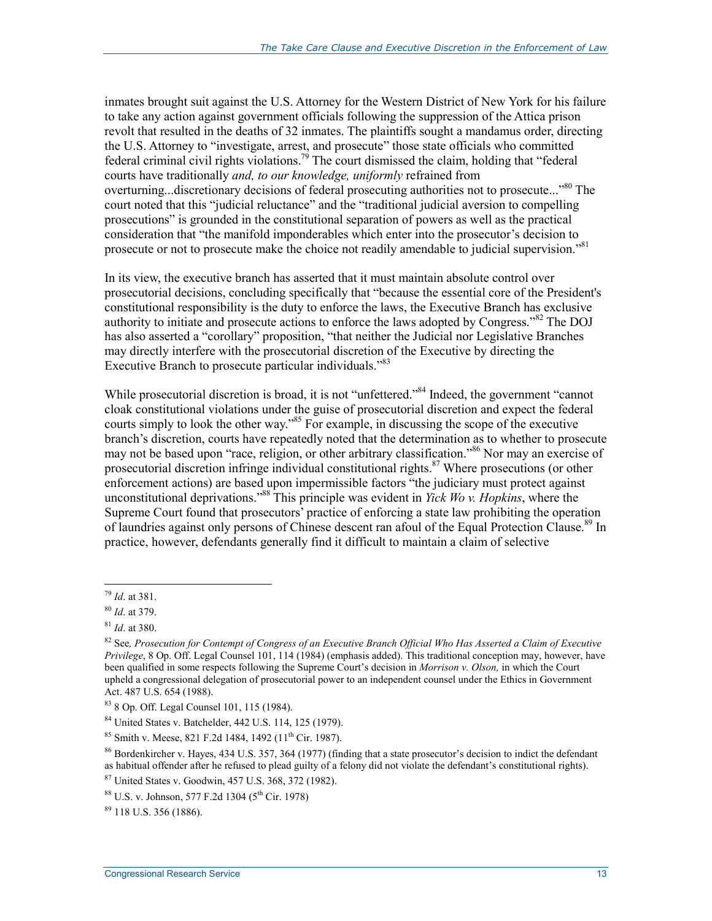inmates brought suit against the U.S. Attorney for the Western District of New York for his failure to take any action against government officials following the suppression of the Attica prison revolt that resulted in the deaths of 32 inmates. The plaintiffs sought a mandamus order, directing the U.S. Attorney to "investigate, arrest, and prosecute" those state officials who committed federal criminal civil rights violations.[79] The court dismissed the claim, holding that "federal courts have traditionally *and, to our knowledge, uniformly* refrained from overturning...discretionary decisions of federal prosecuting authorities not to prosecute..."[80] The court noted that this "judicial reluctance" and the "traditional judicial aversion to compelling prosecutions" is grounded in the constitutional separation of powers as well as the practical consideration that "the manifold imponderables which enter into the prosecutor's decision to prosecute or not to prosecute make the choice not readily amendable to judicial supervision."[81]

In its view, the executive branch has asserted that it must maintain absolute control over prosecutorial decisions, concluding specifically that "because the essential core of the President's constitutional responsibility is the duty to enforce the laws, the Executive Branch has exclusive authority to initiate and prosecute actions to enforce the laws adopted by Congress."[82] The DOJ has also asserted a "corollary" proposition, "that neither the Judicial nor Legislative Branches may directly interfere with the prosecutorial discretion of the Executive by directing the Executive Branch to prosecute particular individuals."[83]

While prosecutorial discretion is broad, it is not "unfettered."[84] Indeed, the government "cannot cloak constitutional violations under the guise of prosecutorial discretion and expect the federal courts simply to look the other way."[85] For example, in discussing the scope of the executive branch's discretion, courts have repeatedly noted that the determination as to whether to prosecute may not be based upon "race, religion, or other arbitrary classification."[86] Nor may an exercise of prosecutorial discretion infringe individual constitutional rights.[87] Where prosecutions (or other enforcement actions) are based upon impermissible factors "the judiciary must protect against unconstitutional deprivations."[88] This principle was evident in *Yick Wo v. Hopkins*, where the Supreme Court found that prosecutors' practice of enforcing a state law prohibiting the operation of laundries against only persons of Chinese descent ran afoul of the Equal Protection Clause.[89] In practice, however, defendants generally find it difficult to maintain a claim of selective

---

[79] *Id*. at 381.

[80] *Id*. at 379.

[81] *Id*. at 380.

[82] See*, Prosecution for Contempt of Congress of an Executive Branch Official Who Has Asserted a Claim of Executive Privilege*, 8 Op. Off. Legal Counsel 101, 114 (1984) (emphasis added). This traditional conception may, however, have been qualified in some respects following the Supreme Court's decision in *Morrison v. Olson,* in which the Court upheld a congressional delegation of prosecutorial power to an independent counsel under the Ethics in Government Act. 487 U.S. 654 (1988).

[83] 8 Op. Off. Legal Counsel 101, 115 (1984).

[84] United States v. Batchelder, 442 U.S. 114, 125 (1979).

[85] Smith v. Meese, 821 F.2d 1484, 1492 (11th Cir. 1987).

[86] Bordenkircher v. Hayes, 434 U.S. 357, 364 (1977) (finding that a state prosecutor's decision to indict the defendant as habitual offender after he refused to plead guilty of a felony did not violate the defendant's constitutional rights).

[87] United States v. Goodwin, 457 U.S. 368, 372 (1982).

[88] U.S. v. Johnson, 577 F.2d 1304 (5th Cir. 1978)

[89] 118 U.S. 356 (1886).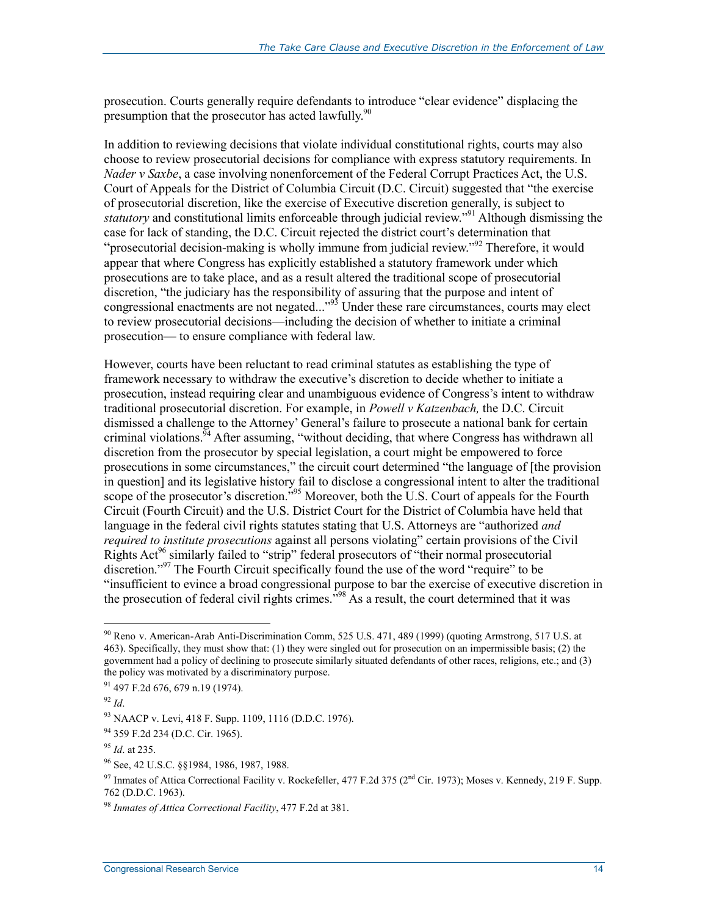prosecution. Courts generally require defendants to introduce "clear evidence" displacing the presumption that the prosecutor has acted lawfully.[90]

In addition to reviewing decisions that violate individual constitutional rights, courts may also choose to review prosecutorial decisions for compliance with express statutory requirements. In *Nader v Saxbe*, a case involving nonenforcement of the Federal Corrupt Practices Act, the U.S. Court of Appeals for the District of Columbia Circuit (D.C. Circuit) suggested that "the exercise of prosecutorial discretion, like the exercise of Executive discretion generally, is subject to *statutory* and constitutional limits enforceable through judicial review."[91] Although dismissing the case for lack of standing, the D.C. Circuit rejected the district court's determination that "prosecutorial decision-making is wholly immune from judicial review."[92] Therefore, it would appear that where Congress has explicitly established a statutory framework under which prosecutions are to take place, and as a result altered the traditional scope of prosecutorial discretion, "the judiciary has the responsibility of assuring that the purpose and intent of congressional enactments are not negated..."[93] Under these rare circumstances, courts may elect to review prosecutorial decisions—including the decision of whether to initiate a criminal prosecution— to ensure compliance with federal law.

However, courts have been reluctant to read criminal statutes as establishing the type of framework necessary to withdraw the executive's discretion to decide whether to initiate a prosecution, instead requiring clear and unambiguous evidence of Congress's intent to withdraw traditional prosecutorial discretion. For example, in *Powell v Katzenbach,* the D.C. Circuit dismissed a challenge to the Attorney' General's failure to prosecute a national bank for certain criminal violations.[94] After assuming, "without deciding, that where Congress has withdrawn all discretion from the prosecutor by special legislation, a court might be empowered to force prosecutions in some circumstances," the circuit court determined "the language of [the provision in question] and its legislative history fail to disclose a congressional intent to alter the traditional scope of the prosecutor's discretion."[95] Moreover, both the U.S. Court of appeals for the Fourth Circuit (Fourth Circuit) and the U.S. District Court for the District of Columbia have held that language in the federal civil rights statutes stating that U.S. Attorneys are "authorized *and required to institute prosecutions* against all persons violating" certain provisions of the Civil Rights Act[96] similarly failed to "strip" federal prosecutors of "their normal prosecutorial discretion."[97] The Fourth Circuit specifically found the use of the word "require" to be "insufficient to evince a broad congressional purpose to bar the exercise of executive discretion in the prosecution of federal civil rights crimes."[98] As a result, the court determined that it was

---

[90] Reno v. American-Arab Anti-Discrimination Comm, 525 U.S. 471, 489 (1999) (quoting Armstrong, 517 U.S. at 463). Specifically, they must show that: (1) they were singled out for prosecution on an impermissible basis; (2) the government had a policy of declining to prosecute similarly situated defendants of other races, religions, etc.; and (3) the policy was motivated by a discriminatory purpose.

[91] 497 F.2d 676, 679 n.19 (1974).

[92] *Id*.

[93] NAACP v. Levi, 418 F. Supp. 1109, 1116 (D.D.C. 1976).

[94] 359 F.2d 234 (D.C. Cir. 1965).

[95] *Id*. at 235.

[96] See, 42 U.S.C. §§1984, 1986, 1987, 1988.

[97] Inmates of Attica Correctional Facility v. Rockefeller, 477 F.2d 375 (2nd Cir. 1973); Moses v. Kennedy, 219 F. Supp. 762 (D.D.C. 1963).

[98] *Inmates of Attica Correctional Facility*, 477 F.2d at 381.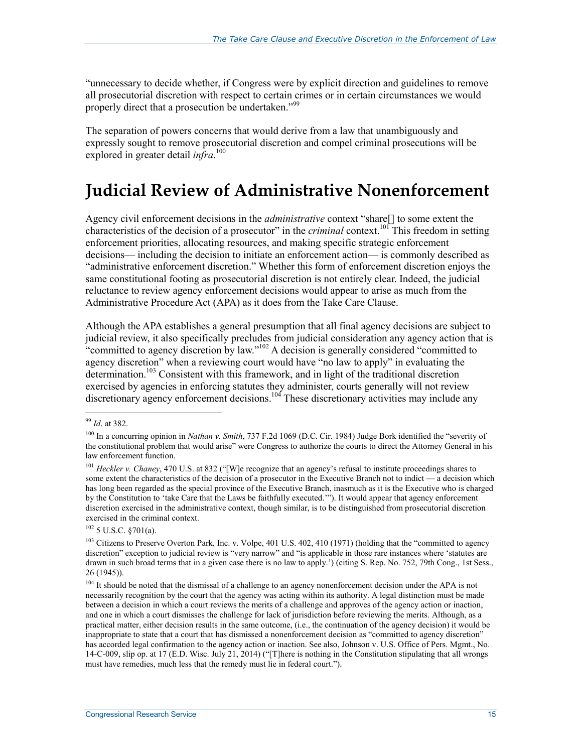"unnecessary to decide whether, if Congress were by explicit direction and guidelines to remove all prosecutorial discretion with respect to certain crimes or in certain circumstances we would properly direct that a prosecution be undertaken."[99]

The separation of powers concerns that would derive from a law that unambiguously and expressly sought to remove prosecutorial discretion and compel criminal prosecutions will be explored in greater detail *infra*.[100]

# Judicial Review of Administrative Nonenforcement

Agency civil enforcement decisions in the *administrative* context "share[] to some extent the characteristics of the decision of a prosecutor" in the *criminal* context.[101] This freedom in setting enforcement priorities, allocating resources, and making specific strategic enforcement decisions— including the decision to initiate an enforcement action— is commonly described as "administrative enforcement discretion." Whether this form of enforcement discretion enjoys the same constitutional footing as prosecutorial discretion is not entirely clear. Indeed, the judicial reluctance to review agency enforcement decisions would appear to arise as much from the Administrative Procedure Act (APA) as it does from the Take Care Clause.

Although the APA establishes a general presumption that all final agency decisions are subject to judicial review, it also specifically precludes from judicial consideration any agency action that is "committed to agency discretion by law."[102] A decision is generally considered "committed to agency discretion" when a reviewing court would have "no law to apply" in evaluating the determination.[103] Consistent with this framework, and in light of the traditional discretion exercised by agencies in enforcing statutes they administer, courts generally will not review discretionary agency enforcement decisions.[104] These discretionary activities may include any

---

[99] *Id*. at 382.

[100] In a concurring opinion in *Nathan v. Smith*, 737 F.2d 1069 (D.C. Cir. 1984) Judge Bork identified the "severity of the constitutional problem that would arise" were Congress to authorize the courts to direct the Attorney General in his law enforcement function.

[101] *Heckler v. Chaney*, 470 U.S. at 832 ("[W]e recognize that an agency's refusal to institute proceedings shares to some extent the characteristics of the decision of a prosecutor in the Executive Branch not to indict — a decision which has long been regarded as the special province of the Executive Branch, inasmuch as it is the Executive who is charged by the Constitution to 'take Care that the Laws be faithfully executed.'"). It would appear that agency enforcement discretion exercised in the administrative context, though similar, is to be distinguished from prosecutorial discretion exercised in the criminal context.

[102] 5 U.S.C. §701(a).

[103] Citizens to Preserve Overton Park, Inc. v. Volpe, 401 U.S. 402, 410 (1971) (holding that the "committed to agency discretion" exception to judicial review is "very narrow" and "is applicable in those rare instances where 'statutes are drawn in such broad terms that in a given case there is no law to apply.') (citing S. Rep. No. 752, 79th Cong., 1st Sess., 26 (1945)).

[104] It should be noted that the dismissal of a challenge to an agency nonenforcement decision under the APA is not necessarily recognition by the court that the agency was acting within its authority. A legal distinction must be made between a decision in which a court reviews the merits of a challenge and approves of the agency action or inaction, and one in which a court dismisses the challenge for lack of jurisdiction before reviewing the merits. Although, as a practical matter, either decision results in the same outcome, (i.e., the continuation of the agency decision) it would be inappropriate to state that a court that has dismissed a nonenforcement decision as "committed to agency discretion" has accorded legal confirmation to the agency action or inaction. See also, Johnson v. U.S. Office of Pers. Mgmt., No. 14-C-009, slip op. at 17 (E.D. Wisc. July 21, 2014) ("[T]here is nothing in the Constitution stipulating that all wrongs must have remedies, much less that the remedy must lie in federal court.").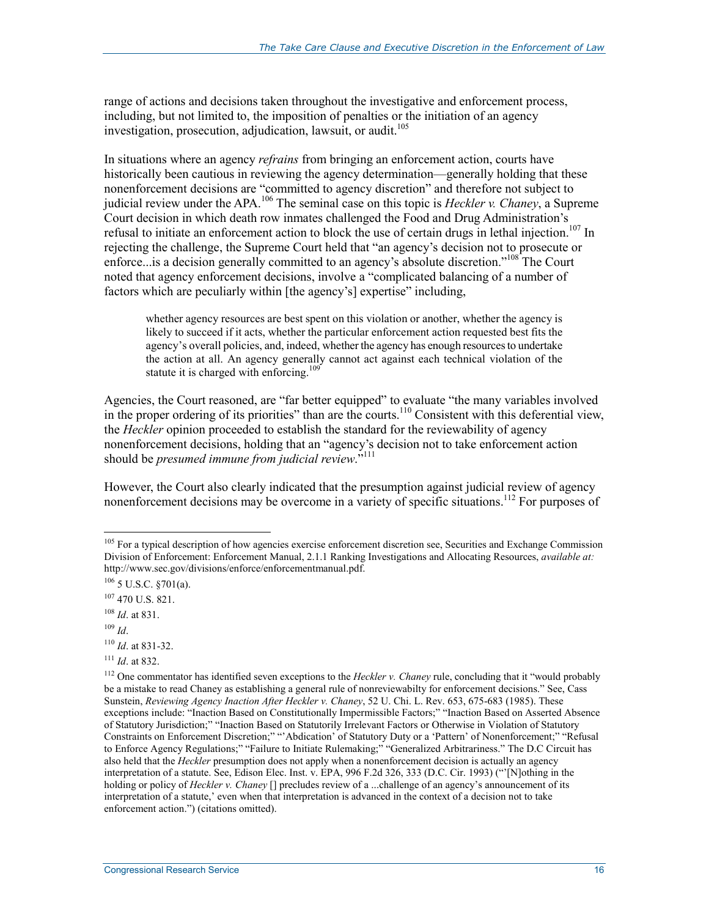range of actions and decisions taken throughout the investigative and enforcement process, including, but not limited to, the imposition of penalties or the initiation of an agency investigation, prosecution, adjudication, lawsuit, or audit.[105]

In situations where an agency *refrains* from bringing an enforcement action, courts have historically been cautious in reviewing the agency determination—generally holding that these nonenforcement decisions are "committed to agency discretion" and therefore not subject to judicial review under the APA.[106] The seminal case on this topic is *Heckler v. Chaney*, a Supreme Court decision in which death row inmates challenged the Food and Drug Administration's refusal to initiate an enforcement action to block the use of certain drugs in lethal injection.[107] In rejecting the challenge, the Supreme Court held that "an agency's decision not to prosecute or enforce...is a decision generally committed to an agency's absolute discretion."[108] The Court noted that agency enforcement decisions, involve a "complicated balancing of a number of factors which are peculiarly within [the agency's] expertise" including,

> whether agency resources are best spent on this violation or another, whether the agency is likely to succeed if it acts, whether the particular enforcement action requested best fits the agency's overall policies, and, indeed, whether the agency has enough resources to undertake the action at all. An agency generally cannot act against each technical violation of the statute it is charged with enforcing.[109]

Agencies, the Court reasoned, are "far better equipped" to evaluate "the many variables involved in the proper ordering of its priorities" than are the courts.[110] Consistent with this deferential view, the *Heckler* opinion proceeded to establish the standard for the reviewability of agency nonenforcement decisions, holding that an "agency's decision not to take enforcement action should be *presumed immune from judicial review*."[111]

However, the Court also clearly indicated that the presumption against judicial review of agency nonenforcement decisions may be overcome in a variety of specific situations.[112] For purposes of

---

[105] For a typical description of how agencies exercise enforcement discretion see, Securities and Exchange Commission Division of Enforcement: Enforcement Manual, 2.1.1 Ranking Investigations and Allocating Resources, *available at:* http://www.sec.gov/divisions/enforce/enforcementmanual.pdf.

[106] 5 U.S.C. §701(a).

[107] 470 U.S. 821.

[108] *Id*. at 831.

[109] *Id*.

[110] *Id*. at 831-32.

[111] *Id*. at 832.

[112] One commentator has identified seven exceptions to the *Heckler v. Chaney* rule, concluding that it "would probably be a mistake to read Chaney as establishing a general rule of nonreviewabilty for enforcement decisions." See, Cass Sunstein, *Reviewing Agency Inaction After Heckler v. Chaney*, 52 U. Chi. L. Rev. 653, 675-683 (1985). These exceptions include: "Inaction Based on Constitutionally Impermissible Factors;" "Inaction Based on Asserted Absence of Statutory Jurisdiction;" "Inaction Based on Statutorily Irrelevant Factors or Otherwise in Violation of Statutory Constraints on Enforcement Discretion;" "'Abdication' of Statutory Duty or a 'Pattern' of Nonenforcement;" "Refusal to Enforce Agency Regulations;" "Failure to Initiate Rulemaking;" "Generalized Arbitrariness." The D.C Circuit has also held that the *Heckler* presumption does not apply when a nonenforcement decision is actually an agency interpretation of a statute. See, Edison Elec. Inst. v. EPA, 996 F.2d 326, 333 (D.C. Cir. 1993) ("'[N]othing in the holding or policy of *Heckler v. Chaney* [] precludes review of a ...challenge of an agency's announcement of its interpretation of a statute,' even when that interpretation is advanced in the context of a decision not to take enforcement action.") (citations omitted).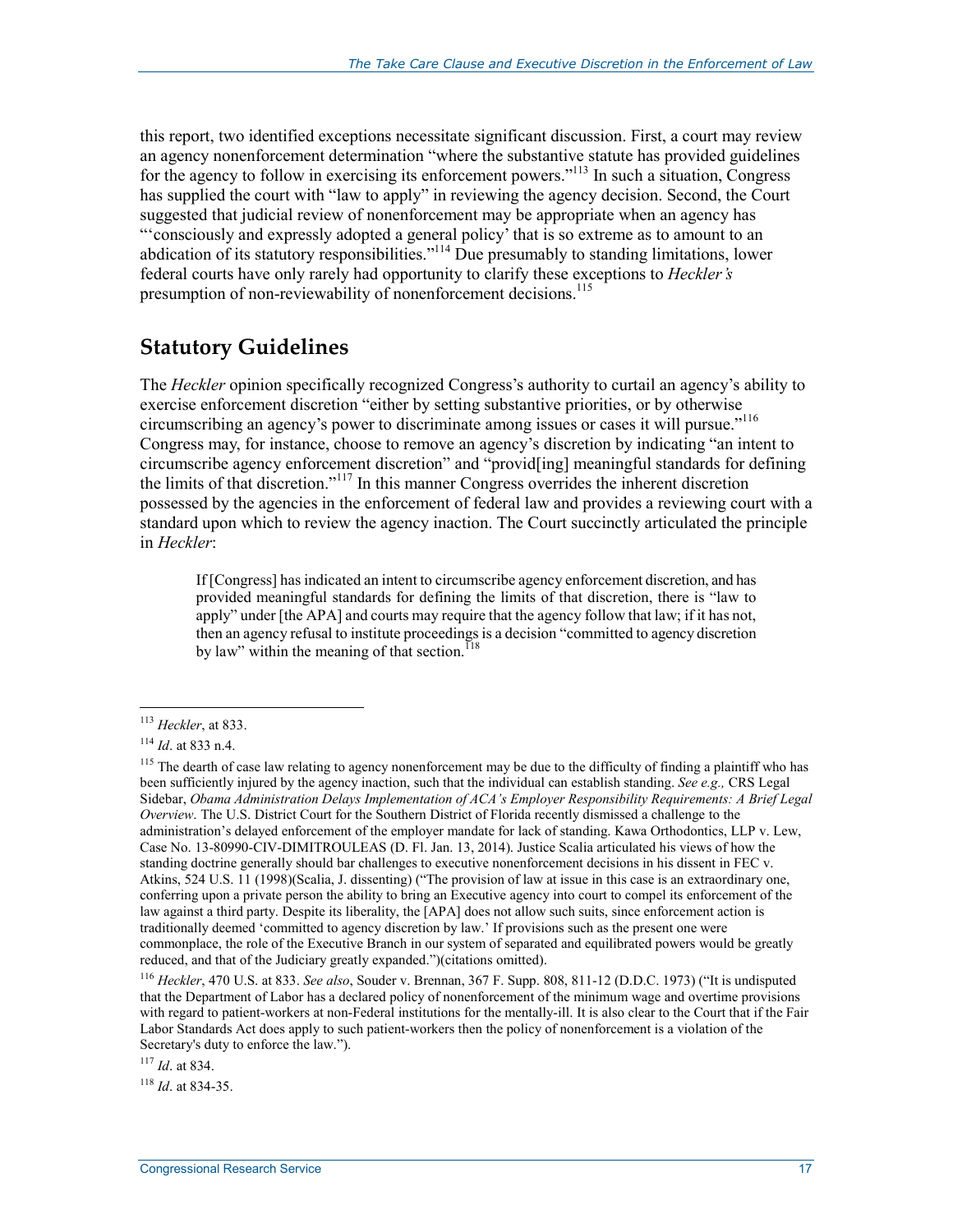this report, two identified exceptions necessitate significant discussion. First, a court may review an agency nonenforcement determination "where the substantive statute has provided guidelines for the agency to follow in exercising its enforcement powers."[113] In such a situation, Congress has supplied the court with "law to apply" in reviewing the agency decision. Second, the Court suggested that judicial review of nonenforcement may be appropriate when an agency has "'consciously and expressly adopted a general policy' that is so extreme as to amount to an abdication of its statutory responsibilities."[114] Due presumably to standing limitations, lower federal courts have only rarely had opportunity to clarify these exceptions to *Heckler's* presumption of non-reviewability of nonenforcement decisions.[115]

## Statutory Guidelines

The *Heckler* opinion specifically recognized Congress's authority to curtail an agency's ability to exercise enforcement discretion "either by setting substantive priorities, or by otherwise circumscribing an agency's power to discriminate among issues or cases it will pursue."[116] Congress may, for instance, choose to remove an agency's discretion by indicating "an intent to circumscribe agency enforcement discretion" and "provid[ing] meaningful standards for defining the limits of that discretion."[117] In this manner Congress overrides the inherent discretion possessed by the agencies in the enforcement of federal law and provides a reviewing court with a standard upon which to review the agency inaction. The Court succinctly articulated the principle in *Heckler*:

> If [Congress] has indicated an intent to circumscribe agency enforcement discretion, and has provided meaningful standards for defining the limits of that discretion, there is "law to apply" under [the APA] and courts may require that the agency follow that law; if it has not, then an agency refusal to institute proceedings is a decision "committed to agency discretion by law" within the meaning of that section.[118]

---

[113] *Heckler*, at 833.

[114] *Id*. at 833 n.4.

[115] The dearth of case law relating to agency nonenforcement may be due to the difficulty of finding a plaintiff who has been sufficiently injured by the agency inaction, such that the individual can establish standing. *See e.g.,* CRS Legal Sidebar, *Obama Administration Delays Implementation of ACA's Employer Responsibility Requirements: A Brief Legal Overview*. The U.S. District Court for the Southern District of Florida recently dismissed a challenge to the administration's delayed enforcement of the employer mandate for lack of standing. Kawa Orthodontics, LLP v. Lew, Case No. 13-80990-CIV-DIMITROULEAS (D. Fl. Jan. 13, 2014). Justice Scalia articulated his views of how the standing doctrine generally should bar challenges to executive nonenforcement decisions in his dissent in FEC v. Atkins, 524 U.S. 11 (1998)(Scalia, J. dissenting) ("The provision of law at issue in this case is an extraordinary one, conferring upon a private person the ability to bring an Executive agency into court to compel its enforcement of the law against a third party. Despite its liberality, the [APA] does not allow such suits, since enforcement action is traditionally deemed 'committed to agency discretion by law.' If provisions such as the present one were commonplace, the role of the Executive Branch in our system of separated and equilibrated powers would be greatly reduced, and that of the Judiciary greatly expanded.")(citations omitted).

[116] *Heckler*, 470 U.S. at 833. *See also*, Souder v. Brennan, 367 F. Supp. 808, 811-12 (D.D.C. 1973) ("It is undisputed that the Department of Labor has a declared policy of nonenforcement of the minimum wage and overtime provisions with regard to patient-workers at non-Federal institutions for the mentally-ill. It is also clear to the Court that if the Fair Labor Standards Act does apply to such patient-workers then the policy of nonenforcement is a violation of the Secretary's duty to enforce the law.").

[117] *Id*. at 834.

[118] *Id*. at 834-35.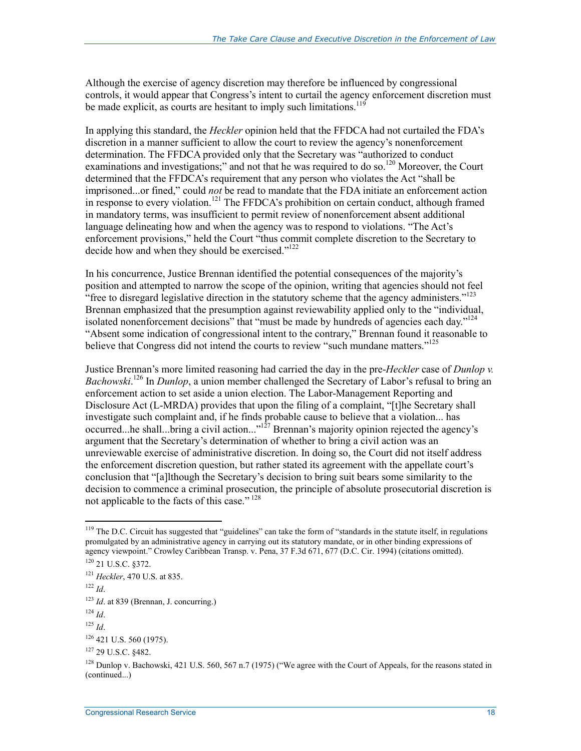Although the exercise of agency discretion may therefore be influenced by congressional controls, it would appear that Congress's intent to curtail the agency enforcement discretion must be made explicit, as courts are hesitant to imply such limitations.[119]

In applying this standard, the *Heckler* opinion held that the FFDCA had not curtailed the FDA's discretion in a manner sufficient to allow the court to review the agency's nonenforcement determination. The FFDCA provided only that the Secretary was "authorized to conduct examinations and investigations;" and not that he was required to do so.[120] Moreover, the Court determined that the FFDCA's requirement that any person who violates the Act "shall be imprisoned...or fined," could *not* be read to mandate that the FDA initiate an enforcement action in response to every violation.[121] The FFDCA's prohibition on certain conduct, although framed in mandatory terms, was insufficient to permit review of nonenforcement absent additional language delineating how and when the agency was to respond to violations. "The Act's enforcement provisions," held the Court "thus commit complete discretion to the Secretary to decide how and when they should be exercised."[122]

In his concurrence, Justice Brennan identified the potential consequences of the majority's position and attempted to narrow the scope of the opinion, writing that agencies should not feel "free to disregard legislative direction in the statutory scheme that the agency administers."[123] Brennan emphasized that the presumption against reviewability applied only to the "individual, isolated nonenforcement decisions" that "must be made by hundreds of agencies each day."[124] "Absent some indication of congressional intent to the contrary," Brennan found it reasonable to believe that Congress did not intend the courts to review "such mundane matters."[125]

Justice Brennan's more limited reasoning had carried the day in the pre-*Heckler* case of *Dunlop v. Bachowski*.[126] In *Dunlop*, a union member challenged the Secretary of Labor's refusal to bring an enforcement action to set aside a union election. The Labor-Management Reporting and Disclosure Act (L-MRDA) provides that upon the filing of a complaint, "[t]he Secretary shall investigate such complaint and, if he finds probable cause to believe that a violation... has occurred...he shall...bring a civil action..."[127] Brennan's majority opinion rejected the agency's argument that the Secretary's determination of whether to bring a civil action was an unreviewable exercise of administrative discretion. In doing so, the Court did not itself address the enforcement discretion question, but rather stated its agreement with the appellate court's conclusion that "[a]lthough the Secretary's decision to bring suit bears some similarity to the decision to commence a criminal prosecution, the principle of absolute prosecutorial discretion is not applicable to the facts of this case."[128]

---

[119] The D.C. Circuit has suggested that "guidelines" can take the form of "standards in the statute itself, in regulations promulgated by an administrative agency in carrying out its statutory mandate, or in other binding expressions of agency viewpoint." Crowley Caribbean Transp. v. Pena, 37 F.3d 671, 677 (D.C. Cir. 1994) (citations omitted).

[120] 21 U.S.C. §372.

[121] *Heckler*, 470 U.S. at 835.

[122] *Id*.

[123] *Id*. at 839 (Brennan, J. concurring.)

[124] *Id*.

[125] *Id*.

[126] 421 U.S. 560 (1975).

[127] 29 U.S.C. §482.

[128] Dunlop v. Bachowski, 421 U.S. 560, 567 n.7 (1975) ("We agree with the Court of Appeals, for the reasons stated in (continued...)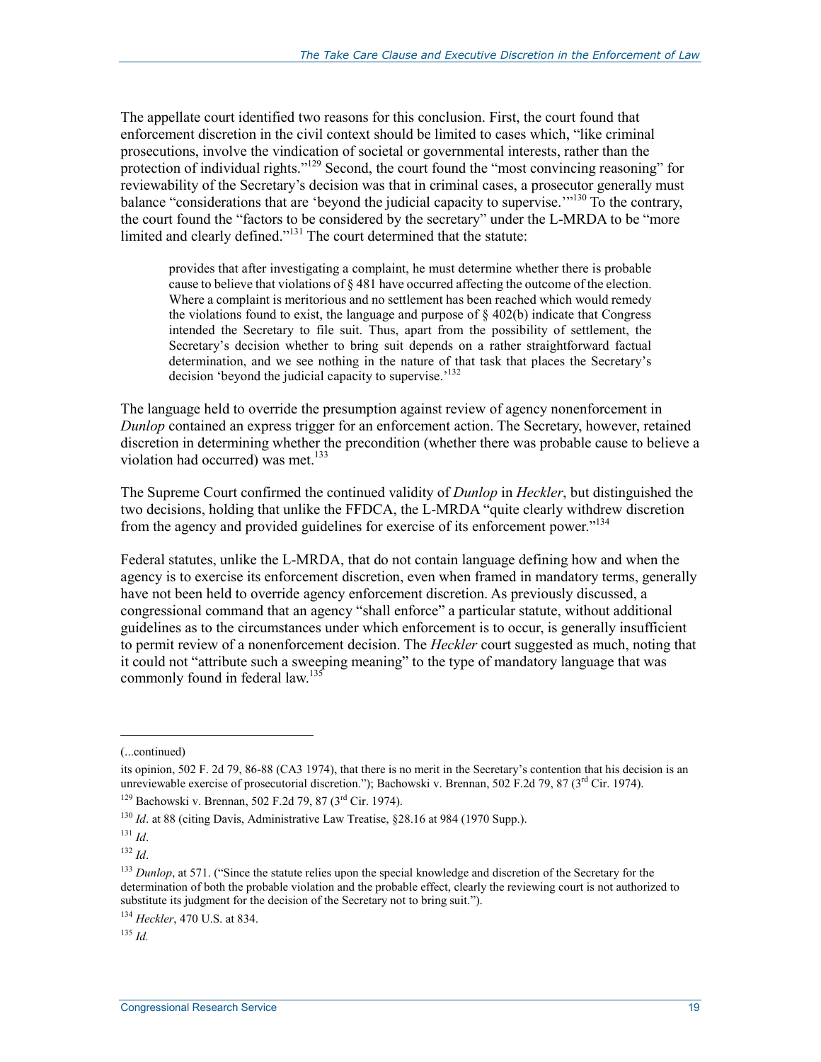The appellate court identified two reasons for this conclusion. First, the court found that enforcement discretion in the civil context should be limited to cases which, "like criminal prosecutions, involve the vindication of societal or governmental interests, rather than the protection of individual rights."[129] Second, the court found the "most convincing reasoning" for reviewability of the Secretary's decision was that in criminal cases, a prosecutor generally must balance "considerations that are 'beyond the judicial capacity to supervise.'"[130] To the contrary, the court found the "factors to be considered by the secretary" under the L-MRDA to be "more limited and clearly defined."[131] The court determined that the statute:

> provides that after investigating a complaint, he must determine whether there is probable cause to believe that violations of § 481 have occurred affecting the outcome of the election. Where a complaint is meritorious and no settlement has been reached which would remedy the violations found to exist, the language and purpose of § 402(b) indicate that Congress intended the Secretary to file suit. Thus, apart from the possibility of settlement, the Secretary's decision whether to bring suit depends on a rather straightforward factual determination, and we see nothing in the nature of that task that places the Secretary's decision 'beyond the judicial capacity to supervise.'[132]

The language held to override the presumption against review of agency nonenforcement in *Dunlop* contained an express trigger for an enforcement action. The Secretary, however, retained discretion in determining whether the precondition (whether there was probable cause to believe a violation had occurred) was met.[133]

The Supreme Court confirmed the continued validity of *Dunlop* in *Heckler*, but distinguished the two decisions, holding that unlike the FFDCA, the L-MRDA "quite clearly withdrew discretion from the agency and provided guidelines for exercise of its enforcement power."[134]

Federal statutes, unlike the L-MRDA, that do not contain language defining how and when the agency is to exercise its enforcement discretion, even when framed in mandatory terms, generally have not been held to override agency enforcement discretion. As previously discussed, a congressional command that an agency "shall enforce" a particular statute, without additional guidelines as to the circumstances under which enforcement is to occur, is generally insufficient to permit review of a nonenforcement decision. The *Heckler* court suggested as much, noting that it could not "attribute such a sweeping meaning" to the type of mandatory language that was commonly found in federal law.[135]

---

(...continued)

its opinion, 502 F. 2d 79, 86-88 (CA3 1974), that there is no merit in the Secretary's contention that his decision is an unreviewable exercise of prosecutorial discretion."); Bachowski v. Brennan, 502 F.2d 79, 87 (3rd Cir. 1974).

[129] Bachowski v. Brennan, 502 F.2d 79, 87 (3rd Cir. 1974).

[130] *Id*. at 88 (citing Davis, Administrative Law Treatise, §28.16 at 984 (1970 Supp.).

[131] *Id*.

[132] *Id*.

[133] *Dunlop*, at 571. ("Since the statute relies upon the special knowledge and discretion of the Secretary for the determination of both the probable violation and the probable effect, clearly the reviewing court is not authorized to substitute its judgment for the decision of the Secretary not to bring suit.").

[134] *Heckler*, 470 U.S. at 834.

[135] *Id.*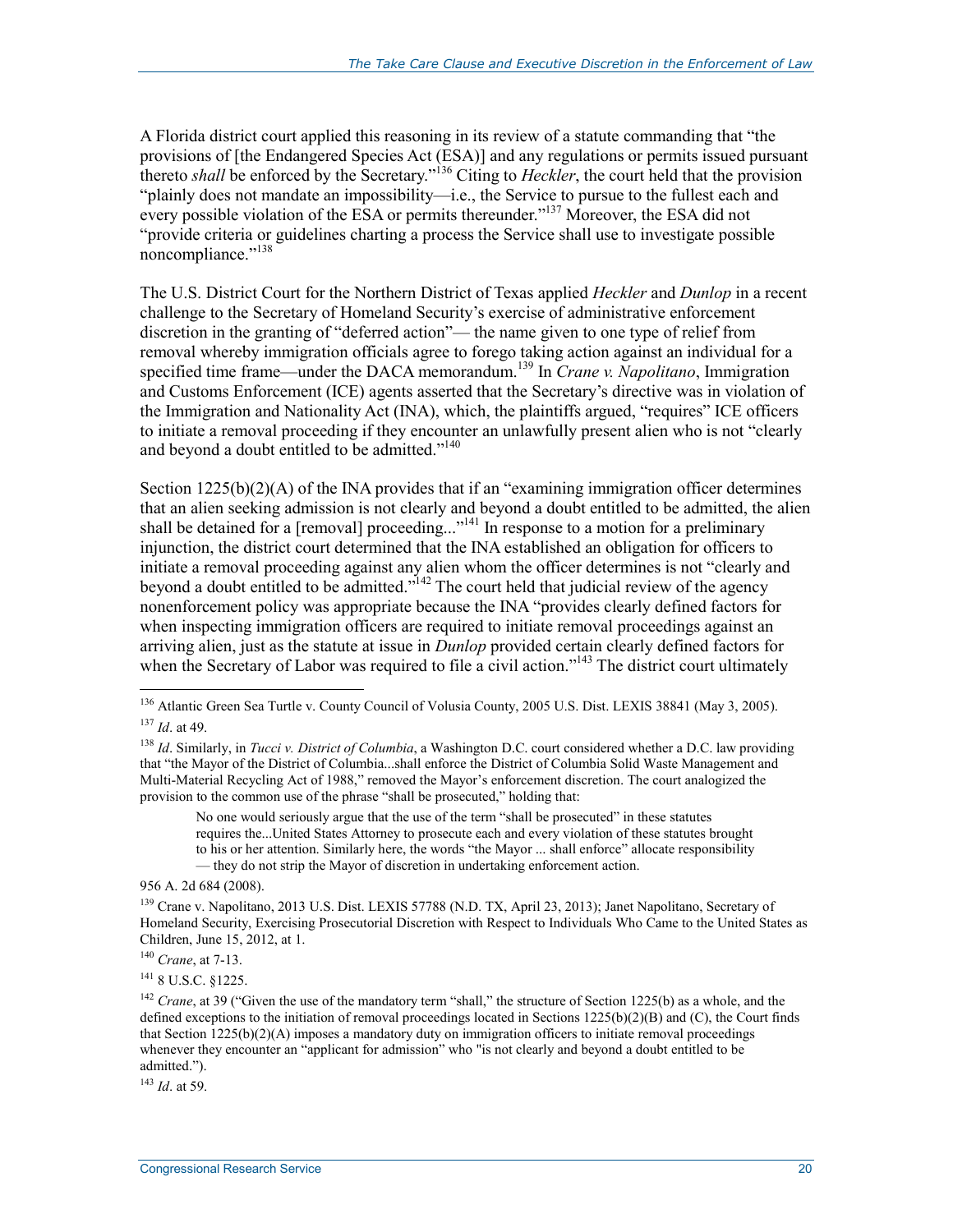A Florida district court applied this reasoning in its review of a statute commanding that "the provisions of [the Endangered Species Act (ESA)] and any regulations or permits issued pursuant thereto *shall* be enforced by the Secretary."[136] Citing to *Heckler*, the court held that the provision "plainly does not mandate an impossibility—i.e., the Service to pursue to the fullest each and every possible violation of the ESA or permits thereunder."[137] Moreover, the ESA did not "provide criteria or guidelines charting a process the Service shall use to investigate possible noncompliance."[138]

The U.S. District Court for the Northern District of Texas applied *Heckler* and *Dunlop* in a recent challenge to the Secretary of Homeland Security's exercise of administrative enforcement discretion in the granting of "deferred action"— the name given to one type of relief from removal whereby immigration officials agree to forego taking action against an individual for a specified time frame—under the DACA memorandum.[139] In *Crane v. Napolitano*, Immigration and Customs Enforcement (ICE) agents asserted that the Secretary's directive was in violation of the Immigration and Nationality Act (INA), which, the plaintiffs argued, "requires" ICE officers to initiate a removal proceeding if they encounter an unlawfully present alien who is not "clearly and beyond a doubt entitled to be admitted."[140]

Section 1225(b)(2)(A) of the INA provides that if an "examining immigration officer determines that an alien seeking admission is not clearly and beyond a doubt entitled to be admitted, the alien shall be detained for a [removal] proceeding..."[141] In response to a motion for a preliminary injunction, the district court determined that the INA established an obligation for officers to initiate a removal proceeding against any alien whom the officer determines is not "clearly and beyond a doubt entitled to be admitted."[142] The court held that judicial review of the agency nonenforcement policy was appropriate because the INA "provides clearly defined factors for when inspecting immigration officers are required to initiate removal proceedings against an arriving alien, just as the statute at issue in *Dunlop* provided certain clearly defined factors for when the Secretary of Labor was required to file a civil action."[143] The district court ultimately

---

[136] Atlantic Green Sea Turtle v. County Council of Volusia County, 2005 U.S. Dist. LEXIS 38841 (May 3, 2005).

[137] *Id*. at 49.

[138] *Id*. Similarly, in *Tucci v. District of Columbia*, a Washington D.C. court considered whether a D.C. law providing that "the Mayor of the District of Columbia...shall enforce the District of Columbia Solid Waste Management and Multi-Material Recycling Act of 1988," removed the Mayor's enforcement discretion. The court analogized the provision to the common use of the phrase "shall be prosecuted," holding that:

> No one would seriously argue that the use of the term "shall be prosecuted" in these statutes requires the...United States Attorney to prosecute each and every violation of these statutes brought to his or her attention. Similarly here, the words "the Mayor ... shall enforce" allocate responsibility — they do not strip the Mayor of discretion in undertaking enforcement action.

956 A. 2d 684 (2008).

[139] Crane v. Napolitano, 2013 U.S. Dist. LEXIS 57788 (N.D. TX, April 23, 2013); Janet Napolitano, Secretary of Homeland Security, Exercising Prosecutorial Discretion with Respect to Individuals Who Came to the United States as Children, June 15, 2012, at 1.

[140] *Crane*, at 7-13.

[141] 8 U.S.C. §1225.

[142] *Crane*, at 39 ("Given the use of the mandatory term "shall," the structure of Section 1225(b) as a whole, and the defined exceptions to the initiation of removal proceedings located in Sections 1225(b)(2)(B) and (C), the Court finds that Section 1225(b)(2)(A) imposes a mandatory duty on immigration officers to initiate removal proceedings whenever they encounter an "applicant for admission" who "is not clearly and beyond a doubt entitled to be admitted.").

[143] *Id*. at 59.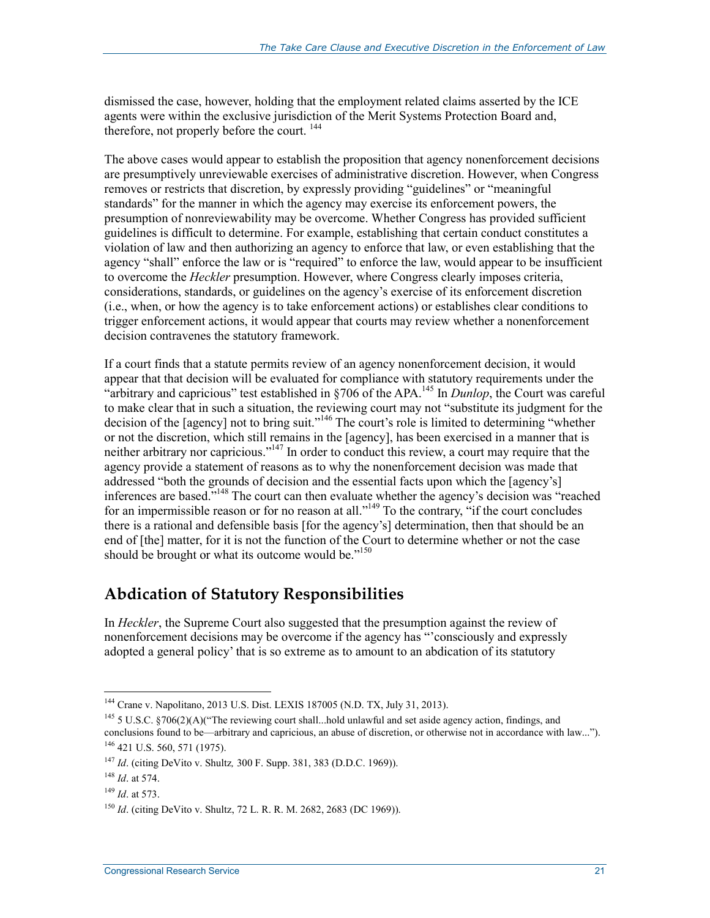dismissed the case, however, holding that the employment related claims asserted by the ICE agents were within the exclusive jurisdiction of the Merit Systems Protection Board and, therefore, not properly before the court. [144]

The above cases would appear to establish the proposition that agency nonenforcement decisions are presumptively unreviewable exercises of administrative discretion. However, when Congress removes or restricts that discretion, by expressly providing "guidelines" or "meaningful standards" for the manner in which the agency may exercise its enforcement powers, the presumption of nonreviewability may be overcome. Whether Congress has provided sufficient guidelines is difficult to determine. For example, establishing that certain conduct constitutes a violation of law and then authorizing an agency to enforce that law, or even establishing that the agency "shall" enforce the law or is "required" to enforce the law, would appear to be insufficient to overcome the *Heckler* presumption. However, where Congress clearly imposes criteria, considerations, standards, or guidelines on the agency's exercise of its enforcement discretion (i.e., when, or how the agency is to take enforcement actions) or establishes clear conditions to trigger enforcement actions, it would appear that courts may review whether a nonenforcement decision contravenes the statutory framework.

If a court finds that a statute permits review of an agency nonenforcement decision, it would appear that that decision will be evaluated for compliance with statutory requirements under the "arbitrary and capricious" test established in §706 of the APA.[145] In *Dunlop*, the Court was careful to make clear that in such a situation, the reviewing court may not "substitute its judgment for the decision of the [agency] not to bring suit."[146] The court's role is limited to determining "whether or not the discretion, which still remains in the [agency], has been exercised in a manner that is neither arbitrary nor capricious."[147] In order to conduct this review, a court may require that the agency provide a statement of reasons as to why the nonenforcement decision was made that addressed "both the grounds of decision and the essential facts upon which the [agency's] inferences are based."[148] The court can then evaluate whether the agency's decision was "reached for an impermissible reason or for no reason at all."[149] To the contrary, "if the court concludes there is a rational and defensible basis [for the agency's] determination, then that should be an end of [the] matter, for it is not the function of the Court to determine whether or not the case should be brought or what its outcome would be."[150]

## Abdication of Statutory Responsibilities

In *Heckler*, the Supreme Court also suggested that the presumption against the review of nonenforcement decisions may be overcome if the agency has "'consciously and expressly adopted a general policy' that is so extreme as to amount to an abdication of its statutory

---

[144] Crane v. Napolitano, 2013 U.S. Dist. LEXIS 187005 (N.D. TX, July 31, 2013).

[145] 5 U.S.C. §706(2)(A)("The reviewing court shall...hold unlawful and set aside agency action, findings, and conclusions found to be—arbitrary and capricious, an abuse of discretion, or otherwise not in accordance with law...").

[146] 421 U.S. 560, 571 (1975).

[147] *Id*. (citing DeVito v. Shultz*,* 300 F. Supp. 381, 383 (D.D.C. 1969)).

[148] *Id*. at 574.

[149] *Id*. at 573.

[150] *Id*. (citing DeVito v. Shultz, 72 L. R. R. M. 2682, 2683 (DC 1969)).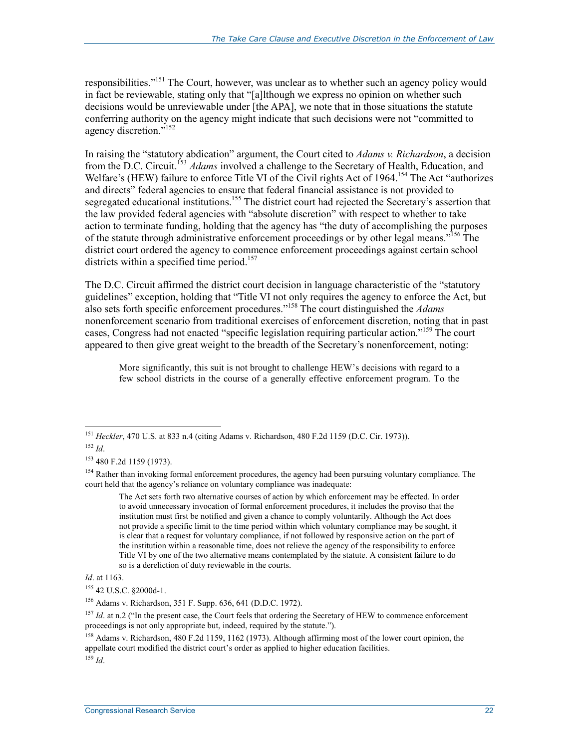responsibilities."[151] The Court, however, was unclear as to whether such an agency policy would in fact be reviewable, stating only that "[a]lthough we express no opinion on whether such decisions would be unreviewable under [the APA], we note that in those situations the statute conferring authority on the agency might indicate that such decisions were not "committed to agency discretion."[152]

In raising the "statutory abdication" argument, the Court cited to *Adams v. Richardson*, a decision from the D.C. Circuit.[153] *Adams* involved a challenge to the Secretary of Health, Education, and Welfare's (HEW) failure to enforce Title VI of the Civil rights Act of 1964.[154] The Act "authorizes and directs" federal agencies to ensure that federal financial assistance is not provided to segregated educational institutions.[155] The district court had rejected the Secretary's assertion that the law provided federal agencies with "absolute discretion" with respect to whether to take action to terminate funding, holding that the agency has "the duty of accomplishing the purposes of the statute through administrative enforcement proceedings or by other legal means."[156] The district court ordered the agency to commence enforcement proceedings against certain school districts within a specified time period.[157]

The D.C. Circuit affirmed the district court decision in language characteristic of the "statutory guidelines" exception, holding that "Title VI not only requires the agency to enforce the Act, but also sets forth specific enforcement procedures."[158] The court distinguished the *Adams* nonenforcement scenario from traditional exercises of enforcement discretion, noting that in past cases, Congress had not enacted "specific legislation requiring particular action."[159] The court appeared to then give great weight to the breadth of the Secretary's nonenforcement, noting:

> More significantly, this suit is not brought to challenge HEW's decisions with regard to a few school districts in the course of a generally effective enforcement program. To the

---

[151] *Heckler*, 470 U.S. at 833 n.4 (citing Adams v. Richardson, 480 F.2d 1159 (D.C. Cir. 1973)).

[152] *Id*.

[153] 480 F.2d 1159 (1973).

[154] Rather than invoking formal enforcement procedures, the agency had been pursuing voluntary compliance. The court held that the agency's reliance on voluntary compliance was inadequate:

> The Act sets forth two alternative courses of action by which enforcement may be effected. In order to avoid unnecessary invocation of formal enforcement procedures, it includes the proviso that the institution must first be notified and given a chance to comply voluntarily. Although the Act does not provide a specific limit to the time period within which voluntary compliance may be sought, it is clear that a request for voluntary compliance, if not followed by responsive action on the part of the institution within a reasonable time, does not relieve the agency of the responsibility to enforce Title VI by one of the two alternative means contemplated by the statute. A consistent failure to do so is a dereliction of duty reviewable in the courts.

*Id*. at 1163.

[155] 42 U.S.C. §2000d-1.

[156] Adams v. Richardson, 351 F. Supp. 636, 641 (D.D.C. 1972).

[157] *Id*. at n.2 ("In the present case, the Court feels that ordering the Secretary of HEW to commence enforcement proceedings is not only appropriate but, indeed, required by the statute.").

[158] Adams v. Richardson, 480 F.2d 1159, 1162 (1973). Although affirming most of the lower court opinion, the appellate court modified the district court's order as applied to higher education facilities.

[159] *Id*.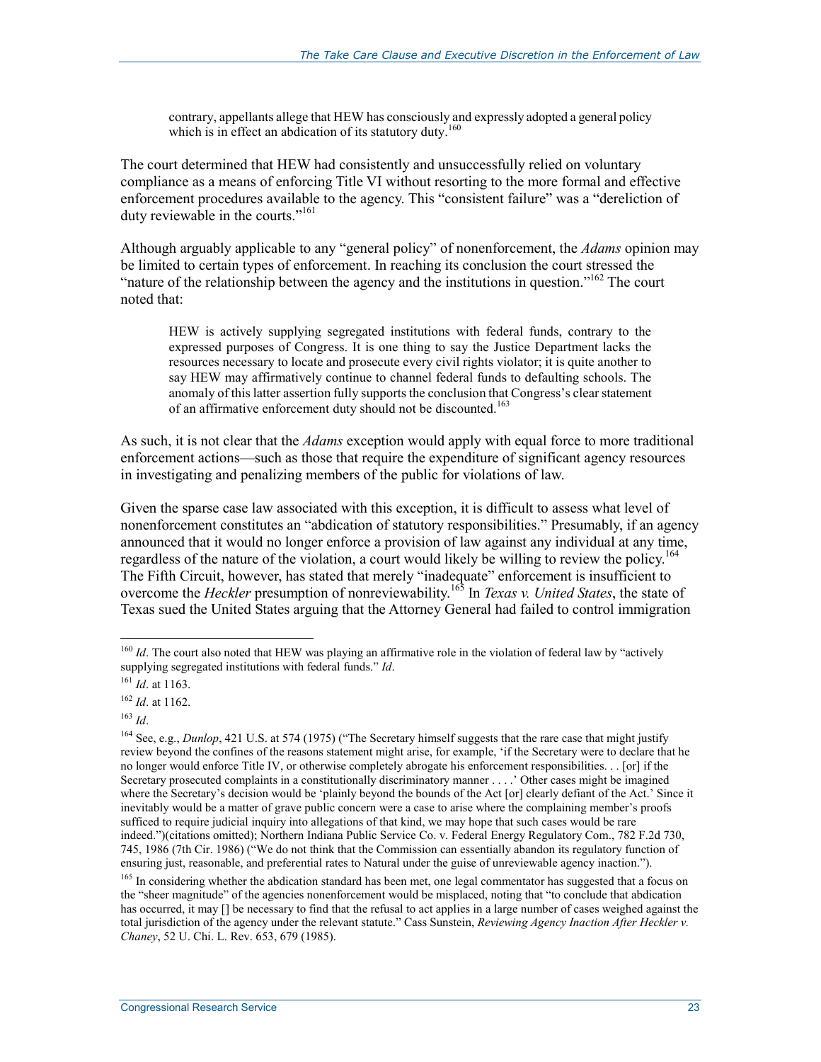> contrary, appellants allege that HEW has consciously and expressly adopted a general policy which is in effect an abdication of its statutory duty.[160]

The court determined that HEW had consistently and unsuccessfully relied on voluntary compliance as a means of enforcing Title VI without resorting to the more formal and effective enforcement procedures available to the agency. This "consistent failure" was a "dereliction of duty reviewable in the courts."[161]

Although arguably applicable to any "general policy" of nonenforcement, the *Adams* opinion may be limited to certain types of enforcement. In reaching its conclusion the court stressed the "nature of the relationship between the agency and the institutions in question."[162] The court noted that:

> HEW is actively supplying segregated institutions with federal funds, contrary to the expressed purposes of Congress. It is one thing to say the Justice Department lacks the resources necessary to locate and prosecute every civil rights violator; it is quite another to say HEW may affirmatively continue to channel federal funds to defaulting schools. The anomaly of this latter assertion fully supports the conclusion that Congress's clear statement of an affirmative enforcement duty should not be discounted.[163]

As such, it is not clear that the *Adams* exception would apply with equal force to more traditional enforcement actions—such as those that require the expenditure of significant agency resources in investigating and penalizing members of the public for violations of law.

Given the sparse case law associated with this exception, it is difficult to assess what level of nonenforcement constitutes an "abdication of statutory responsibilities." Presumably, if an agency announced that it would no longer enforce a provision of law against any individual at any time, regardless of the nature of the violation, a court would likely be willing to review the policy.[164] The Fifth Circuit, however, has stated that merely "inadequate" enforcement is insufficient to overcome the *Heckler* presumption of nonreviewability.[165] In *Texas v. United States*, the state of Texas sued the United States arguing that the Attorney General had failed to control immigration

---

[160] *Id*. The court also noted that HEW was playing an affirmative role in the violation of federal law by "actively supplying segregated institutions with federal funds." *Id*.

[161] *Id*. at 1163.

[162] *Id*. at 1162.

[163] *Id*.

[164] See, e.g., *Dunlop*, 421 U.S. at 574 (1975) ("The Secretary himself suggests that the rare case that might justify review beyond the confines of the reasons statement might arise, for example, 'if the Secretary were to declare that he no longer would enforce Title IV, or otherwise completely abrogate his enforcement responsibilities. . . [or] if the Secretary prosecuted complaints in a constitutionally discriminatory manner . . . .' Other cases might be imagined where the Secretary's decision would be 'plainly beyond the bounds of the Act [or] clearly defiant of the Act.' Since it inevitably would be a matter of grave public concern were a case to arise where the complaining member's proofs sufficed to require judicial inquiry into allegations of that kind, we may hope that such cases would be rare indeed.")(citations omitted); Northern Indiana Public Service Co. v. Federal Energy Regulatory Com., 782 F.2d 730, 745, 1986 (7th Cir. 1986) ("We do not think that the Commission can essentially abandon its regulatory function of ensuring just, reasonable, and preferential rates to Natural under the guise of unreviewable agency inaction.").

[165] In considering whether the abdication standard has been met, one legal commentator has suggested that a focus on the "sheer magnitude" of the agencies nonenforcement would be misplaced, noting that "to conclude that abdication has occurred, it may [] be necessary to find that the refusal to act applies in a large number of cases weighed against the total jurisdiction of the agency under the relevant statute." Cass Sunstein, *Reviewing Agency Inaction After Heckler v. Chaney*, 52 U. Chi. L. Rev. 653, 679 (1985).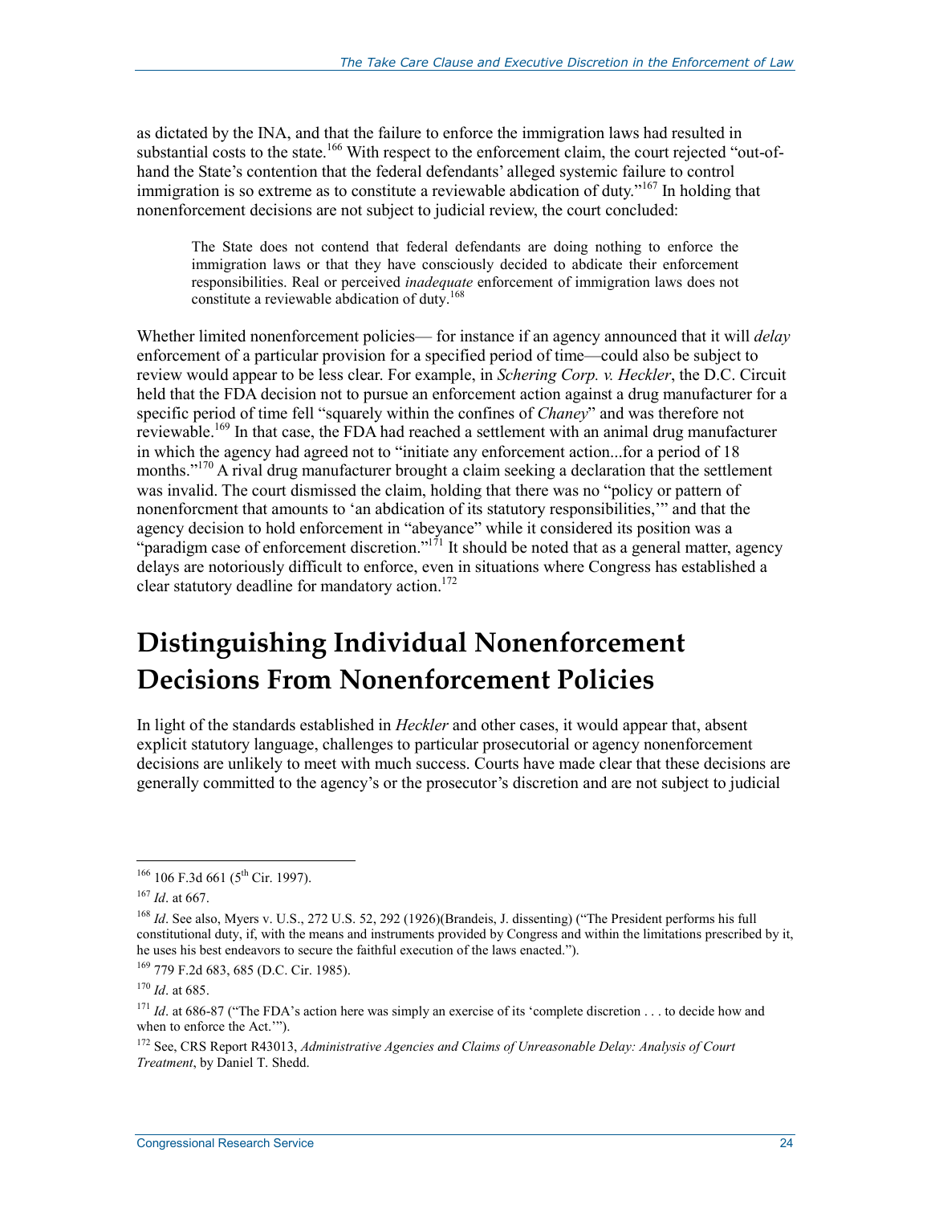as dictated by the INA, and that the failure to enforce the immigration laws had resulted in substantial costs to the state.[166] With respect to the enforcement claim, the court rejected "out-of-hand the State's contention that the federal defendants' alleged systemic failure to control immigration is so extreme as to constitute a reviewable abdication of duty."[167] In holding that nonenforcement decisions are not subject to judicial review, the court concluded:

> The State does not contend that federal defendants are doing nothing to enforce the immigration laws or that they have consciously decided to abdicate their enforcement responsibilities. Real or perceived *inadequate* enforcement of immigration laws does not constitute a reviewable abdication of duty.[168]

Whether limited nonenforcement policies— for instance if an agency announced that it will *delay* enforcement of a particular provision for a specified period of time—could also be subject to review would appear to be less clear. For example, in *Schering Corp. v. Heckler*, the D.C. Circuit held that the FDA decision not to pursue an enforcement action against a drug manufacturer for a specific period of time fell "squarely within the confines of *Chaney*" and was therefore not reviewable.[169] In that case, the FDA had reached a settlement with an animal drug manufacturer in which the agency had agreed not to "initiate any enforcement action...for a period of 18 months."[170] A rival drug manufacturer brought a claim seeking a declaration that the settlement was invalid. The court dismissed the claim, holding that there was no "policy or pattern of nonenforcment that amounts to 'an abdication of its statutory responsibilities,'" and that the agency decision to hold enforcement in "abeyance" while it considered its position was a "paradigm case of enforcement discretion."[171] It should be noted that as a general matter, agency delays are notoriously difficult to enforce, even in situations where Congress has established a clear statutory deadline for mandatory action.[172]

# Distinguishing Individual Nonenforcement Decisions From Nonenforcement Policies

In light of the standards established in *Heckler* and other cases, it would appear that, absent explicit statutory language, challenges to particular prosecutorial or agency nonenforcement decisions are unlikely to meet with much success. Courts have made clear that these decisions are generally committed to the agency's or the prosecutor's discretion and are not subject to judicial

---

[166] 106 F.3d 661 (5th Cir. 1997).

[167] *Id*. at 667.

[168] *Id*. See also, Myers v. U.S., 272 U.S. 52, 292 (1926)(Brandeis, J. dissenting) ("The President performs his full constitutional duty, if, with the means and instruments provided by Congress and within the limitations prescribed by it, he uses his best endeavors to secure the faithful execution of the laws enacted.").

[169] 779 F.2d 683, 685 (D.C. Cir. 1985).

[170] *Id*. at 685.

[171] *Id*. at 686-87 ("The FDA's action here was simply an exercise of its 'complete discretion . . . to decide how and when to enforce the Act.'").

[172] See, CRS Report R43013, *Administrative Agencies and Claims of Unreasonable Delay: Analysis of Court Treatment*, by Daniel T. Shedd.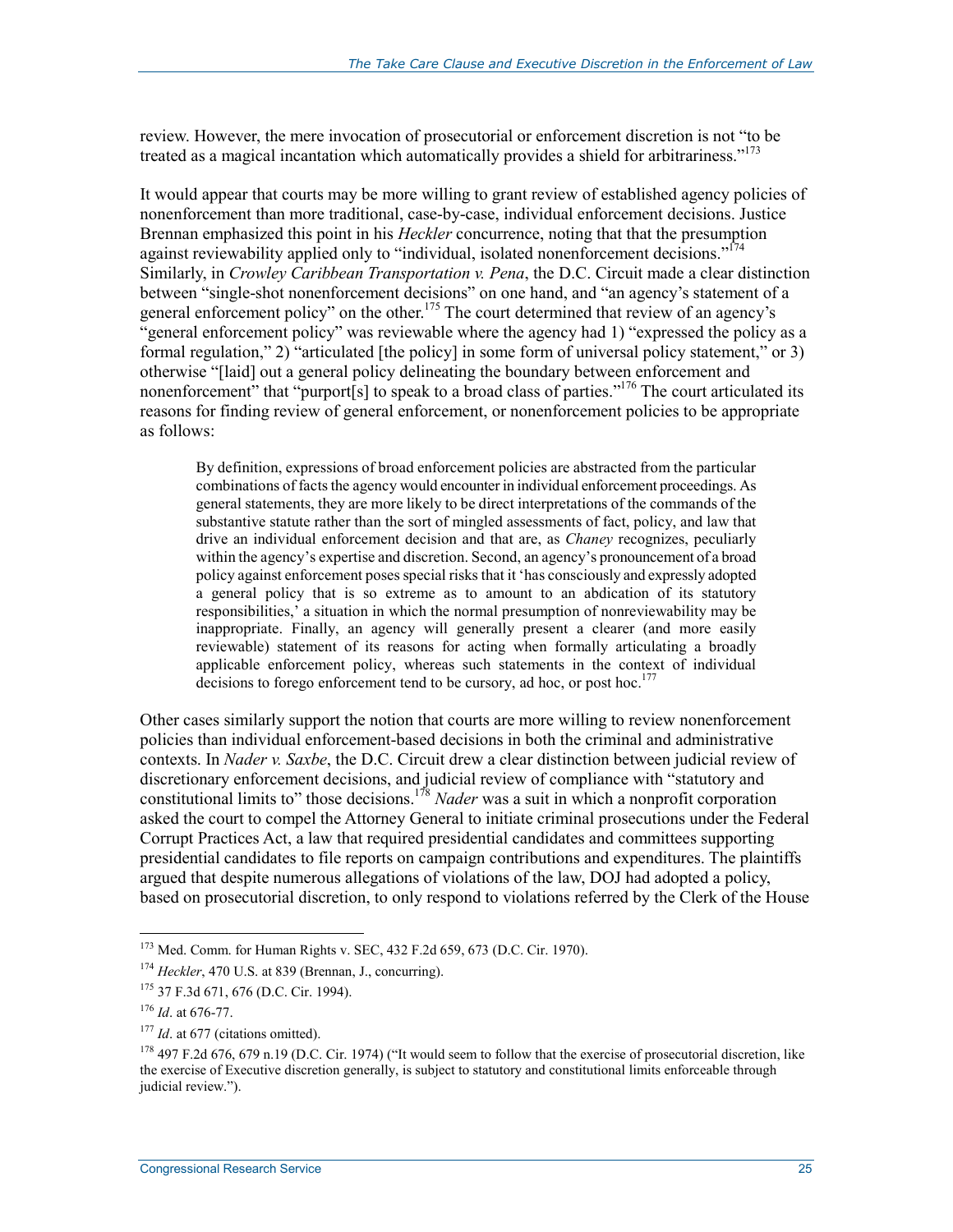review. However, the mere invocation of prosecutorial or enforcement discretion is not "to be treated as a magical incantation which automatically provides a shield for arbitrariness."[173]

It would appear that courts may be more willing to grant review of established agency policies of nonenforcement than more traditional, case-by-case, individual enforcement decisions. Justice Brennan emphasized this point in his *Heckler* concurrence, noting that that the presumption against reviewability applied only to "individual, isolated nonenforcement decisions."[174] Similarly, in *Crowley Caribbean Transportation v. Pena*, the D.C. Circuit made a clear distinction between "single-shot nonenforcement decisions" on one hand, and "an agency's statement of a general enforcement policy" on the other.[175] The court determined that review of an agency's "general enforcement policy" was reviewable where the agency had 1) "expressed the policy as a formal regulation," 2) "articulated [the policy] in some form of universal policy statement," or 3) otherwise "[laid] out a general policy delineating the boundary between enforcement and nonenforcement" that "purport[s] to speak to a broad class of parties."[176] The court articulated its reasons for finding review of general enforcement, or nonenforcement policies to be appropriate as follows:

> By definition, expressions of broad enforcement policies are abstracted from the particular combinations of facts the agency would encounter in individual enforcement proceedings. As general statements, they are more likely to be direct interpretations of the commands of the substantive statute rather than the sort of mingled assessments of fact, policy, and law that drive an individual enforcement decision and that are, as *Chaney* recognizes, peculiarly within the agency's expertise and discretion. Second, an agency's pronouncement of a broad policy against enforcement poses special risks that it 'has consciously and expressly adopted a general policy that is so extreme as to amount to an abdication of its statutory responsibilities,' a situation in which the normal presumption of nonreviewability may be inappropriate. Finally, an agency will generally present a clearer (and more easily reviewable) statement of its reasons for acting when formally articulating a broadly applicable enforcement policy, whereas such statements in the context of individual decisions to forego enforcement tend to be cursory, ad hoc, or post hoc.[177]

Other cases similarly support the notion that courts are more willing to review nonenforcement policies than individual enforcement-based decisions in both the criminal and administrative contexts. In *Nader v. Saxbe*, the D.C. Circuit drew a clear distinction between judicial review of discretionary enforcement decisions, and judicial review of compliance with "statutory and constitutional limits to" those decisions.[178] *Nader* was a suit in which a nonprofit corporation asked the court to compel the Attorney General to initiate criminal prosecutions under the Federal Corrupt Practices Act, a law that required presidential candidates and committees supporting presidential candidates to file reports on campaign contributions and expenditures. The plaintiffs argued that despite numerous allegations of violations of the law, DOJ had adopted a policy, based on prosecutorial discretion, to only respond to violations referred by the Clerk of the House

---

[173] Med. Comm. for Human Rights v. SEC, 432 F.2d 659, 673 (D.C. Cir. 1970).

[174] *Heckler*, 470 U.S. at 839 (Brennan, J., concurring).

[175] 37 F.3d 671, 676 (D.C. Cir. 1994).

[176] *Id*. at 676-77.

[177] *Id*. at 677 (citations omitted).

[178] 497 F.2d 676, 679 n.19 (D.C. Cir. 1974) ("It would seem to follow that the exercise of prosecutorial discretion, like the exercise of Executive discretion generally, is subject to statutory and constitutional limits enforceable through judicial review.").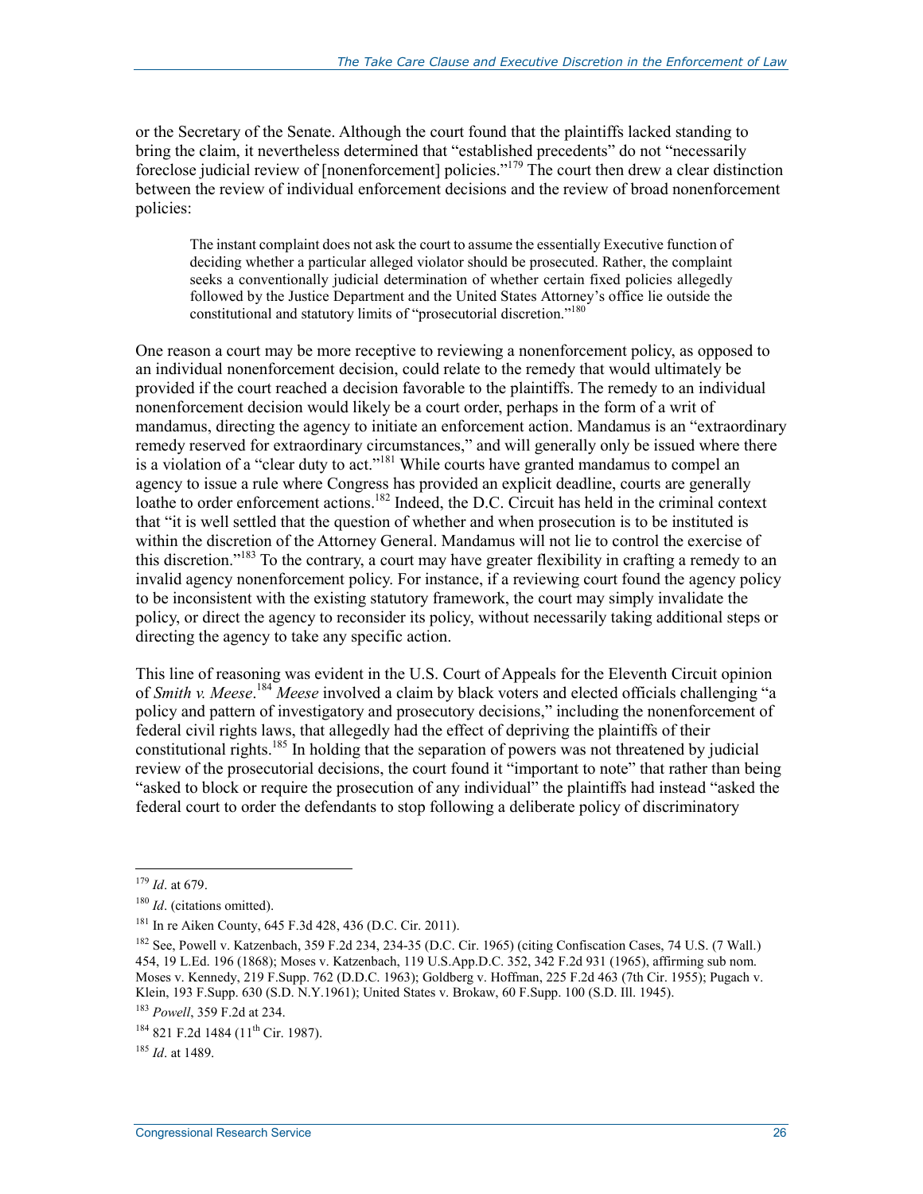or the Secretary of the Senate. Although the court found that the plaintiffs lacked standing to bring the claim, it nevertheless determined that "established precedents" do not "necessarily foreclose judicial review of [nonenforcement] policies."[179] The court then drew a clear distinction between the review of individual enforcement decisions and the review of broad nonenforcement policies:

> The instant complaint does not ask the court to assume the essentially Executive function of deciding whether a particular alleged violator should be prosecuted. Rather, the complaint seeks a conventionally judicial determination of whether certain fixed policies allegedly followed by the Justice Department and the United States Attorney's office lie outside the constitutional and statutory limits of "prosecutorial discretion."[180]

One reason a court may be more receptive to reviewing a nonenforcement policy, as opposed to an individual nonenforcement decision, could relate to the remedy that would ultimately be provided if the court reached a decision favorable to the plaintiffs. The remedy to an individual nonenforcement decision would likely be a court order, perhaps in the form of a writ of mandamus, directing the agency to initiate an enforcement action. Mandamus is an "extraordinary remedy reserved for extraordinary circumstances," and will generally only be issued where there is a violation of a "clear duty to act."[181] While courts have granted mandamus to compel an agency to issue a rule where Congress has provided an explicit deadline, courts are generally loathe to order enforcement actions.[182] Indeed, the D.C. Circuit has held in the criminal context that "it is well settled that the question of whether and when prosecution is to be instituted is within the discretion of the Attorney General. Mandamus will not lie to control the exercise of this discretion."[183] To the contrary, a court may have greater flexibility in crafting a remedy to an invalid agency nonenforcement policy. For instance, if a reviewing court found the agency policy to be inconsistent with the existing statutory framework, the court may simply invalidate the policy, or direct the agency to reconsider its policy, without necessarily taking additional steps or directing the agency to take any specific action.

This line of reasoning was evident in the U.S. Court of Appeals for the Eleventh Circuit opinion of *Smith v. Meese*.[184] *Meese* involved a claim by black voters and elected officials challenging "a policy and pattern of investigatory and prosecutory decisions," including the nonenforcement of federal civil rights laws, that allegedly had the effect of depriving the plaintiffs of their constitutional rights.[185] In holding that the separation of powers was not threatened by judicial review of the prosecutorial decisions, the court found it "important to note" that rather than being "asked to block or require the prosecution of any individual" the plaintiffs had instead "asked the federal court to order the defendants to stop following a deliberate policy of discriminatory

---

[179] *Id*. at 679.

[180] *Id*. (citations omitted).

[181] In re Aiken County, 645 F.3d 428, 436 (D.C. Cir. 2011).

[182] See, Powell v. Katzenbach, 359 F.2d 234, 234-35 (D.C. Cir. 1965) (citing Confiscation Cases, 74 U.S. (7 Wall.) 454, 19 L.Ed. 196 (1868); Moses v. Katzenbach, 119 U.S.App.D.C. 352, 342 F.2d 931 (1965), affirming sub nom. Moses v. Kennedy, 219 F.Supp. 762 (D.D.C. 1963); Goldberg v. Hoffman, 225 F.2d 463 (7th Cir. 1955); Pugach v. Klein, 193 F.Supp. 630 (S.D. N.Y.1961); United States v. Brokaw, 60 F.Supp. 100 (S.D. Ill. 1945).

[183] *Powell*, 359 F.2d at 234.

[184] 821 F.2d 1484 (11th Cir. 1987).

[185] *Id*. at 1489.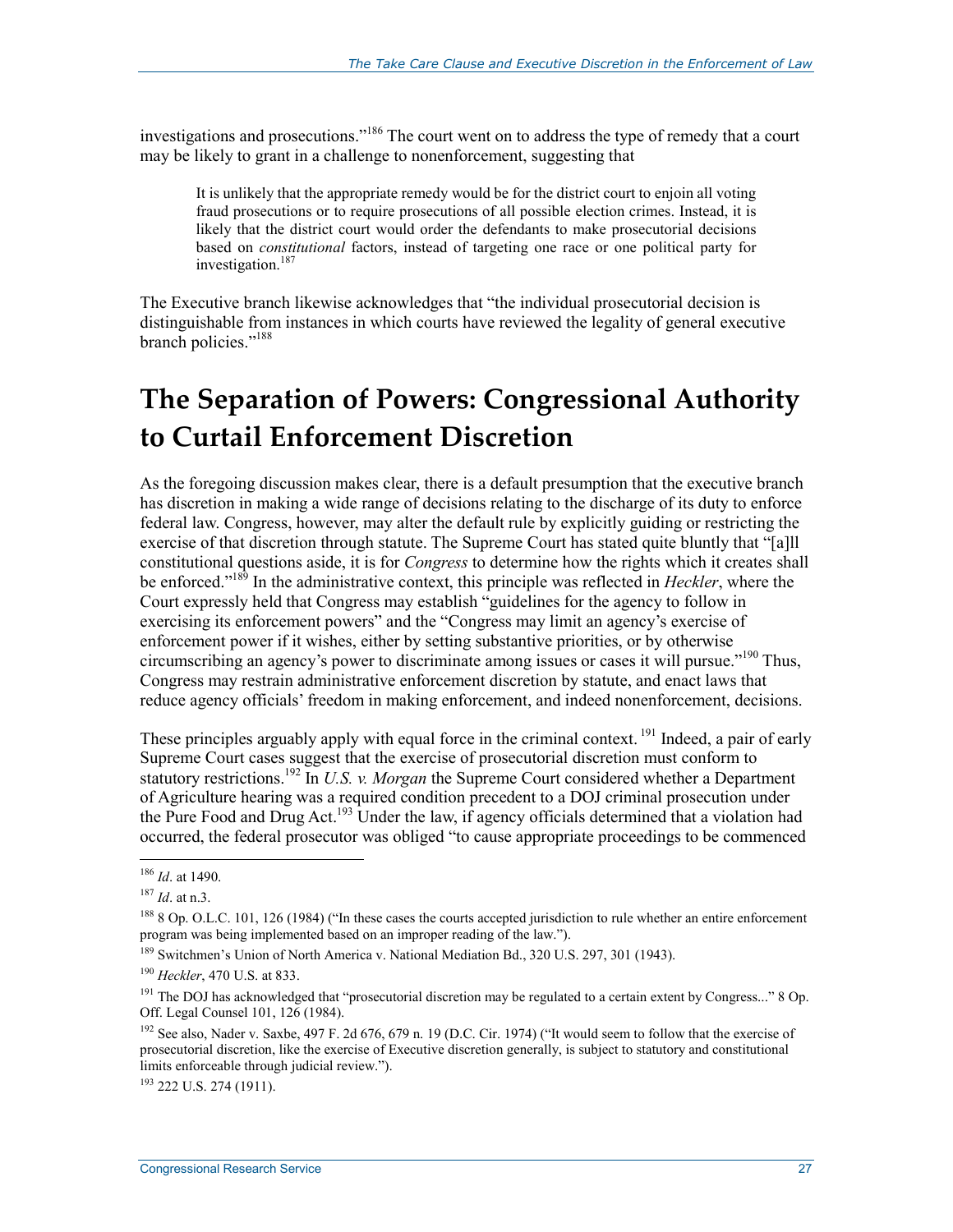investigations and prosecutions."[186] The court went on to address the type of remedy that a court may be likely to grant in a challenge to nonenforcement, suggesting that

> It is unlikely that the appropriate remedy would be for the district court to enjoin all voting fraud prosecutions or to require prosecutions of all possible election crimes. Instead, it is likely that the district court would order the defendants to make prosecutorial decisions based on *constitutional* factors, instead of targeting one race or one political party for investigation.[187]

The Executive branch likewise acknowledges that "the individual prosecutorial decision is distinguishable from instances in which courts have reviewed the legality of general executive branch policies."[188]

# The Separation of Powers: Congressional Authority to Curtail Enforcement Discretion

As the foregoing discussion makes clear, there is a default presumption that the executive branch has discretion in making a wide range of decisions relating to the discharge of its duty to enforce federal law. Congress, however, may alter the default rule by explicitly guiding or restricting the exercise of that discretion through statute. The Supreme Court has stated quite bluntly that "[a]ll constitutional questions aside, it is for *Congress* to determine how the rights which it creates shall be enforced."[189] In the administrative context, this principle was reflected in *Heckler*, where the Court expressly held that Congress may establish "guidelines for the agency to follow in exercising its enforcement powers" and the "Congress may limit an agency's exercise of enforcement power if it wishes, either by setting substantive priorities, or by otherwise circumscribing an agency's power to discriminate among issues or cases it will pursue."[190] Thus, Congress may restrain administrative enforcement discretion by statute, and enact laws that reduce agency officials' freedom in making enforcement, and indeed nonenforcement, decisions.

These principles arguably apply with equal force in the criminal context.[191] Indeed, a pair of early Supreme Court cases suggest that the exercise of prosecutorial discretion must conform to statutory restrictions.[192] In *U.S. v. Morgan* the Supreme Court considered whether a Department of Agriculture hearing was a required condition precedent to a DOJ criminal prosecution under the Pure Food and Drug Act.[193] Under the law, if agency officials determined that a violation had occurred, the federal prosecutor was obliged "to cause appropriate proceedings to be commenced

---

[186] *Id*. at 1490.

[187] *Id*. at n.3.

[188] 8 Op. O.L.C. 101, 126 (1984) ("In these cases the courts accepted jurisdiction to rule whether an entire enforcement program was being implemented based on an improper reading of the law.").

[189] Switchmen's Union of North America v. National Mediation Bd., 320 U.S. 297, 301 (1943).

[190] *Heckler*, 470 U.S. at 833.

[191] The DOJ has acknowledged that "prosecutorial discretion may be regulated to a certain extent by Congress..." 8 Op. Off. Legal Counsel 101, 126 (1984).

[192] See also, Nader v. Saxbe, 497 F. 2d 676, 679 n. 19 (D.C. Cir. 1974) ("It would seem to follow that the exercise of prosecutorial discretion, like the exercise of Executive discretion generally, is subject to statutory and constitutional limits enforceable through judicial review.").

[193] 222 U.S. 274 (1911).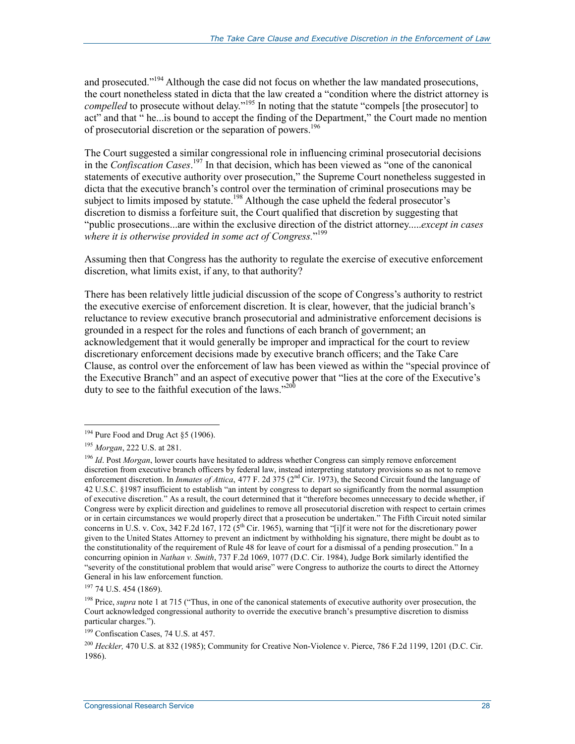and prosecuted."[194] Although the case did not focus on whether the law mandated prosecutions, the court nonetheless stated in dicta that the law created a "condition where the district attorney is *compelled* to prosecute without delay."[195] In noting that the statute "compels [the prosecutor] to act" and that " he...is bound to accept the finding of the Department," the Court made no mention of prosecutorial discretion or the separation of powers.[196]

The Court suggested a similar congressional role in influencing criminal prosecutorial decisions in the *Confiscation Cases*.[197] In that decision, which has been viewed as "one of the canonical statements of executive authority over prosecution," the Supreme Court nonetheless suggested in dicta that the executive branch's control over the termination of criminal prosecutions may be subject to limits imposed by statute.[198] Although the case upheld the federal prosecutor's discretion to dismiss a forfeiture suit, the Court qualified that discretion by suggesting that "public prosecutions...are within the exclusive direction of the district attorney.....*except in cases where it is otherwise provided in some act of Congress.*"[199]

Assuming then that Congress has the authority to regulate the exercise of executive enforcement discretion, what limits exist, if any, to that authority?

There has been relatively little judicial discussion of the scope of Congress's authority to restrict the executive exercise of enforcement discretion. It is clear, however, that the judicial branch's reluctance to review executive branch prosecutorial and administrative enforcement decisions is grounded in a respect for the roles and functions of each branch of government; an acknowledgement that it would generally be improper and impractical for the court to review discretionary enforcement decisions made by executive branch officers; and the Take Care Clause, as control over the enforcement of law has been viewed as within the "special province of the Executive Branch" and an aspect of executive power that "lies at the core of the Executive's duty to see to the faithful execution of the laws."[200]

---

[194] Pure Food and Drug Act §5 (1906).

[195] *Morgan*, 222 U.S. at 281.

[196] *Id*. Post *Morgan*, lower courts have hesitated to address whether Congress can simply remove enforcement discretion from executive branch officers by federal law, instead interpreting statutory provisions so as not to remove enforcement discretion. In *Inmates of Attica*, 477 F. 2d 375 (2nd Cir. 1973), the Second Circuit found the language of 42 U.S.C. §1987 insufficient to establish "an intent by congress to depart so significantly from the normal assumption of executive discretion." As a result, the court determined that it "therefore becomes unnecessary to decide whether, if Congress were by explicit direction and guidelines to remove all prosecutorial discretion with respect to certain crimes or in certain circumstances we would properly direct that a prosecution be undertaken." The Fifth Circuit noted similar concerns in U.S. v. Cox, 342 F.2d 167, 172 (5th Cir. 1965), warning that "[i]f it were not for the discretionary power given to the United States Attorney to prevent an indictment by withholding his signature, there might be doubt as to the constitutionality of the requirement of Rule 48 for leave of court for a dismissal of a pending prosecution." In a concurring opinion in *Nathan v. Smith*, 737 F.2d 1069, 1077 (D.C. Cir. 1984), Judge Bork similarly identified the "severity of the constitutional problem that would arise" were Congress to authorize the courts to direct the Attorney General in his law enforcement function.

[197] 74 U.S. 454 (1869).

[198] Price, *supra* note 1 at 715 ("Thus, in one of the canonical statements of executive authority over prosecution, the Court acknowledged congressional authority to override the executive branch's presumptive discretion to dismiss particular charges.").

[199] Confiscation Cases, 74 U.S. at 457.

[200] *Heckler,* 470 U.S. at 832 (1985); Community for Creative Non-Violence v. Pierce, 786 F.2d 1199, 1201 (D.C. Cir. 1986).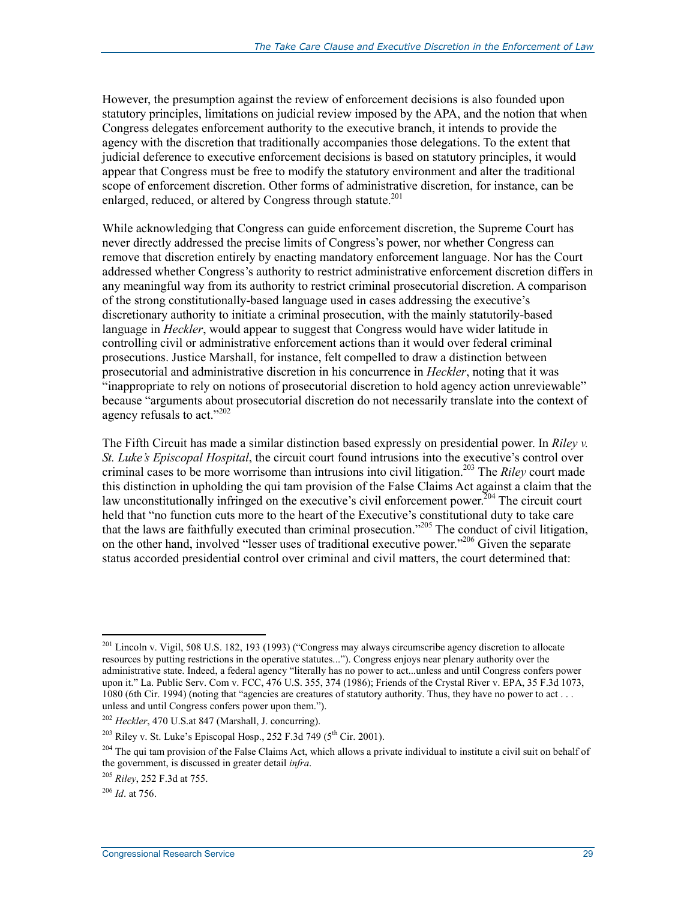However, the presumption against the review of enforcement decisions is also founded upon statutory principles, limitations on judicial review imposed by the APA, and the notion that when Congress delegates enforcement authority to the executive branch, it intends to provide the agency with the discretion that traditionally accompanies those delegations. To the extent that judicial deference to executive enforcement decisions is based on statutory principles, it would appear that Congress must be free to modify the statutory environment and alter the traditional scope of enforcement discretion. Other forms of administrative discretion, for instance, can be enlarged, reduced, or altered by Congress through statute.[201]

While acknowledging that Congress can guide enforcement discretion, the Supreme Court has never directly addressed the precise limits of Congress's power, nor whether Congress can remove that discretion entirely by enacting mandatory enforcement language. Nor has the Court addressed whether Congress's authority to restrict administrative enforcement discretion differs in any meaningful way from its authority to restrict criminal prosecutorial discretion. A comparison of the strong constitutionally-based language used in cases addressing the executive's discretionary authority to initiate a criminal prosecution, with the mainly statutorily-based language in *Heckler*, would appear to suggest that Congress would have wider latitude in controlling civil or administrative enforcement actions than it would over federal criminal prosecutions. Justice Marshall, for instance, felt compelled to draw a distinction between prosecutorial and administrative discretion in his concurrence in *Heckler*, noting that it was "inappropriate to rely on notions of prosecutorial discretion to hold agency action unreviewable" because "arguments about prosecutorial discretion do not necessarily translate into the context of agency refusals to act."[202]

The Fifth Circuit has made a similar distinction based expressly on presidential power. In *Riley v. St. Luke's Episcopal Hospital*, the circuit court found intrusions into the executive's control over criminal cases to be more worrisome than intrusions into civil litigation.[203] The *Riley* court made this distinction in upholding the qui tam provision of the False Claims Act against a claim that the law unconstitutionally infringed on the executive's civil enforcement power.[204] The circuit court held that "no function cuts more to the heart of the Executive's constitutional duty to take care that the laws are faithfully executed than criminal prosecution."[205] The conduct of civil litigation, on the other hand, involved "lesser uses of traditional executive power."[206] Given the separate status accorded presidential control over criminal and civil matters, the court determined that:

---

[201] Lincoln v. Vigil, 508 U.S. 182, 193 (1993) ("Congress may always circumscribe agency discretion to allocate resources by putting restrictions in the operative statutes..."). Congress enjoys near plenary authority over the administrative state. Indeed, a federal agency "literally has no power to act...unless and until Congress confers power upon it." La. Public Serv. Com v. FCC, 476 U.S. 355, 374 (1986); Friends of the Crystal River v. EPA, 35 F.3d 1073, 1080 (6th Cir. 1994) (noting that "agencies are creatures of statutory authority. Thus, they have no power to act . . . unless and until Congress confers power upon them.").

[202] *Heckler*, 470 U.S.at 847 (Marshall, J. concurring).

[203] Riley v. St. Luke's Episcopal Hosp., 252 F.3d 749 (5th Cir. 2001).

[204] The qui tam provision of the False Claims Act, which allows a private individual to institute a civil suit on behalf of the government, is discussed in greater detail *infra*.

[205] *Riley*, 252 F.3d at 755.

[206] *Id*. at 756.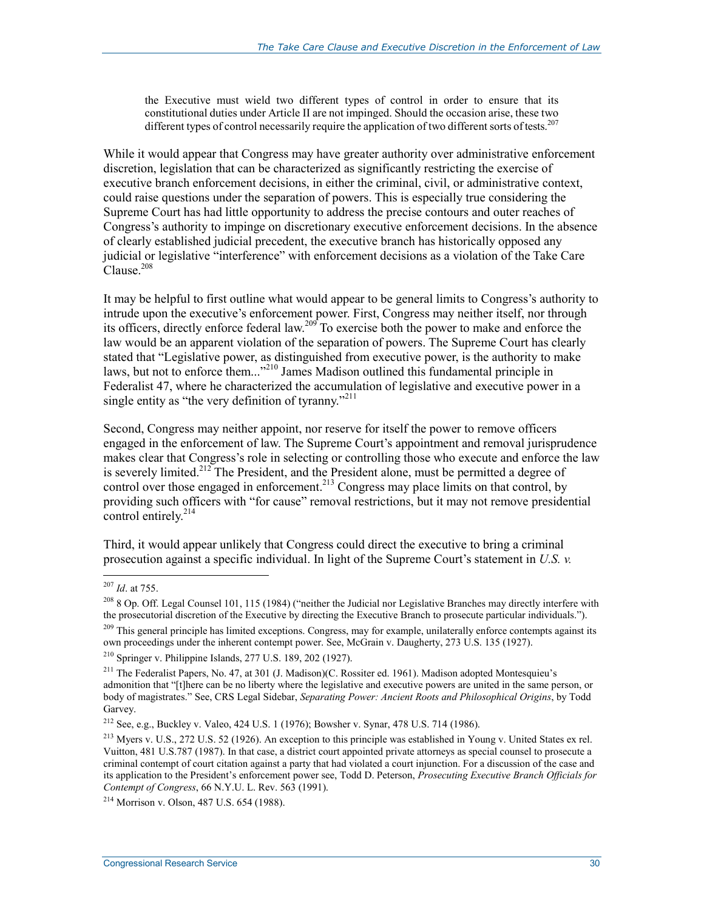> the Executive must wield two different types of control in order to ensure that its constitutional duties under Article II are not impinged. Should the occasion arise, these two different types of control necessarily require the application of two different sorts of tests.[207]

While it would appear that Congress may have greater authority over administrative enforcement discretion, legislation that can be characterized as significantly restricting the exercise of executive branch enforcement decisions, in either the criminal, civil, or administrative context, could raise questions under the separation of powers. This is especially true considering the Supreme Court has had little opportunity to address the precise contours and outer reaches of Congress's authority to impinge on discretionary executive enforcement decisions. In the absence of clearly established judicial precedent, the executive branch has historically opposed any judicial or legislative "interference" with enforcement decisions as a violation of the Take Care Clause.[208]

It may be helpful to first outline what would appear to be general limits to Congress's authority to intrude upon the executive's enforcement power. First, Congress may neither itself, nor through its officers, directly enforce federal law.[209] To exercise both the power to make and enforce the law would be an apparent violation of the separation of powers. The Supreme Court has clearly stated that "Legislative power, as distinguished from executive power, is the authority to make laws, but not to enforce them..."[210] James Madison outlined this fundamental principle in Federalist 47, where he characterized the accumulation of legislative and executive power in a single entity as "the very definition of tyranny."[211]

Second, Congress may neither appoint, nor reserve for itself the power to remove officers engaged in the enforcement of law. The Supreme Court's appointment and removal jurisprudence makes clear that Congress's role in selecting or controlling those who execute and enforce the law is severely limited.[212] The President, and the President alone, must be permitted a degree of control over those engaged in enforcement.[213] Congress may place limits on that control, by providing such officers with "for cause" removal restrictions, but it may not remove presidential control entirely.[214]

Third, it would appear unlikely that Congress could direct the executive to bring a criminal prosecution against a specific individual. In light of the Supreme Court's statement in *U.S. v.*

---

[207] *Id*. at 755.

[208] 8 Op. Off. Legal Counsel 101, 115 (1984) ("neither the Judicial nor Legislative Branches may directly interfere with the prosecutorial discretion of the Executive by directing the Executive Branch to prosecute particular individuals.").

[209] This general principle has limited exceptions. Congress, may for example, unilaterally enforce contempts against its own proceedings under the inherent contempt power. See, McGrain v. Daugherty, 273 U.S. 135 (1927).

[210] Springer v. Philippine Islands, 277 U.S. 189, 202 (1927).

[211] The Federalist Papers, No. 47, at 301 (J. Madison)(C. Rossiter ed. 1961). Madison adopted Montesquieu's admonition that "[t]here can be no liberty where the legislative and executive powers are united in the same person, or body of magistrates." See, CRS Legal Sidebar, *Separating Power: Ancient Roots and Philosophical Origins*, by Todd Garvey.

[212] See, e.g., Buckley v. Valeo, 424 U.S. 1 (1976); Bowsher v. Synar, 478 U.S. 714 (1986).

[213] Myers v. U.S., 272 U.S. 52 (1926). An exception to this principle was established in Young v. United States ex rel. Vuitton, 481 U.S.787 (1987). In that case, a district court appointed private attorneys as special counsel to prosecute a criminal contempt of court citation against a party that had violated a court injunction. For a discussion of the case and its application to the President's enforcement power see, Todd D. Peterson, *Prosecuting Executive Branch Officials for Contempt of Congress*, 66 N.Y.U. L. Rev. 563 (1991).

[214] Morrison v. Olson, 487 U.S. 654 (1988).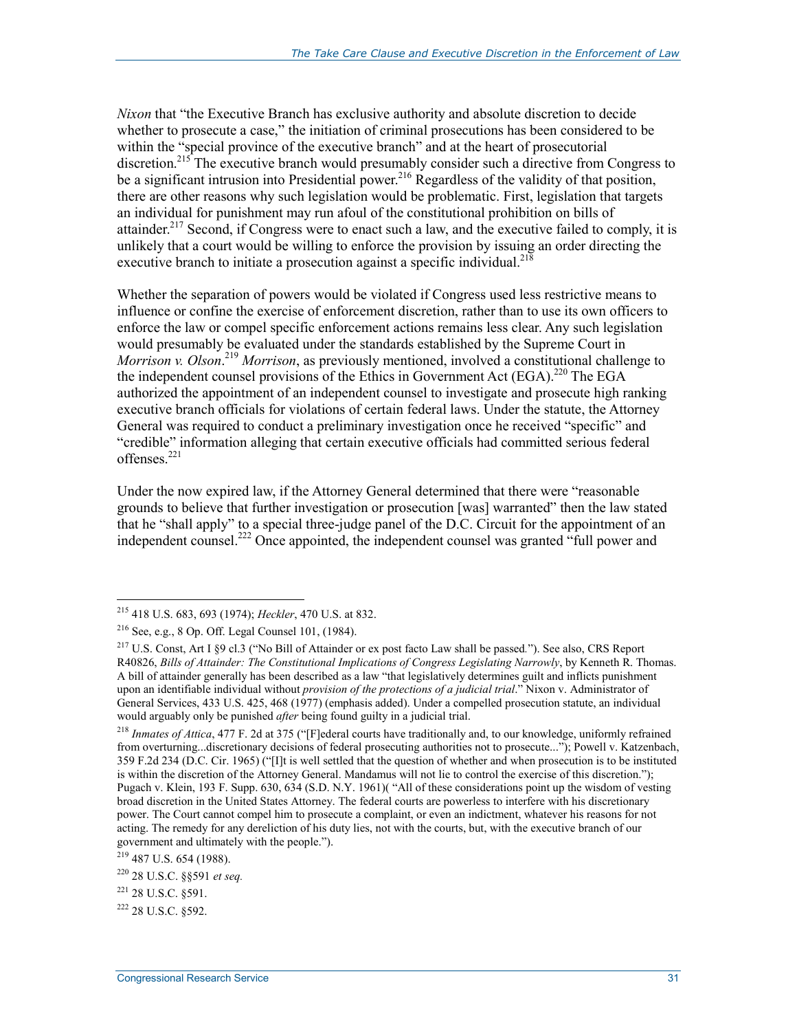*Nixon* that "the Executive Branch has exclusive authority and absolute discretion to decide whether to prosecute a case," the initiation of criminal prosecutions has been considered to be within the "special province of the executive branch" and at the heart of prosecutorial discretion.[215] The executive branch would presumably consider such a directive from Congress to be a significant intrusion into Presidential power.[216] Regardless of the validity of that position, there are other reasons why such legislation would be problematic. First, legislation that targets an individual for punishment may run afoul of the constitutional prohibition on bills of attainder.[217] Second, if Congress were to enact such a law, and the executive failed to comply, it is unlikely that a court would be willing to enforce the provision by issuing an order directing the executive branch to initiate a prosecution against a specific individual.[218]

Whether the separation of powers would be violated if Congress used less restrictive means to influence or confine the exercise of enforcement discretion, rather than to use its own officers to enforce the law or compel specific enforcement actions remains less clear. Any such legislation would presumably be evaluated under the standards established by the Supreme Court in *Morrison v. Olson*.[219] *Morrison*, as previously mentioned, involved a constitutional challenge to the independent counsel provisions of the Ethics in Government Act (EGA).[220] The EGA authorized the appointment of an independent counsel to investigate and prosecute high ranking executive branch officials for violations of certain federal laws. Under the statute, the Attorney General was required to conduct a preliminary investigation once he received "specific" and "credible" information alleging that certain executive officials had committed serious federal offenses.[221]

Under the now expired law, if the Attorney General determined that there were "reasonable grounds to believe that further investigation or prosecution [was] warranted" then the law stated that he "shall apply" to a special three-judge panel of the D.C. Circuit for the appointment of an independent counsel.[222] Once appointed, the independent counsel was granted "full power and

---

[215] 418 U.S. 683, 693 (1974); *Heckler*, 470 U.S. at 832.

[216] See, e.g., 8 Op. Off. Legal Counsel 101, (1984).

[217] U.S. Const, Art I §9 cl.3 ("No Bill of Attainder or ex post facto Law shall be passed."). See also, CRS Report R40826, *Bills of Attainder: The Constitutional Implications of Congress Legislating Narrowly*, by Kenneth R. Thomas. A bill of attainder generally has been described as a law "that legislatively determines guilt and inflicts punishment upon an identifiable individual without *provision of the protections of a judicial trial*." Nixon v. Administrator of General Services, 433 U.S. 425, 468 (1977) (emphasis added). Under a compelled prosecution statute, an individual would arguably only be punished *after* being found guilty in a judicial trial.

[218] *Inmates of Attica*, 477 F. 2d at 375 ("[F]ederal courts have traditionally and, to our knowledge, uniformly refrained from overturning...discretionary decisions of federal prosecuting authorities not to prosecute..."); Powell v. Katzenbach, 359 F.2d 234 (D.C. Cir. 1965) ("[I]t is well settled that the question of whether and when prosecution is to be instituted is within the discretion of the Attorney General. Mandamus will not lie to control the exercise of this discretion."); Pugach v. Klein, 193 F. Supp. 630, 634 (S.D. N.Y. 1961)( "All of these considerations point up the wisdom of vesting broad discretion in the United States Attorney. The federal courts are powerless to interfere with his discretionary power. The Court cannot compel him to prosecute a complaint, or even an indictment, whatever his reasons for not acting. The remedy for any dereliction of his duty lies, not with the courts, but, with the executive branch of our government and ultimately with the people.").

[219] 487 U.S. 654 (1988).

[220] 28 U.S.C. §§591 *et seq.*

[221] 28 U.S.C. §591.

[222] 28 U.S.C. §592.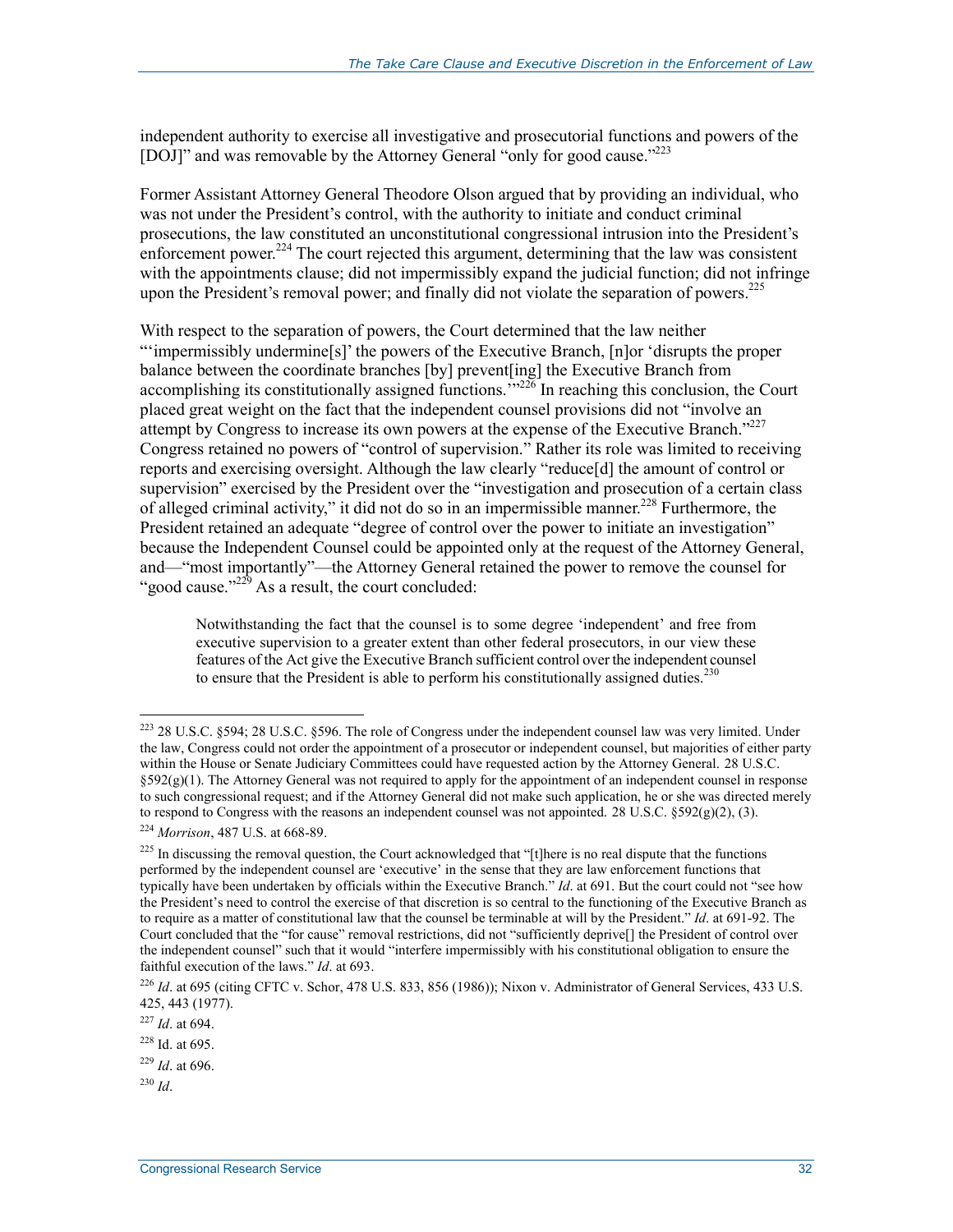independent authority to exercise all investigative and prosecutorial functions and powers of the [DOJ]" and was removable by the Attorney General "only for good cause."[223]

Former Assistant Attorney General Theodore Olson argued that by providing an individual, who was not under the President's control, with the authority to initiate and conduct criminal prosecutions, the law constituted an unconstitutional congressional intrusion into the President's enforcement power.[224] The court rejected this argument, determining that the law was consistent with the appointments clause; did not impermissibly expand the judicial function; did not infringe upon the President's removal power; and finally did not violate the separation of powers.[225]

With respect to the separation of powers, the Court determined that the law neither "'impermissibly undermine[s]' the powers of the Executive Branch, [n]or 'disrupts the proper balance between the coordinate branches [by] prevent[ing] the Executive Branch from accomplishing its constitutionally assigned functions.'"[226] In reaching this conclusion, the Court placed great weight on the fact that the independent counsel provisions did not "involve an attempt by Congress to increase its own powers at the expense of the Executive Branch."[227] Congress retained no powers of "control of supervision." Rather its role was limited to receiving reports and exercising oversight. Although the law clearly "reduce[d] the amount of control or supervision" exercised by the President over the "investigation and prosecution of a certain class of alleged criminal activity," it did not do so in an impermissible manner.[228] Furthermore, the President retained an adequate "degree of control over the power to initiate an investigation" because the Independent Counsel could be appointed only at the request of the Attorney General, and—"most importantly"—the Attorney General retained the power to remove the counsel for "good cause."[229] As a result, the court concluded:

> Notwithstanding the fact that the counsel is to some degree 'independent' and free from executive supervision to a greater extent than other federal prosecutors, in our view these features of the Act give the Executive Branch sufficient control over the independent counsel to ensure that the President is able to perform his constitutionally assigned duties.[230]

---

[223] 28 U.S.C. §594; 28 U.S.C. §596. The role of Congress under the independent counsel law was very limited. Under the law, Congress could not order the appointment of a prosecutor or independent counsel, but majorities of either party within the House or Senate Judiciary Committees could have requested action by the Attorney General. 28 U.S.C. §592(g)(1). The Attorney General was not required to apply for the appointment of an independent counsel in response to such congressional request; and if the Attorney General did not make such application, he or she was directed merely to respond to Congress with the reasons an independent counsel was not appointed. 28 U.S.C. §592(g)(2), (3).

[224] *Morrison*, 487 U.S. at 668-89.

[225] In discussing the removal question, the Court acknowledged that "[t]here is no real dispute that the functions performed by the independent counsel are 'executive' in the sense that they are law enforcement functions that typically have been undertaken by officials within the Executive Branch." *Id*. at 691. But the court could not "see how the President's need to control the exercise of that discretion is so central to the functioning of the Executive Branch as to require as a matter of constitutional law that the counsel be terminable at will by the President." *Id*. at 691-92. The Court concluded that the "for cause" removal restrictions, did not "sufficiently deprive[] the President of control over the independent counsel" such that it would "interfere impermissibly with his constitutional obligation to ensure the faithful execution of the laws." *Id*. at 693.

[226] *Id*. at 695 (citing CFTC v. Schor, 478 U.S. 833, 856 (1986)); Nixon v. Administrator of General Services, 433 U.S. 425, 443 (1977).

[227] *Id*. at 694.

[228] Id. at 695.

[229] *Id*. at 696.

[230] *Id*.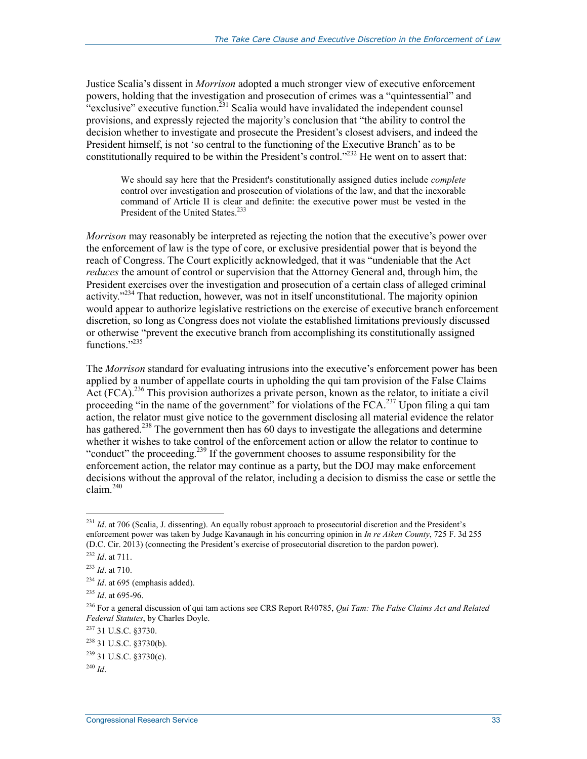Justice Scalia's dissent in *Morrison* adopted a much stronger view of executive enforcement powers, holding that the investigation and prosecution of crimes was a "quintessential" and "exclusive" executive function.[231] Scalia would have invalidated the independent counsel provisions, and expressly rejected the majority's conclusion that "the ability to control the decision whether to investigate and prosecute the President's closest advisers, and indeed the President himself, is not 'so central to the functioning of the Executive Branch' as to be constitutionally required to be within the President's control."[232] He went on to assert that:

> We should say here that the President's constitutionally assigned duties include *complete* control over investigation and prosecution of violations of the law, and that the inexorable command of Article II is clear and definite: the executive power must be vested in the President of the United States.[233]

*Morrison* may reasonably be interpreted as rejecting the notion that the executive's power over the enforcement of law is the type of core, or exclusive presidential power that is beyond the reach of Congress. The Court explicitly acknowledged, that it was "undeniable that the Act *reduces* the amount of control or supervision that the Attorney General and, through him, the President exercises over the investigation and prosecution of a certain class of alleged criminal activity."[234] That reduction, however, was not in itself unconstitutional. The majority opinion would appear to authorize legislative restrictions on the exercise of executive branch enforcement discretion, so long as Congress does not violate the established limitations previously discussed or otherwise "prevent the executive branch from accomplishing its constitutionally assigned functions."[235]

The *Morrison* standard for evaluating intrusions into the executive's enforcement power has been applied by a number of appellate courts in upholding the qui tam provision of the False Claims Act (FCA).[236] This provision authorizes a private person, known as the relator, to initiate a civil proceeding "in the name of the government" for violations of the FCA.[237] Upon filing a qui tam action, the relator must give notice to the government disclosing all material evidence the relator has gathered.[238] The government then has 60 days to investigate the allegations and determine whether it wishes to take control of the enforcement action or allow the relator to continue to "conduct" the proceeding.[239] If the government chooses to assume responsibility for the enforcement action, the relator may continue as a party, but the DOJ may make enforcement decisions without the approval of the relator, including a decision to dismiss the case or settle the claim.[240]

---

[231] *Id*. at 706 (Scalia, J. dissenting). An equally robust approach to prosecutorial discretion and the President's enforcement power was taken by Judge Kavanaugh in his concurring opinion in *In re Aiken County*, 725 F. 3d 255 (D.C. Cir. 2013) (connecting the President's exercise of prosecutorial discretion to the pardon power).

[232] *Id*. at 711.

[233] *Id*. at 710.

[234] *Id*. at 695 (emphasis added).

[235] *Id*. at 695-96.

[236] For a general discussion of qui tam actions see CRS Report R40785, *Qui Tam: The False Claims Act and Related Federal Statutes*, by Charles Doyle.

[237] 31 U.S.C. §3730.

[238] 31 U.S.C. §3730(b).

[239] 31 U.S.C. §3730(c).

[240] *Id*.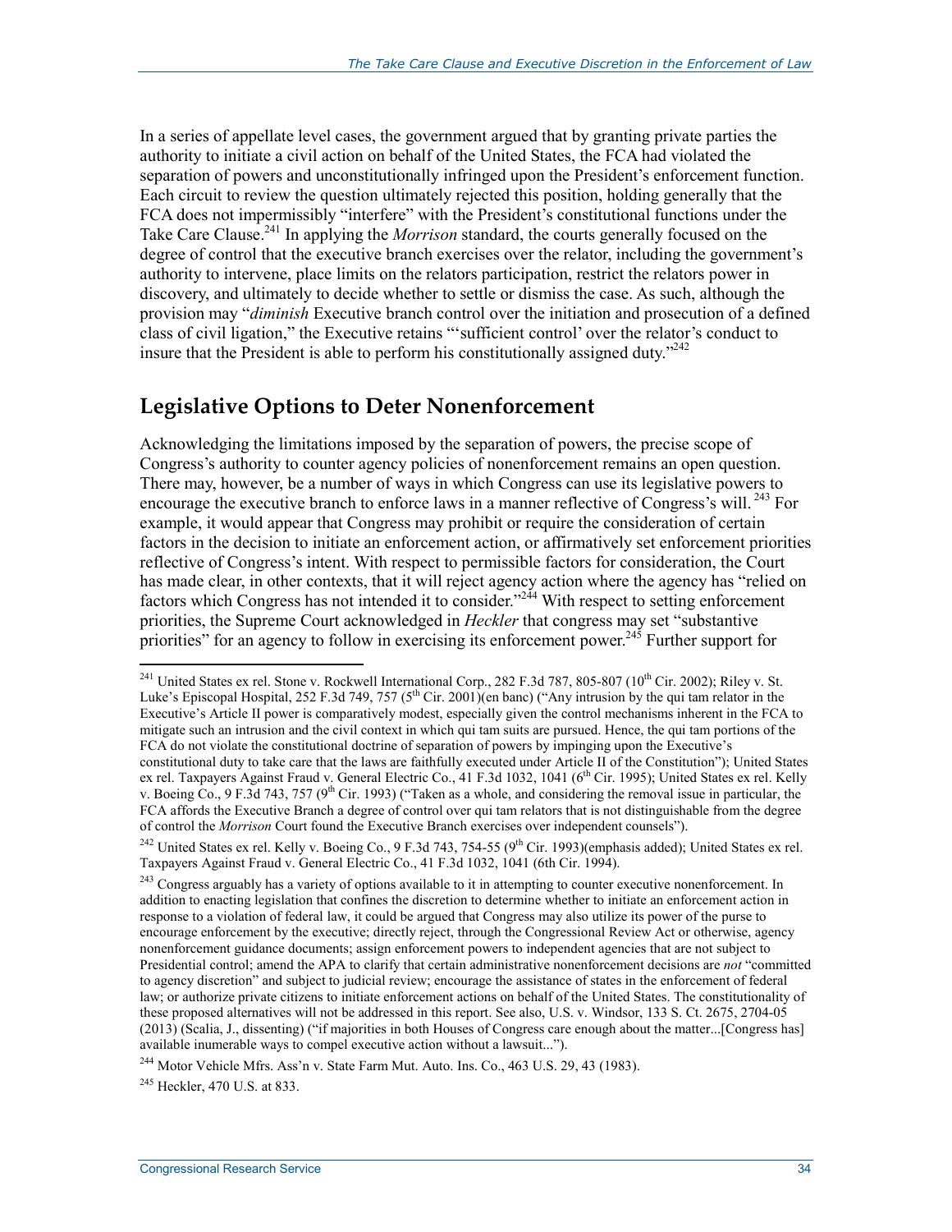In a series of appellate level cases, the government argued that by granting private parties the authority to initiate a civil action on behalf of the United States, the FCA had violated the separation of powers and unconstitutionally infringed upon the President's enforcement function. Each circuit to review the question ultimately rejected this position, holding generally that the FCA does not impermissibly "interfere" with the President's constitutional functions under the Take Care Clause.[241] In applying the *Morrison* standard, the courts generally focused on the degree of control that the executive branch exercises over the relator, including the government's authority to intervene, place limits on the relators participation, restrict the relators power in discovery, and ultimately to decide whether to settle or dismiss the case. As such, although the provision may "*diminish* Executive branch control over the initiation and prosecution of a defined class of civil ligation," the Executive retains "'sufficient control' over the relator's conduct to insure that the President is able to perform his constitutionally assigned duty."[242]

## Legislative Options to Deter Nonenforcement

Acknowledging the limitations imposed by the separation of powers, the precise scope of Congress's authority to counter agency policies of nonenforcement remains an open question. There may, however, be a number of ways in which Congress can use its legislative powers to encourage the executive branch to enforce laws in a manner reflective of Congress's will.[243] For example, it would appear that Congress may prohibit or require the consideration of certain factors in the decision to initiate an enforcement action, or affirmatively set enforcement priorities reflective of Congress's intent. With respect to permissible factors for consideration, the Court has made clear, in other contexts, that it will reject agency action where the agency has "relied on factors which Congress has not intended it to consider."[244] With respect to setting enforcement priorities, the Supreme Court acknowledged in *Heckler* that congress may set "substantive priorities" for an agency to follow in exercising its enforcement power.[245] Further support for

---

[241] United States ex rel. Stone v. Rockwell International Corp., 282 F.3d 787, 805-807 (10th Cir. 2002); Riley v. St. Luke's Episcopal Hospital, 252 F.3d 749, 757 (5th Cir. 2001)(en banc) ("Any intrusion by the qui tam relator in the Executive's Article II power is comparatively modest, especially given the control mechanisms inherent in the FCA to mitigate such an intrusion and the civil context in which qui tam suits are pursued. Hence, the qui tam portions of the FCA do not violate the constitutional doctrine of separation of powers by impinging upon the Executive's constitutional duty to take care that the laws are faithfully executed under Article II of the Constitution"); United States ex rel. Taxpayers Against Fraud v. General Electric Co., 41 F.3d 1032, 1041 (6th Cir. 1995); United States ex rel. Kelly v. Boeing Co., 9 F.3d 743, 757 (9th Cir. 1993) ("Taken as a whole, and considering the removal issue in particular, the FCA affords the Executive Branch a degree of control over qui tam relators that is not distinguishable from the degree of control the *Morrison* Court found the Executive Branch exercises over independent counsels").

[242] United States ex rel. Kelly v. Boeing Co., 9 F.3d 743, 754-55 (9th Cir. 1993)(emphasis added); United States ex rel. Taxpayers Against Fraud v. General Electric Co., 41 F.3d 1032, 1041 (6th Cir. 1994).

[243] Congress arguably has a variety of options available to it in attempting to counter executive nonenforcement. In addition to enacting legislation that confines the discretion to determine whether to initiate an enforcement action in response to a violation of federal law, it could be argued that Congress may also utilize its power of the purse to encourage enforcement by the executive; directly reject, through the Congressional Review Act or otherwise, agency nonenforcement guidance documents; assign enforcement powers to independent agencies that are not subject to Presidential control; amend the APA to clarify that certain administrative nonenforcement decisions are *not* "committed to agency discretion" and subject to judicial review; encourage the assistance of states in the enforcement of federal law; or authorize private citizens to initiate enforcement actions on behalf of the United States. The constitutionality of these proposed alternatives will not be addressed in this report. See also, U.S. v. Windsor, 133 S. Ct. 2675, 2704-05 (2013) (Scalia, J., dissenting) ("if majorities in both Houses of Congress care enough about the matter...[Congress has] available inumerable ways to compel executive action without a lawsuit...").

[244] Motor Vehicle Mfrs. Ass'n v. State Farm Mut. Auto. Ins. Co., 463 U.S. 29, 43 (1983).

[245] Heckler, 470 U.S. at 833.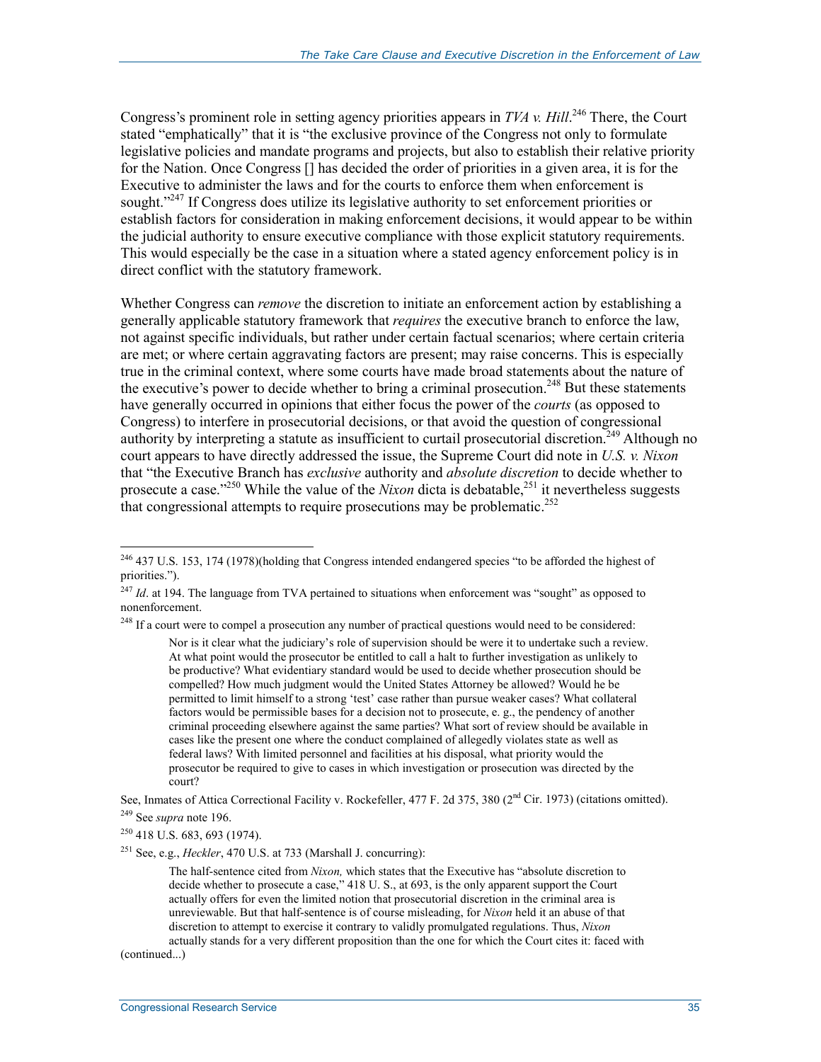Congress's prominent role in setting agency priorities appears in *TVA v. Hill*.[246] There, the Court stated "emphatically" that it is "the exclusive province of the Congress not only to formulate legislative policies and mandate programs and projects, but also to establish their relative priority for the Nation. Once Congress [] has decided the order of priorities in a given area, it is for the Executive to administer the laws and for the courts to enforce them when enforcement is sought."[247] If Congress does utilize its legislative authority to set enforcement priorities or establish factors for consideration in making enforcement decisions, it would appear to be within the judicial authority to ensure executive compliance with those explicit statutory requirements. This would especially be the case in a situation where a stated agency enforcement policy is in direct conflict with the statutory framework.

Whether Congress can *remove* the discretion to initiate an enforcement action by establishing a generally applicable statutory framework that *requires* the executive branch to enforce the law, not against specific individuals, but rather under certain factual scenarios; where certain criteria are met; or where certain aggravating factors are present; may raise concerns. This is especially true in the criminal context, where some courts have made broad statements about the nature of the executive's power to decide whether to bring a criminal prosecution.[248] But these statements have generally occurred in opinions that either focus the power of the *courts* (as opposed to Congress) to interfere in prosecutorial decisions, or that avoid the question of congressional authority by interpreting a statute as insufficient to curtail prosecutorial discretion.[249] Although no court appears to have directly addressed the issue, the Supreme Court did note in *U.S. v. Nixon* that "the Executive Branch has *exclusive* authority and *absolute discretion* to decide whether to prosecute a case."[250] While the value of the *Nixon* dicta is debatable,[251] it nevertheless suggests that congressional attempts to require prosecutions may be problematic.[252]

---

[246] 437 U.S. 153, 174 (1978)(holding that Congress intended endangered species "to be afforded the highest of priorities.").

[247] *Id*. at 194. The language from TVA pertained to situations when enforcement was "sought" as opposed to nonenforcement.

[248] If a court were to compel a prosecution any number of practical questions would need to be considered:

> Nor is it clear what the judiciary's role of supervision should be were it to undertake such a review. At what point would the prosecutor be entitled to call a halt to further investigation as unlikely to be productive? What evidentiary standard would be used to decide whether prosecution should be compelled? How much judgment would the United States Attorney be allowed? Would he be permitted to limit himself to a strong 'test' case rather than pursue weaker cases? What collateral factors would be permissible bases for a decision not to prosecute, e. g., the pendency of another criminal proceeding elsewhere against the same parties? What sort of review should be available in cases like the present one where the conduct complained of allegedly violates state as well as federal laws? With limited personnel and facilities at his disposal, what priority would the prosecutor be required to give to cases in which investigation or prosecution was directed by the court?

See, Inmates of Attica Correctional Facility v. Rockefeller, 477 F. 2d 375, 380 (2nd Cir. 1973) (citations omitted).

[249] See *supra* note 196.

[250] 418 U.S. 683, 693 (1974).

[251] See, e.g., *Heckler*, 470 U.S. at 733 (Marshall J. concurring):

> The half-sentence cited from *Nixon,* which states that the Executive has "absolute discretion to decide whether to prosecute a case," 418 U. S., at 693, is the only apparent support the Court actually offers for even the limited notion that prosecutorial discretion in the criminal area is unreviewable. But that half-sentence is of course misleading, for *Nixon* held it an abuse of that discretion to attempt to exercise it contrary to validly promulgated regulations. Thus, *Nixon* actually stands for a very different proposition than the one for which the Court cites it: faced with

(continued...)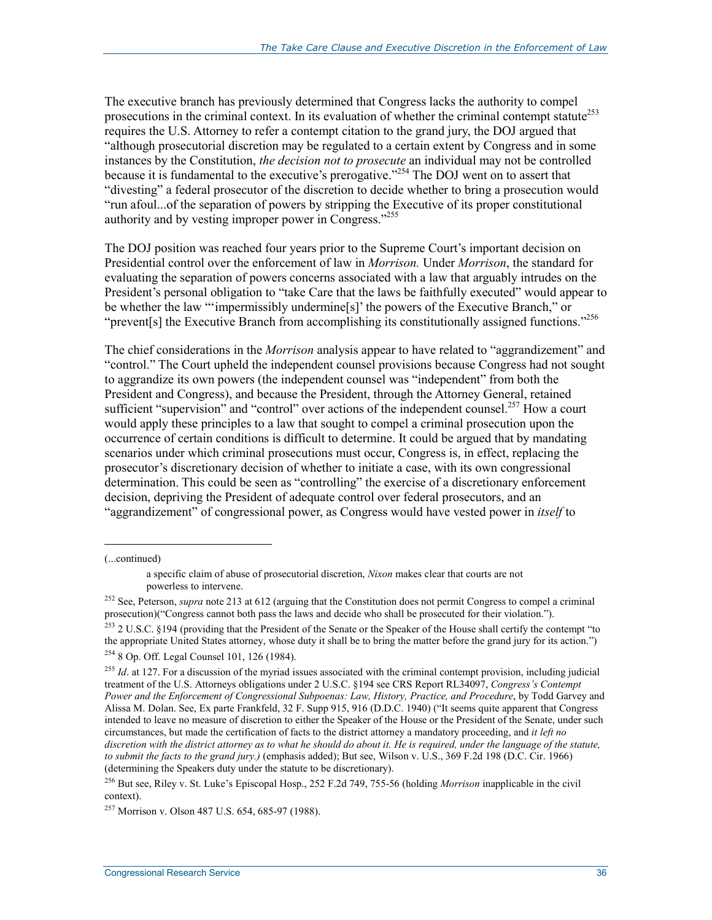The executive branch has previously determined that Congress lacks the authority to compel prosecutions in the criminal context. In its evaluation of whether the criminal contempt statute[253] requires the U.S. Attorney to refer a contempt citation to the grand jury, the DOJ argued that "although prosecutorial discretion may be regulated to a certain extent by Congress and in some instances by the Constitution, *the decision not to prosecute* an individual may not be controlled because it is fundamental to the executive's prerogative."[254] The DOJ went on to assert that "divesting" a federal prosecutor of the discretion to decide whether to bring a prosecution would "run afoul...of the separation of powers by stripping the Executive of its proper constitutional authority and by vesting improper power in Congress."[255]

The DOJ position was reached four years prior to the Supreme Court's important decision on Presidential control over the enforcement of law in *Morrison.* Under *Morrison*, the standard for evaluating the separation of powers concerns associated with a law that arguably intrudes on the President's personal obligation to "take Care that the laws be faithfully executed" would appear to be whether the law "'impermissibly undermine[s]' the powers of the Executive Branch," or "prevent[s] the Executive Branch from accomplishing its constitutionally assigned functions."[256]

The chief considerations in the *Morrison* analysis appear to have related to "aggrandizement" and "control." The Court upheld the independent counsel provisions because Congress had not sought to aggrandize its own powers (the independent counsel was "independent" from both the President and Congress), and because the President, through the Attorney General, retained sufficient "supervision" and "control" over actions of the independent counsel.[257] How a court would apply these principles to a law that sought to compel a criminal prosecution upon the occurrence of certain conditions is difficult to determine. It could be argued that by mandating scenarios under which criminal prosecutions must occur, Congress is, in effect, replacing the prosecutor's discretionary decision of whether to initiate a case, with its own congressional determination. This could be seen as "controlling" the exercise of a discretionary enforcement decision, depriving the President of adequate control over federal prosecutors, and an "aggrandizement" of congressional power, as Congress would have vested power in *itself* to

---

(...continued)

a specific claim of abuse of prosecutorial discretion, *Nixon* makes clear that courts are not powerless to intervene.

[252] See, Peterson, *supra* note 213 at 612 (arguing that the Constitution does not permit Congress to compel a criminal prosecution)("Congress cannot both pass the laws and decide who shall be prosecuted for their violation.").

[253] 2 U.S.C. §194 (providing that the President of the Senate or the Speaker of the House shall certify the contempt "to the appropriate United States attorney, whose duty it shall be to bring the matter before the grand jury for its action.")

[254] 8 Op. Off. Legal Counsel 101, 126 (1984).

[255] *Id*. at 127. For a discussion of the myriad issues associated with the criminal contempt provision, including judicial treatment of the U.S. Attorneys obligations under 2 U.S.C. §194 see CRS Report RL34097, *Congress's Contempt Power and the Enforcement of Congressional Subpoenas: Law, History, Practice, and Procedure*, by Todd Garvey and Alissa M. Dolan. See, Ex parte Frankfeld, 32 F. Supp 915, 916 (D.D.C. 1940) ("It seems quite apparent that Congress intended to leave no measure of discretion to either the Speaker of the House or the President of the Senate, under such circumstances, but made the certification of facts to the district attorney a mandatory proceeding, and *it left no discretion with the district attorney as to what he should do about it. He is required, under the language of the statute, to submit the facts to the grand jury.)* (emphasis added); But see, Wilson v. U.S., 369 F.2d 198 (D.C. Cir. 1966) (determining the Speakers duty under the statute to be discretionary).

[256] But see, Riley v. St. Luke's Episcopal Hosp., 252 F.2d 749, 755-56 (holding *Morrison* inapplicable in the civil context).

[257] Morrison v. Olson 487 U.S. 654, 685-97 (1988).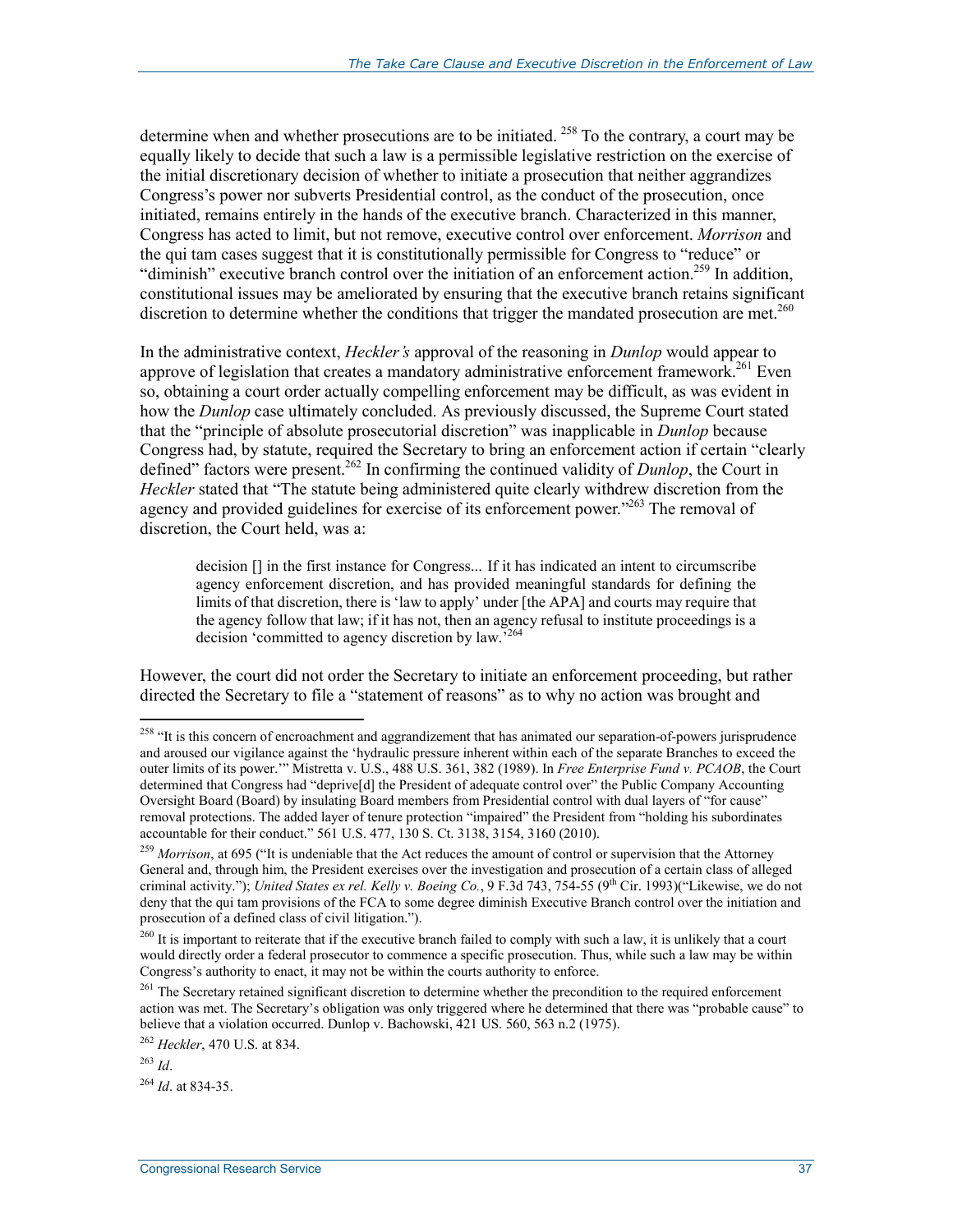determine when and whether prosecutions are to be initiated. [258] To the contrary, a court may be equally likely to decide that such a law is a permissible legislative restriction on the exercise of the initial discretionary decision of whether to initiate a prosecution that neither aggrandizes Congress's power nor subverts Presidential control, as the conduct of the prosecution, once initiated, remains entirely in the hands of the executive branch. Characterized in this manner, Congress has acted to limit, but not remove, executive control over enforcement. *Morrison* and the qui tam cases suggest that it is constitutionally permissible for Congress to "reduce" or "diminish" executive branch control over the initiation of an enforcement action.[259] In addition, constitutional issues may be ameliorated by ensuring that the executive branch retains significant discretion to determine whether the conditions that trigger the mandated prosecution are met.[260]

In the administrative context, *Heckler's* approval of the reasoning in *Dunlop* would appear to approve of legislation that creates a mandatory administrative enforcement framework.[261] Even so, obtaining a court order actually compelling enforcement may be difficult, as was evident in how the *Dunlop* case ultimately concluded. As previously discussed, the Supreme Court stated that the "principle of absolute prosecutorial discretion" was inapplicable in *Dunlop* because Congress had, by statute, required the Secretary to bring an enforcement action if certain "clearly defined" factors were present.[262] In confirming the continued validity of *Dunlop*, the Court in *Heckler* stated that "The statute being administered quite clearly withdrew discretion from the agency and provided guidelines for exercise of its enforcement power."[263] The removal of discretion, the Court held, was a:

> decision [] in the first instance for Congress... If it has indicated an intent to circumscribe agency enforcement discretion, and has provided meaningful standards for defining the limits of that discretion, there is 'law to apply' under [the APA] and courts may require that the agency follow that law; if it has not, then an agency refusal to institute proceedings is a decision 'committed to agency discretion by law.'[264]

However, the court did not order the Secretary to initiate an enforcement proceeding, but rather directed the Secretary to file a "statement of reasons" as to why no action was brought and

---

[258] "It is this concern of encroachment and aggrandizement that has animated our separation-of-powers jurisprudence and aroused our vigilance against the 'hydraulic pressure inherent within each of the separate Branches to exceed the outer limits of its power.'" Mistretta v. U.S., 488 U.S. 361, 382 (1989). In *Free Enterprise Fund v. PCAOB*, the Court determined that Congress had "deprive[d] the President of adequate control over" the Public Company Accounting Oversight Board (Board) by insulating Board members from Presidential control with dual layers of "for cause" removal protections. The added layer of tenure protection "impaired" the President from "holding his subordinates accountable for their conduct." 561 U.S. 477, 130 S. Ct. 3138, 3154, 3160 (2010).

[259] *Morrison*, at 695 ("It is undeniable that the Act reduces the amount of control or supervision that the Attorney General and, through him, the President exercises over the investigation and prosecution of a certain class of alleged criminal activity."); *United States ex rel. Kelly v. Boeing Co.*, 9 F.3d 743, 754-55 (9th Cir. 1993)("Likewise, we do not deny that the qui tam provisions of the FCA to some degree diminish Executive Branch control over the initiation and prosecution of a defined class of civil litigation.").

[260] It is important to reiterate that if the executive branch failed to comply with such a law, it is unlikely that a court would directly order a federal prosecutor to commence a specific prosecution. Thus, while such a law may be within Congress's authority to enact, it may not be within the courts authority to enforce.

[261] The Secretary retained significant discretion to determine whether the precondition to the required enforcement action was met. The Secretary's obligation was only triggered where he determined that there was "probable cause" to believe that a violation occurred. Dunlop v. Bachowski, 421 US. 560, 563 n.2 (1975).

[262] *Heckler*, 470 U.S. at 834.

[263] *Id*.

[264] *Id*. at 834-35.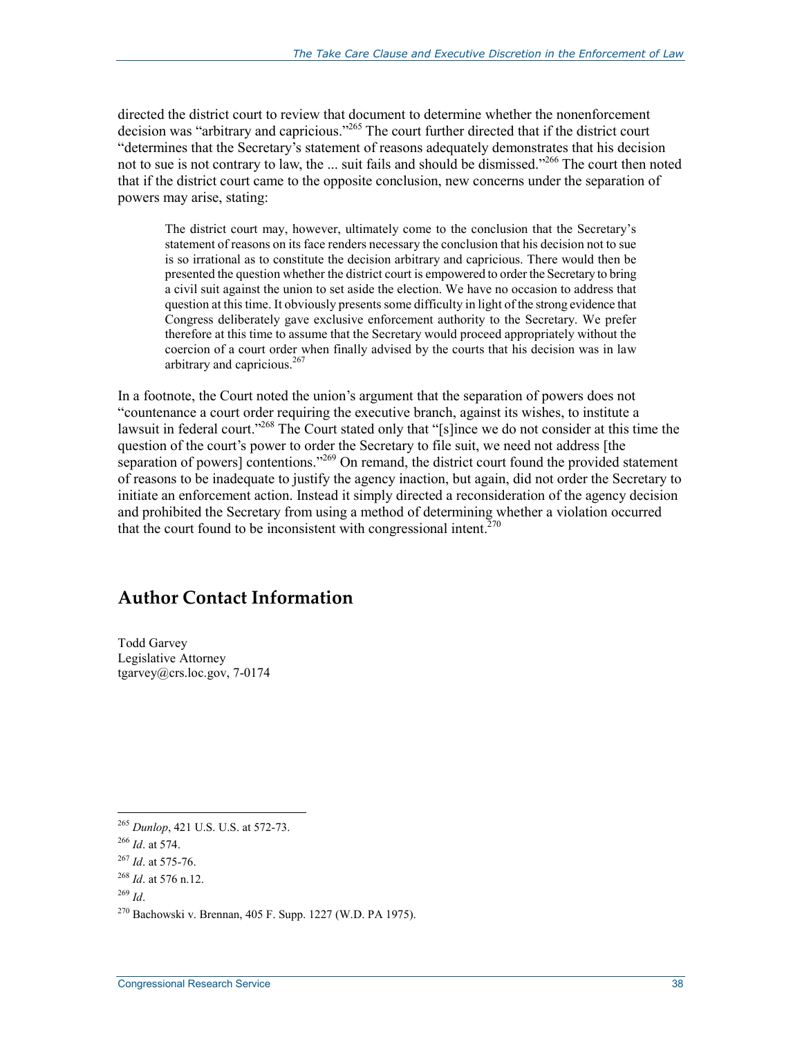directed the district court to review that document to determine whether the nonenforcement decision was "arbitrary and capricious."[265] The court further directed that if the district court "determines that the Secretary's statement of reasons adequately demonstrates that his decision not to sue is not contrary to law, the ... suit fails and should be dismissed."[266] The court then noted that if the district court came to the opposite conclusion, new concerns under the separation of powers may arise, stating:

> The district court may, however, ultimately come to the conclusion that the Secretary's statement of reasons on its face renders necessary the conclusion that his decision not to sue is so irrational as to constitute the decision arbitrary and capricious. There would then be presented the question whether the district court is empowered to order the Secretary to bring a civil suit against the union to set aside the election. We have no occasion to address that question at this time. It obviously presents some difficulty in light of the strong evidence that Congress deliberately gave exclusive enforcement authority to the Secretary. We prefer therefore at this time to assume that the Secretary would proceed appropriately without the coercion of a court order when finally advised by the courts that his decision was in law arbitrary and capricious.[267]

In a footnote, the Court noted the union's argument that the separation of powers does not "countenance a court order requiring the executive branch, against its wishes, to institute a lawsuit in federal court."[268] The Court stated only that "[s]ince we do not consider at this time the question of the court's power to order the Secretary to file suit, we need not address [the separation of powers] contentions."[269] On remand, the district court found the provided statement of reasons to be inadequate to justify the agency inaction, but again, did not order the Secretary to initiate an enforcement action. Instead it simply directed a reconsideration of the agency decision and prohibited the Secretary from using a method of determining whether a violation occurred that the court found to be inconsistent with congressional intent.[270]

## Author Contact Information

Todd Garvey
Legislative Attorney
tgarvey@crs.loc.gov, 7-0174

---

[265] *Dunlop*, 421 U.S. U.S. at 572-73.

[266] *Id*. at 574.

[267] *Id*. at 575-76.

[268] *Id*. at 576 n.12.

[269] *Id*.

[270] Bachowski v. Brennan, 405 F. Supp. 1227 (W.D. PA 1975).